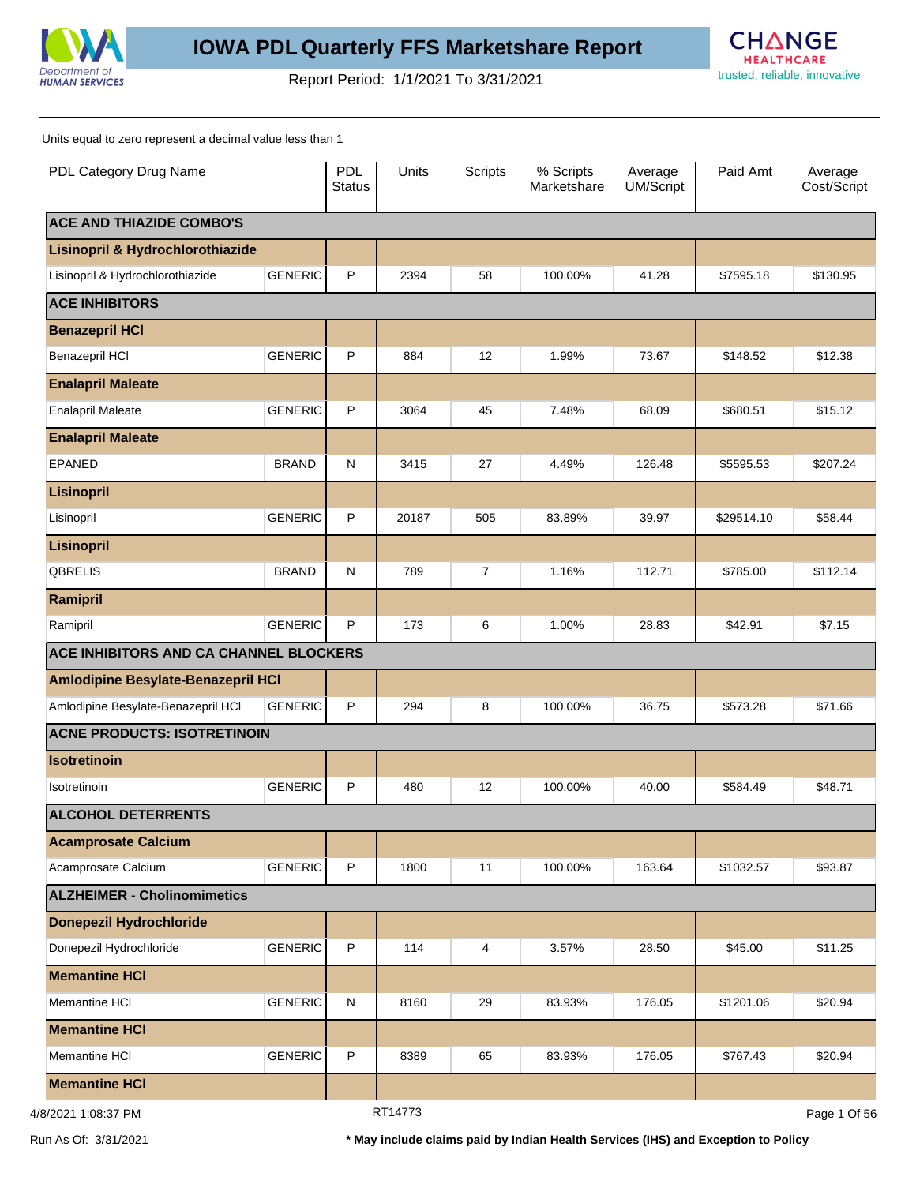# IOWA PDL Quarterly FFS Marketshare Report

Report Period: 1/1/2021 To 3/31/2021

Units equal to zero represent a decimal value less than 1

| PDL Category Drug Name | | PDL Status | Units | Scripts | % Scripts Marketshare | Average UM/Script | Paid Amt | Average Cost/Script |
|---|---|---|---|---|---|---|---|---|
| **ACE AND THIAZIDE COMBO'S** | | | | | | | | |
| **Lisinopril & Hydrochlorothiazide** | | | | | | | | |
| Lisinopril & Hydrochlorothiazide | GENERIC | P | 2394 | 58 | 100.00% | 41.28 | $7595.18 | $130.95 |
| **ACE INHIBITORS** | | | | | | | | |
| **Benazepril HCl** | | | | | | | | |
| Benazepril HCl | GENERIC | P | 884 | 12 | 1.99% | 73.67 | $148.52 | $12.38 |
| **Enalapril Maleate** | | | | | | | | |
| Enalapril Maleate | GENERIC | P | 3064 | 45 | 7.48% | 68.09 | $680.51 | $15.12 |
| **Enalapril Maleate** | | | | | | | | |
| EPANED | BRAND | N | 3415 | 27 | 4.49% | 126.48 | $5595.53 | $207.24 |
| **Lisinopril** | | | | | | | | |
| Lisinopril | GENERIC | P | 20187 | 505 | 83.89% | 39.97 | $29514.10 | $58.44 |
| **Lisinopril** | | | | | | | | |
| QBRELIS | BRAND | N | 789 | 7 | 1.16% | 112.71 | $785.00 | $112.14 |
| **Ramipril** | | | | | | | | |
| Ramipril | GENERIC | P | 173 | 6 | 1.00% | 28.83 | $42.91 | $7.15 |
| **ACE INHIBITORS AND CA CHANNEL BLOCKERS** | | | | | | | | |
| **Amlodipine Besylate-Benazepril HCl** | | | | | | | | |
| Amlodipine Besylate-Benazepril HCl | GENERIC | P | 294 | 8 | 100.00% | 36.75 | $573.28 | $71.66 |
| **ACNE PRODUCTS: ISOTRETINOIN** | | | | | | | | |
| **Isotretinoin** | | | | | | | | |
| Isotretinoin | GENERIC | P | 480 | 12 | 100.00% | 40.00 | $584.49 | $48.71 |
| **ALCOHOL DETERRENTS** | | | | | | | | |
| **Acamprosate Calcium** | | | | | | | | |
| Acamprosate Calcium | GENERIC | P | 1800 | 11 | 100.00% | 163.64 | $1032.57 | $93.87 |
| **ALZHEIMER - Cholinomimetics** | | | | | | | | |
| **Donepezil Hydrochloride** | | | | | | | | |
| Donepezil Hydrochloride | GENERIC | P | 114 | 4 | 3.57% | 28.50 | $45.00 | $11.25 |
| **Memantine HCl** | | | | | | | | |
| Memantine HCl | GENERIC | N | 8160 | 29 | 83.93% | 176.05 | $1201.06 | $20.94 |
| **Memantine HCl** | | | | | | | | |
| Memantine HCl | GENERIC | P | 8389 | 65 | 83.93% | 176.05 | $767.43 | $20.94 |
| **Memantine HCl** | | | | | | | | |

4/8/2021 1:08:37 PM — RT14773

Run As Of: 3/31/2021 — * May include claims paid by Indian Health Services (IHS) and Exception to Policy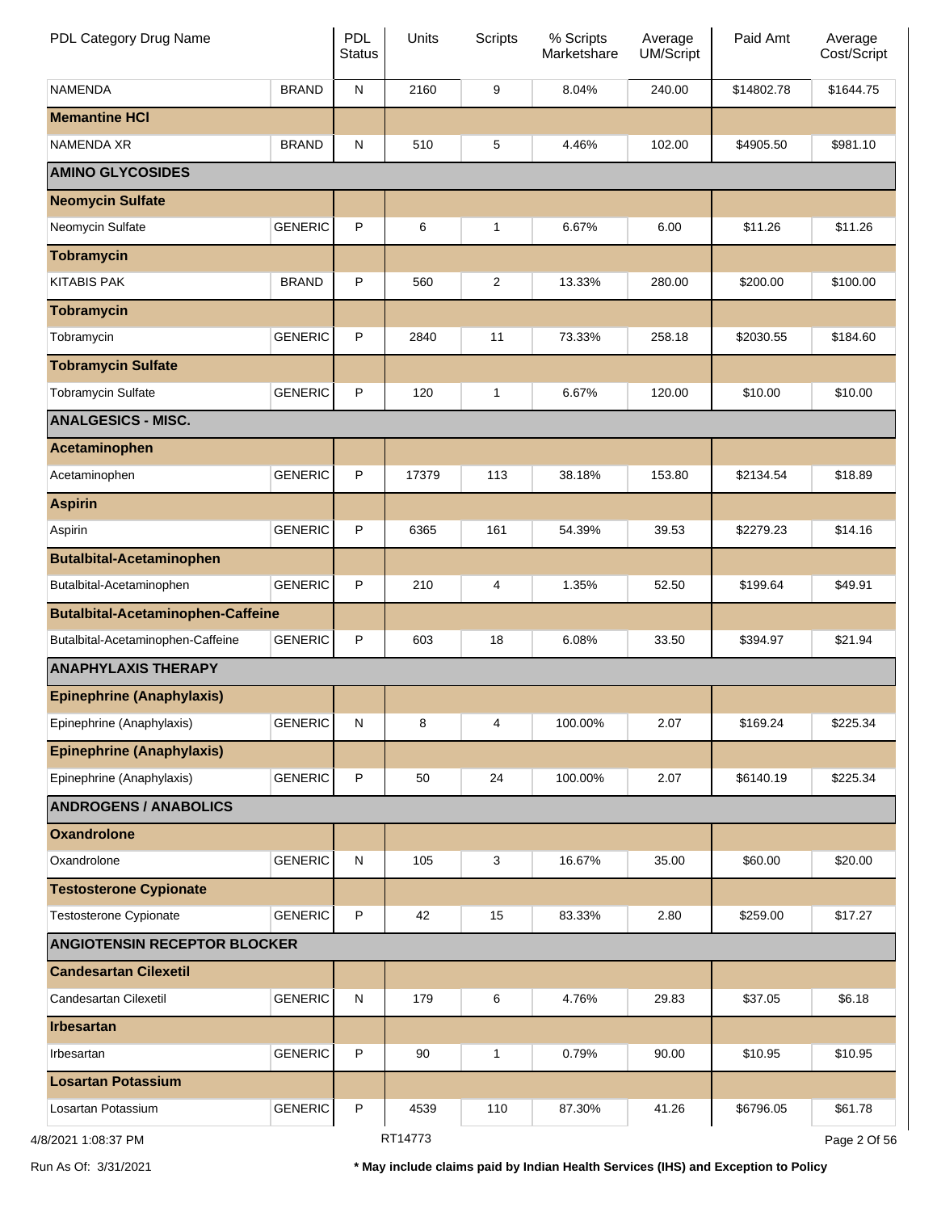| PDL Category Drug Name | | PDL Status | Units | Scripts | % Scripts Marketshare | Average UM/Script | Paid Amt | Average Cost/Script |
|---|---|---|---|---|---|---|---|---|
| NAMENDA | BRAND | N | 2160 | 9 | 8.04% | 240.00 | $14802.78 | $1644.75 |
| **Memantine HCl** | | | | | | | | |
| NAMENDA XR | BRAND | N | 510 | 5 | 4.46% | 102.00 | $4905.50 | $981.10 |
| **AMINO GLYCOSIDES** | | | | | | | | |
| **Neomycin Sulfate** | | | | | | | | |
| Neomycin Sulfate | GENERIC | P | 6 | 1 | 6.67% | 6.00 | $11.26 | $11.26 |
| **Tobramycin** | | | | | | | | |
| KITABIS PAK | BRAND | P | 560 | 2 | 13.33% | 280.00 | $200.00 | $100.00 |
| **Tobramycin** | | | | | | | | |
| Tobramycin | GENERIC | P | 2840 | 11 | 73.33% | 258.18 | $2030.55 | $184.60 |
| **Tobramycin Sulfate** | | | | | | | | |
| Tobramycin Sulfate | GENERIC | P | 120 | 1 | 6.67% | 120.00 | $10.00 | $10.00 |
| **ANALGESICS - MISC.** | | | | | | | | |
| **Acetaminophen** | | | | | | | | |
| Acetaminophen | GENERIC | P | 17379 | 113 | 38.18% | 153.80 | $2134.54 | $18.89 |
| **Aspirin** | | | | | | | | |
| Aspirin | GENERIC | P | 6365 | 161 | 54.39% | 39.53 | $2279.23 | $14.16 |
| **Butalbital-Acetaminophen** | | | | | | | | |
| Butalbital-Acetaminophen | GENERIC | P | 210 | 4 | 1.35% | 52.50 | $199.64 | $49.91 |
| **Butalbital-Acetaminophen-Caffeine** | | | | | | | | |
| Butalbital-Acetaminophen-Caffeine | GENERIC | P | 603 | 18 | 6.08% | 33.50 | $394.97 | $21.94 |
| **ANAPHYLAXIS THERAPY** | | | | | | | | |
| **Epinephrine (Anaphylaxis)** | | | | | | | | |
| Epinephrine (Anaphylaxis) | GENERIC | N | 8 | 4 | 100.00% | 2.07 | $169.24 | $225.34 |
| **Epinephrine (Anaphylaxis)** | | | | | | | | |
| Epinephrine (Anaphylaxis) | GENERIC | P | 50 | 24 | 100.00% | 2.07 | $6140.19 | $225.34 |
| **ANDROGENS / ANABOLICS** | | | | | | | | |
| **Oxandrolone** | | | | | | | | |
| Oxandrolone | GENERIC | N | 105 | 3 | 16.67% | 35.00 | $60.00 | $20.00 |
| **Testosterone Cypionate** | | | | | | | | |
| Testosterone Cypionate | GENERIC | P | 42 | 15 | 83.33% | 2.80 | $259.00 | $17.27 |
| **ANGIOTENSIN RECEPTOR BLOCKER** | | | | | | | | |
| **Candesartan Cilexetil** | | | | | | | | |
| Candesartan Cilexetil | GENERIC | N | 179 | 6 | 4.76% | 29.83 | $37.05 | $6.18 |
| **Irbesartan** | | | | | | | | |
| Irbesartan | GENERIC | P | 90 | 1 | 0.79% | 90.00 | $10.95 | $10.95 |
| **Losartan Potassium** | | | | | | | | |
| Losartan Potassium | GENERIC | P | 4539 | 110 | 87.30% | 41.26 | $6796.05 | $61.78 |

4/8/2021 1:08:37 PM RT14773

Run As Of: 3/31/2021

**\* May include claims paid by Indian Health Services (IHS) and Exception to Policy**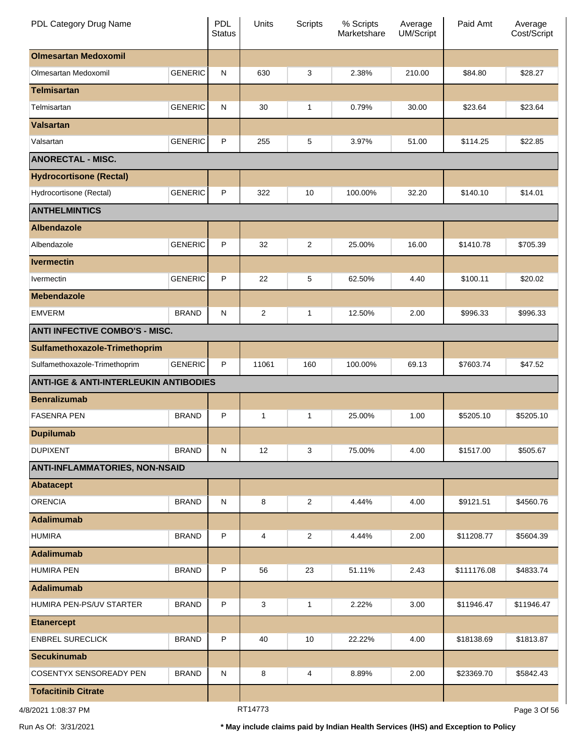| PDL Category Drug Name | | PDL Status | Units | Scripts | % Scripts Marketshare | Average UM/Script | Paid Amt | Average Cost/Script |
|---|---|---|---|---|---|---|---|---|
| **Olmesartan Medoxomil** | | | | | | | | |
| Olmesartan Medoxomil | GENERIC | N | 630 | 3 | 2.38% | 210.00 | $84.80 | $28.27 |
| **Telmisartan** | | | | | | | | |
| Telmisartan | GENERIC | N | 30 | 1 | 0.79% | 30.00 | $23.64 | $23.64 |
| **Valsartan** | | | | | | | | |
| Valsartan | GENERIC | P | 255 | 5 | 3.97% | 51.00 | $114.25 | $22.85 |
| **ANORECTAL - MISC.** | | | | | | | | |
| **Hydrocortisone (Rectal)** | | | | | | | | |
| Hydrocortisone (Rectal) | GENERIC | P | 322 | 10 | 100.00% | 32.20 | $140.10 | $14.01 |
| **ANTHELMINTICS** | | | | | | | | |
| **Albendazole** | | | | | | | | |
| Albendazole | GENERIC | P | 32 | 2 | 25.00% | 16.00 | $1410.78 | $705.39 |
| **Ivermectin** | | | | | | | | |
| Ivermectin | GENERIC | P | 22 | 5 | 62.50% | 4.40 | $100.11 | $20.02 |
| **Mebendazole** | | | | | | | | |
| EMVERM | BRAND | N | 2 | 1 | 12.50% | 2.00 | $996.33 | $996.33 |
| **ANTI INFECTIVE COMBO'S - MISC.** | | | | | | | | |
| **Sulfamethoxazole-Trimethoprim** | | | | | | | | |
| Sulfamethoxazole-Trimethoprim | GENERIC | P | 11061 | 160 | 100.00% | 69.13 | $7603.74 | $47.52 |
| **ANTI-IGE & ANTI-INTERLEUKIN ANTIBODIES** | | | | | | | | |
| **Benralizumab** | | | | | | | | |
| FASENRA PEN | BRAND | P | 1 | 1 | 25.00% | 1.00 | $5205.10 | $5205.10 |
| **Dupilumab** | | | | | | | | |
| DUPIXENT | BRAND | N | 12 | 3 | 75.00% | 4.00 | $1517.00 | $505.67 |
| **ANTI-INFLAMMATORIES, NON-NSAID** | | | | | | | | |
| **Abatacept** | | | | | | | | |
| ORENCIA | BRAND | N | 8 | 2 | 4.44% | 4.00 | $9121.51 | $4560.76 |
| **Adalimumab** | | | | | | | | |
| HUMIRA | BRAND | P | 4 | 2 | 4.44% | 2.00 | $11208.77 | $5604.39 |
| **Adalimumab** | | | | | | | | |
| HUMIRA PEN | BRAND | P | 56 | 23 | 51.11% | 2.43 | $111176.08 | $4833.74 |
| **Adalimumab** | | | | | | | | |
| HUMIRA PEN-PS/UV STARTER | BRAND | P | 3 | 1 | 2.22% | 3.00 | $11946.47 | $11946.47 |
| **Etanercept** | | | | | | | | |
| ENBREL SURECLICK | BRAND | P | 40 | 10 | 22.22% | 4.00 | $18138.69 | $1813.87 |
| **Secukinumab** | | | | | | | | |
| COSENTYX SENSOREADY PEN | BRAND | N | 8 | 4 | 8.89% | 2.00 | $23369.70 | $5842.43 |
| **Tofacitinib Citrate** | | | | | | | | |

4/8/2021 1:08:37 PM RT14773

Run As Of: 3/31/2021 **\* May include claims paid by Indian Health Services (IHS) and Exception to Policy**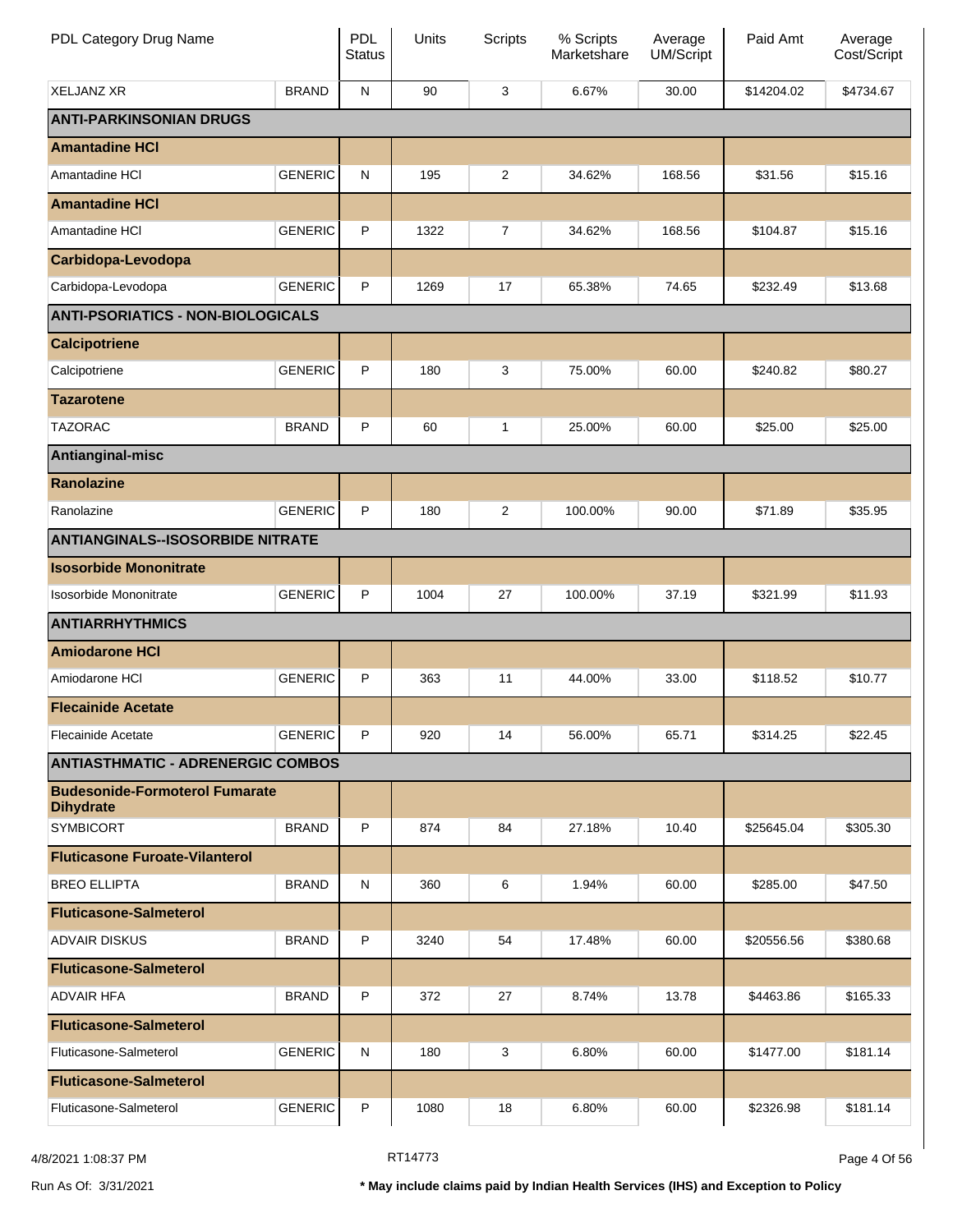| PDL Category Drug Name | | PDL Status | Units | Scripts | % Scripts Marketshare | Average UM/Script | Paid Amt | Average Cost/Script |
|---|---|---|---|---|---|---|---|---|
| XELJANZ XR | BRAND | N | 90 | 3 | 6.67% | 30.00 | $14204.02 | $4734.67 |
| **ANTI-PARKINSONIAN DRUGS** | | | | | | | | |
| **Amantadine HCl** | | | | | | | | |
| Amantadine HCl | GENERIC | N | 195 | 2 | 34.62% | 168.56 | $31.56 | $15.16 |
| **Amantadine HCl** | | | | | | | | |
| Amantadine HCl | GENERIC | P | 1322 | 7 | 34.62% | 168.56 | $104.87 | $15.16 |
| **Carbidopa-Levodopa** | | | | | | | | |
| Carbidopa-Levodopa | GENERIC | P | 1269 | 17 | 65.38% | 74.65 | $232.49 | $13.68 |
| **ANTI-PSORIATICS - NON-BIOLOGICALS** | | | | | | | | |
| **Calcipotriene** | | | | | | | | |
| Calcipotriene | GENERIC | P | 180 | 3 | 75.00% | 60.00 | $240.82 | $80.27 |
| **Tazarotene** | | | | | | | | |
| TAZORAC | BRAND | P | 60 | 1 | 25.00% | 60.00 | $25.00 | $25.00 |
| **Antianginal-misc** | | | | | | | | |
| **Ranolazine** | | | | | | | | |
| Ranolazine | GENERIC | P | 180 | 2 | 100.00% | 90.00 | $71.89 | $35.95 |
| **ANTIANGINALS--ISOSORBIDE NITRATE** | | | | | | | | |
| **Isosorbide Mononitrate** | | | | | | | | |
| Isosorbide Mononitrate | GENERIC | P | 1004 | 27 | 100.00% | 37.19 | $321.99 | $11.93 |
| **ANTIARRHYTHMICS** | | | | | | | | |
| **Amiodarone HCl** | | | | | | | | |
| Amiodarone HCl | GENERIC | P | 363 | 11 | 44.00% | 33.00 | $118.52 | $10.77 |
| **Flecainide Acetate** | | | | | | | | |
| Flecainide Acetate | GENERIC | P | 920 | 14 | 56.00% | 65.71 | $314.25 | $22.45 |
| **ANTIASTHMATIC - ADRENERGIC COMBOS** | | | | | | | | |
| **Budesonide-Formoterol Fumarate Dihydrate** | | | | | | | | |
| SYMBICORT | BRAND | P | 874 | 84 | 27.18% | 10.40 | $25645.04 | $305.30 |
| **Fluticasone Furoate-Vilanterol** | | | | | | | | |
| BREO ELLIPTA | BRAND | N | 360 | 6 | 1.94% | 60.00 | $285.00 | $47.50 |
| **Fluticasone-Salmeterol** | | | | | | | | |
| ADVAIR DISKUS | BRAND | P | 3240 | 54 | 17.48% | 60.00 | $20556.56 | $380.68 |
| **Fluticasone-Salmeterol** | | | | | | | | |
| ADVAIR HFA | BRAND | P | 372 | 27 | 8.74% | 13.78 | $4463.86 | $165.33 |
| **Fluticasone-Salmeterol** | | | | | | | | |
| Fluticasone-Salmeterol | GENERIC | N | 180 | 3 | 6.80% | 60.00 | $1477.00 | $181.14 |
| **Fluticasone-Salmeterol** | | | | | | | | |
| Fluticasone-Salmeterol | GENERIC | P | 1080 | 18 | 6.80% | 60.00 | $2326.98 | $181.14 |

4/8/2021 1:08:37 PM RT14773

Run As Of: 3/31/2021

**\* May include claims paid by Indian Health Services (IHS) and Exception to Policy**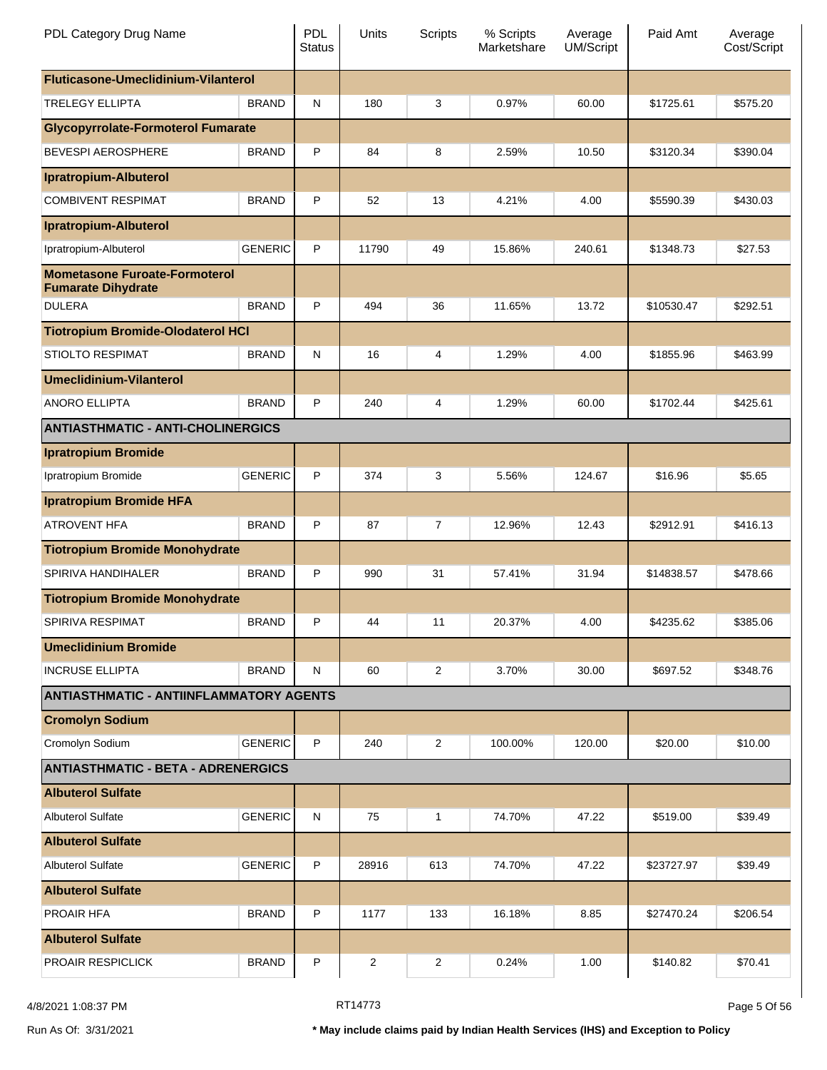| PDL Category Drug Name | | PDL Status | Units | Scripts | % Scripts Marketshare | Average UM/Script | Paid Amt | Average Cost/Script |
|---|---|---|---|---|---|---|---|---|
| **Fluticasone-Umeclidinium-Vilanterol** | | | | | | | | |
| TRELEGY ELLIPTA | BRAND | N | 180 | 3 | 0.97% | 60.00 | $1725.61 | $575.20 |
| **Glycopyrrolate-Formoterol Fumarate** | | | | | | | | |
| BEVESPI AEROSPHERE | BRAND | P | 84 | 8 | 2.59% | 10.50 | $3120.34 | $390.04 |
| **Ipratropium-Albuterol** | | | | | | | | |
| COMBIVENT RESPIMAT | BRAND | P | 52 | 13 | 4.21% | 4.00 | $5590.39 | $430.03 |
| **Ipratropium-Albuterol** | | | | | | | | |
| Ipratropium-Albuterol | GENERIC | P | 11790 | 49 | 15.86% | 240.61 | $1348.73 | $27.53 |
| **Mometasone Furoate-Formoterol Fumarate Dihydrate** | | | | | | | | |
| DULERA | BRAND | P | 494 | 36 | 11.65% | 13.72 | $10530.47 | $292.51 |
| **Tiotropium Bromide-Olodaterol HCl** | | | | | | | | |
| STIOLTO RESPIMAT | BRAND | N | 16 | 4 | 1.29% | 4.00 | $1855.96 | $463.99 |
| **Umeclidinium-Vilanterol** | | | | | | | | |
| ANORO ELLIPTA | BRAND | P | 240 | 4 | 1.29% | 60.00 | $1702.44 | $425.61 |
| **ANTIASTHMATIC - ANTI-CHOLINERGICS** | | | | | | | | |
| **Ipratropium Bromide** | | | | | | | | |
| Ipratropium Bromide | GENERIC | P | 374 | 3 | 5.56% | 124.67 | $16.96 | $5.65 |
| **Ipratropium Bromide HFA** | | | | | | | | |
| ATROVENT HFA | BRAND | P | 87 | 7 | 12.96% | 12.43 | $2912.91 | $416.13 |
| **Tiotropium Bromide Monohydrate** | | | | | | | | |
| SPIRIVA HANDIHALER | BRAND | P | 990 | 31 | 57.41% | 31.94 | $14838.57 | $478.66 |
| **Tiotropium Bromide Monohydrate** | | | | | | | | |
| SPIRIVA RESPIMAT | BRAND | P | 44 | 11 | 20.37% | 4.00 | $4235.62 | $385.06 |
| **Umeclidinium Bromide** | | | | | | | | |
| INCRUSE ELLIPTA | BRAND | N | 60 | 2 | 3.70% | 30.00 | $697.52 | $348.76 |
| **ANTIASTHMATIC - ANTIINFLAMMATORY AGENTS** | | | | | | | | |
| **Cromolyn Sodium** | | | | | | | | |
| Cromolyn Sodium | GENERIC | P | 240 | 2 | 100.00% | 120.00 | $20.00 | $10.00 |
| **ANTIASTHMATIC - BETA - ADRENERGICS** | | | | | | | | |
| **Albuterol Sulfate** | | | | | | | | |
| Albuterol Sulfate | GENERIC | N | 75 | 1 | 74.70% | 47.22 | $519.00 | $39.49 |
| **Albuterol Sulfate** | | | | | | | | |
| Albuterol Sulfate | GENERIC | P | 28916 | 613 | 74.70% | 47.22 | $23727.97 | $39.49 |
| **Albuterol Sulfate** | | | | | | | | |
| PROAIR HFA | BRAND | P | 1177 | 133 | 16.18% | 8.85 | $27470.24 | $206.54 |
| **Albuterol Sulfate** | | | | | | | | |
| PROAIR RESPICLICK | BRAND | P | 2 | 2 | 0.24% | 1.00 | $140.82 | $70.41 |

4/8/2021 1:08:37 PM RT14773

Run As Of: 3/31/2021

**\* May include claims paid by Indian Health Services (IHS) and Exception to Policy**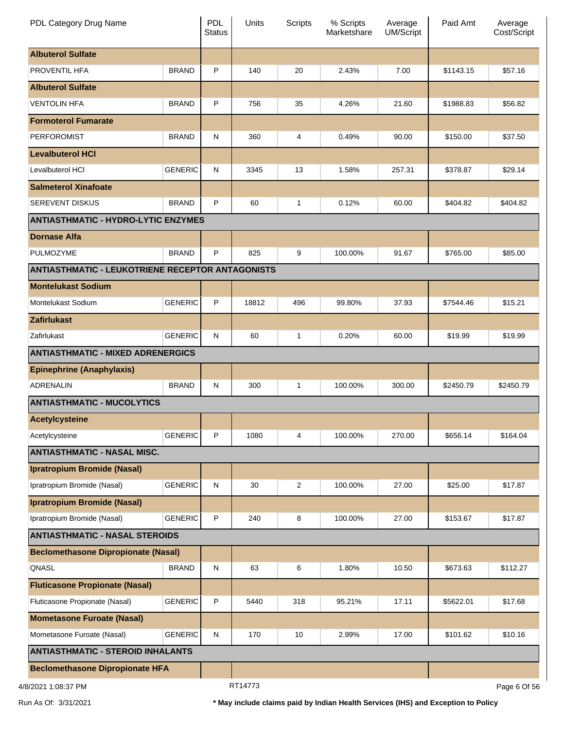| PDL Category Drug Name | | PDL Status | Units | Scripts | % Scripts Marketshare | Average UM/Script | Paid Amt | Average Cost/Script |
|---|---|---|---|---|---|---|---|---|
| **Albuterol Sulfate** | | | | | | | | |
| PROVENTIL HFA | BRAND | P | 140 | 20 | 2.43% | 7.00 | $1143.15 | $57.16 |
| **Albuterol Sulfate** | | | | | | | | |
| VENTOLIN HFA | BRAND | P | 756 | 35 | 4.26% | 21.60 | $1988.83 | $56.82 |
| **Formoterol Fumarate** | | | | | | | | |
| PERFOROMIST | BRAND | N | 360 | 4 | 0.49% | 90.00 | $150.00 | $37.50 |
| **Levalbuterol HCl** | | | | | | | | |
| Levalbuterol HCl | GENERIC | N | 3345 | 13 | 1.58% | 257.31 | $378.87 | $29.14 |
| **Salmeterol Xinafoate** | | | | | | | | |
| SEREVENT DISKUS | BRAND | P | 60 | 1 | 0.12% | 60.00 | $404.82 | $404.82 |
| **ANTIASTHMATIC - HYDRO-LYTIC ENZYMES** | | | | | | | | |
| **Dornase Alfa** | | | | | | | | |
| PULMOZYME | BRAND | P | 825 | 9 | 100.00% | 91.67 | $765.00 | $85.00 |
| **ANTIASTHMATIC - LEUKOTRIENE RECEPTOR ANTAGONISTS** | | | | | | | | |
| **Montelukast Sodium** | | | | | | | | |
| Montelukast Sodium | GENERIC | P | 18812 | 496 | 99.80% | 37.93 | $7544.46 | $15.21 |
| **Zafirlukast** | | | | | | | | |
| Zafirlukast | GENERIC | N | 60 | 1 | 0.20% | 60.00 | $19.99 | $19.99 |
| **ANTIASTHMATIC - MIXED ADRENERGICS** | | | | | | | | |
| **Epinephrine (Anaphylaxis)** | | | | | | | | |
| ADRENALIN | BRAND | N | 300 | 1 | 100.00% | 300.00 | $2450.79 | $2450.79 |
| **ANTIASTHMATIC - MUCOLYTICS** | | | | | | | | |
| **Acetylcysteine** | | | | | | | | |
| Acetylcysteine | GENERIC | P | 1080 | 4 | 100.00% | 270.00 | $656.14 | $164.04 |
| **ANTIASTHMATIC - NASAL MISC.** | | | | | | | | |
| **Ipratropium Bromide (Nasal)** | | | | | | | | |
| Ipratropium Bromide (Nasal) | GENERIC | N | 30 | 2 | 100.00% | 27.00 | $25.00 | $17.87 |
| **Ipratropium Bromide (Nasal)** | | | | | | | | |
| Ipratropium Bromide (Nasal) | GENERIC | P | 240 | 8 | 100.00% | 27.00 | $153.67 | $17.87 |
| **ANTIASTHMATIC - NASAL STEROIDS** | | | | | | | | |
| **Beclomethasone Dipropionate (Nasal)** | | | | | | | | |
| QNASL | BRAND | N | 63 | 6 | 1.80% | 10.50 | $673.63 | $112.27 |
| **Fluticasone Propionate (Nasal)** | | | | | | | | |
| Fluticasone Propionate (Nasal) | GENERIC | P | 5440 | 318 | 95.21% | 17.11 | $5622.01 | $17.68 |
| **Mometasone Furoate (Nasal)** | | | | | | | | |
| Mometasone Furoate (Nasal) | GENERIC | N | 170 | 10 | 2.99% | 17.00 | $101.62 | $10.16 |
| **ANTIASTHMATIC - STEROID INHALANTS** | | | | | | | | |
| **Beclomethasone Dipropionate HFA** | | | | | | | | |

4/8/2021 1:08:37 PM RT14773

Run As Of: 3/31/2021 **\* May include claims paid by Indian Health Services (IHS) and Exception to Policy**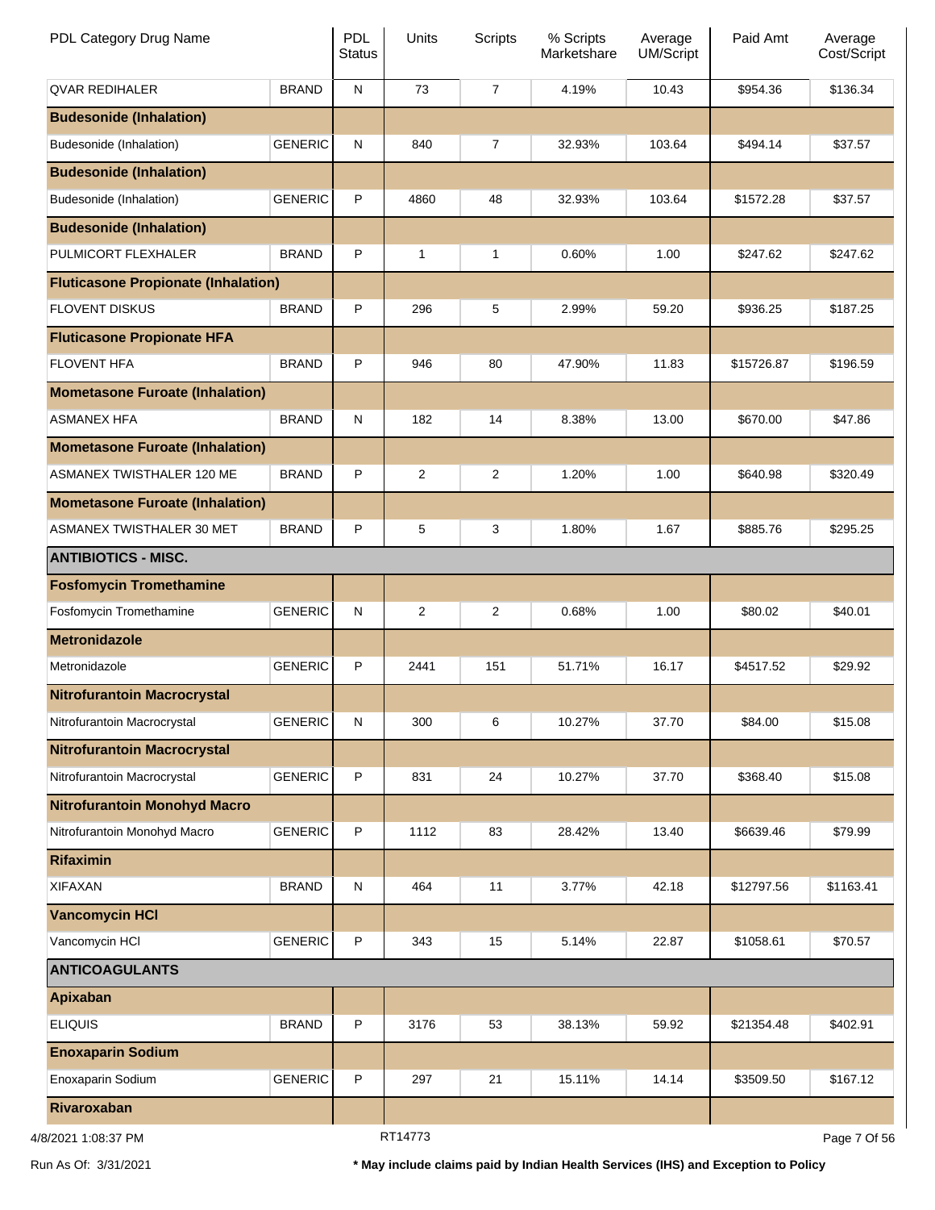| PDL Category Drug Name | | PDL Status | Units | Scripts | % Scripts Marketshare | Average UM/Script | Paid Amt | Average Cost/Script |
|---|---|---|---|---|---|---|---|---|
| QVAR REDIHALER | BRAND | N | 73 | 7 | 4.19% | 10.43 | $954.36 | $136.34 |
| **Budesonide (Inhalation)** | | | | | | | | |
| Budesonide (Inhalation) | GENERIC | N | 840 | 7 | 32.93% | 103.64 | $494.14 | $37.57 |
| **Budesonide (Inhalation)** | | | | | | | | |
| Budesonide (Inhalation) | GENERIC | P | 4860 | 48 | 32.93% | 103.64 | $1572.28 | $37.57 |
| **Budesonide (Inhalation)** | | | | | | | | |
| PULMICORT FLEXHALER | BRAND | P | 1 | 1 | 0.60% | 1.00 | $247.62 | $247.62 |
| **Fluticasone Propionate (Inhalation)** | | | | | | | | |
| FLOVENT DISKUS | BRAND | P | 296 | 5 | 2.99% | 59.20 | $936.25 | $187.25 |
| **Fluticasone Propionate HFA** | | | | | | | | |
| FLOVENT HFA | BRAND | P | 946 | 80 | 47.90% | 11.83 | $15726.87 | $196.59 |
| **Mometasone Furoate (Inhalation)** | | | | | | | | |
| ASMANEX HFA | BRAND | N | 182 | 14 | 8.38% | 13.00 | $670.00 | $47.86 |
| **Mometasone Furoate (Inhalation)** | | | | | | | | |
| ASMANEX TWISTHALER 120 ME | BRAND | P | 2 | 2 | 1.20% | 1.00 | $640.98 | $320.49 |
| **Mometasone Furoate (Inhalation)** | | | | | | | | |
| ASMANEX TWISTHALER 30 MET | BRAND | P | 5 | 3 | 1.80% | 1.67 | $885.76 | $295.25 |
| **ANTIBIOTICS - MISC.** | | | | | | | | |
| **Fosfomycin Tromethamine** | | | | | | | | |
| Fosfomycin Tromethamine | GENERIC | N | 2 | 2 | 0.68% | 1.00 | $80.02 | $40.01 |
| **Metronidazole** | | | | | | | | |
| Metronidazole | GENERIC | P | 2441 | 151 | 51.71% | 16.17 | $4517.52 | $29.92 |
| **Nitrofurantoin Macrocrystal** | | | | | | | | |
| Nitrofurantoin Macrocrystal | GENERIC | N | 300 | 6 | 10.27% | 37.70 | $84.00 | $15.08 |
| **Nitrofurantoin Macrocrystal** | | | | | | | | |
| Nitrofurantoin Macrocrystal | GENERIC | P | 831 | 24 | 10.27% | 37.70 | $368.40 | $15.08 |
| **Nitrofurantoin Monohyd Macro** | | | | | | | | |
| Nitrofurantoin Monohyd Macro | GENERIC | P | 1112 | 83 | 28.42% | 13.40 | $6639.46 | $79.99 |
| **Rifaximin** | | | | | | | | |
| XIFAXAN | BRAND | N | 464 | 11 | 3.77% | 42.18 | $12797.56 | $1163.41 |
| **Vancomycin HCl** | | | | | | | | |
| Vancomycin HCl | GENERIC | P | 343 | 15 | 5.14% | 22.87 | $1058.61 | $70.57 |
| **ANTICOAGULANTS** | | | | | | | | |
| **Apixaban** | | | | | | | | |
| ELIQUIS | BRAND | P | 3176 | 53 | 38.13% | 59.92 | $21354.48 | $402.91 |
| **Enoxaparin Sodium** | | | | | | | | |
| Enoxaparin Sodium | GENERIC | P | 297 | 21 | 15.11% | 14.14 | $3509.50 | $167.12 |
| **Rivaroxaban** | | | | | | | | |

4/8/2021 1:08:37 PM RT14773

Run As Of: 3/31/2021

**\* May include claims paid by Indian Health Services (IHS) and Exception to Policy**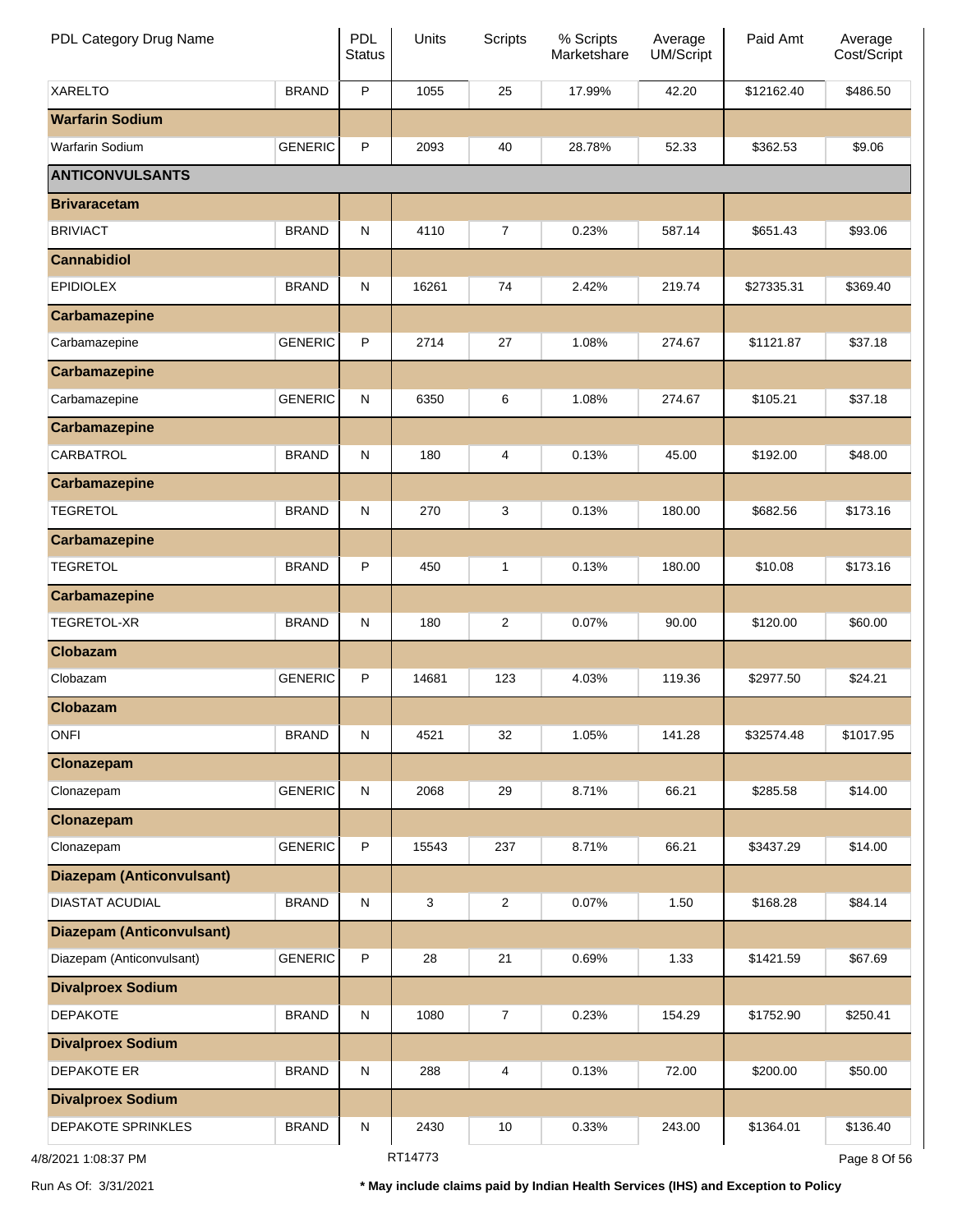| PDL Category Drug Name | | PDL Status | Units | Scripts | % Scripts Marketshare | Average UM/Script | Paid Amt | Average Cost/Script |
|---|---|---|---|---|---|---|---|---|
| XARELTO | BRAND | P | 1055 | 25 | 17.99% | 42.20 | $12162.40 | $486.50 |
| **Warfarin Sodium** | | | | | | | | |
| Warfarin Sodium | GENERIC | P | 2093 | 40 | 28.78% | 52.33 | $362.53 | $9.06 |
| **ANTICONVULSANTS** | | | | | | | | |
| **Brivaracetam** | | | | | | | | |
| BRIVIACT | BRAND | N | 4110 | 7 | 0.23% | 587.14 | $651.43 | $93.06 |
| **Cannabidiol** | | | | | | | | |
| EPIDIOLEX | BRAND | N | 16261 | 74 | 2.42% | 219.74 | $27335.31 | $369.40 |
| **Carbamazepine** | | | | | | | | |
| Carbamazepine | GENERIC | P | 2714 | 27 | 1.08% | 274.67 | $1121.87 | $37.18 |
| **Carbamazepine** | | | | | | | | |
| Carbamazepine | GENERIC | N | 6350 | 6 | 1.08% | 274.67 | $105.21 | $37.18 |
| **Carbamazepine** | | | | | | | | |
| CARBATROL | BRAND | N | 180 | 4 | 0.13% | 45.00 | $192.00 | $48.00 |
| **Carbamazepine** | | | | | | | | |
| TEGRETOL | BRAND | N | 270 | 3 | 0.13% | 180.00 | $682.56 | $173.16 |
| **Carbamazepine** | | | | | | | | |
| TEGRETOL | BRAND | P | 450 | 1 | 0.13% | 180.00 | $10.08 | $173.16 |
| **Carbamazepine** | | | | | | | | |
| TEGRETOL-XR | BRAND | N | 180 | 2 | 0.07% | 90.00 | $120.00 | $60.00 |
| **Clobazam** | | | | | | | | |
| Clobazam | GENERIC | P | 14681 | 123 | 4.03% | 119.36 | $2977.50 | $24.21 |
| **Clobazam** | | | | | | | | |
| ONFI | BRAND | N | 4521 | 32 | 1.05% | 141.28 | $32574.48 | $1017.95 |
| **Clonazepam** | | | | | | | | |
| Clonazepam | GENERIC | N | 2068 | 29 | 8.71% | 66.21 | $285.58 | $14.00 |
| **Clonazepam** | | | | | | | | |
| Clonazepam | GENERIC | P | 15543 | 237 | 8.71% | 66.21 | $3437.29 | $14.00 |
| **Diazepam (Anticonvulsant)** | | | | | | | | |
| DIASTAT ACUDIAL | BRAND | N | 3 | 2 | 0.07% | 1.50 | $168.28 | $84.14 |
| **Diazepam (Anticonvulsant)** | | | | | | | | |
| Diazepam (Anticonvulsant) | GENERIC | P | 28 | 21 | 0.69% | 1.33 | $1421.59 | $67.69 |
| **Divalproex Sodium** | | | | | | | | |
| DEPAKOTE | BRAND | N | 1080 | 7 | 0.23% | 154.29 | $1752.90 | $250.41 |
| **Divalproex Sodium** | | | | | | | | |
| DEPAKOTE ER | BRAND | N | 288 | 4 | 0.13% | 72.00 | $200.00 | $50.00 |
| **Divalproex Sodium** | | | | | | | | |
| DEPAKOTE SPRINKLES | BRAND | N | 2430 | 10 | 0.33% | 243.00 | $1364.01 | $136.40 |

4/8/2021 1:08:37 PM RT14773

Run As Of: 3/31/2021

**\* May include claims paid by Indian Health Services (IHS) and Exception to Policy**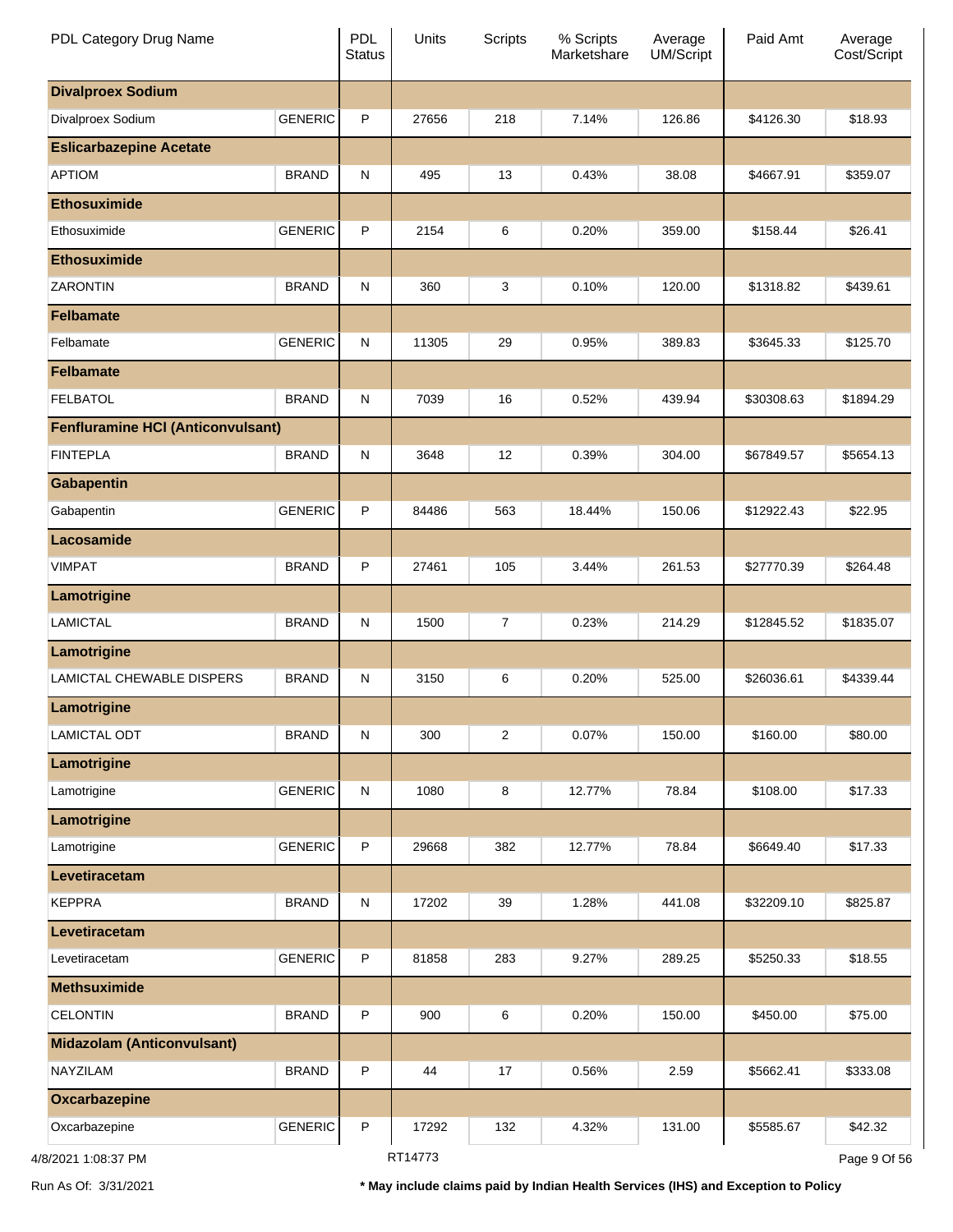| PDL Category Drug Name | | PDL Status | Units | Scripts | % Scripts Marketshare | Average UM/Script | Paid Amt | Average Cost/Script |
|---|---|---|---|---|---|---|---|---|
| **Divalproex Sodium** | | | | | | | | |
| Divalproex Sodium | GENERIC | P | 27656 | 218 | 7.14% | 126.86 | $4126.30 | $18.93 |
| **Eslicarbazepine Acetate** | | | | | | | | |
| APTIOM | BRAND | N | 495 | 13 | 0.43% | 38.08 | $4667.91 | $359.07 |
| **Ethosuximide** | | | | | | | | |
| Ethosuximide | GENERIC | P | 2154 | 6 | 0.20% | 359.00 | $158.44 | $26.41 |
| **Ethosuximide** | | | | | | | | |
| ZARONTIN | BRAND | N | 360 | 3 | 0.10% | 120.00 | $1318.82 | $439.61 |
| **Felbamate** | | | | | | | | |
| Felbamate | GENERIC | N | 11305 | 29 | 0.95% | 389.83 | $3645.33 | $125.70 |
| **Felbamate** | | | | | | | | |
| FELBATOL | BRAND | N | 7039 | 16 | 0.52% | 439.94 | $30308.63 | $1894.29 |
| **Fenfluramine HCl (Anticonvulsant)** | | | | | | | | |
| FINTEPLA | BRAND | N | 3648 | 12 | 0.39% | 304.00 | $67849.57 | $5654.13 |
| **Gabapentin** | | | | | | | | |
| Gabapentin | GENERIC | P | 84486 | 563 | 18.44% | 150.06 | $12922.43 | $22.95 |
| **Lacosamide** | | | | | | | | |
| VIMPAT | BRAND | P | 27461 | 105 | 3.44% | 261.53 | $27770.39 | $264.48 |
| **Lamotrigine** | | | | | | | | |
| LAMICTAL | BRAND | N | 1500 | 7 | 0.23% | 214.29 | $12845.52 | $1835.07 |
| **Lamotrigine** | | | | | | | | |
| LAMICTAL CHEWABLE DISPERS | BRAND | N | 3150 | 6 | 0.20% | 525.00 | $26036.61 | $4339.44 |
| **Lamotrigine** | | | | | | | | |
| LAMICTAL ODT | BRAND | N | 300 | 2 | 0.07% | 150.00 | $160.00 | $80.00 |
| **Lamotrigine** | | | | | | | | |
| Lamotrigine | GENERIC | N | 1080 | 8 | 12.77% | 78.84 | $108.00 | $17.33 |
| **Lamotrigine** | | | | | | | | |
| Lamotrigine | GENERIC | P | 29668 | 382 | 12.77% | 78.84 | $6649.40 | $17.33 |
| **Levetiracetam** | | | | | | | | |
| KEPPRA | BRAND | N | 17202 | 39 | 1.28% | 441.08 | $32209.10 | $825.87 |
| **Levetiracetam** | | | | | | | | |
| Levetiracetam | GENERIC | P | 81858 | 283 | 9.27% | 289.25 | $5250.33 | $18.55 |
| **Methsuximide** | | | | | | | | |
| CELONTIN | BRAND | P | 900 | 6 | 0.20% | 150.00 | $450.00 | $75.00 |
| **Midazolam (Anticonvulsant)** | | | | | | | | |
| NAYZILAM | BRAND | P | 44 | 17 | 0.56% | 2.59 | $5662.41 | $333.08 |
| **Oxcarbazepine** | | | | | | | | |
| Oxcarbazepine | GENERIC | P | 17292 | 132 | 4.32% | 131.00 | $5585.67 | $42.32 |

4/8/2021 1:08:37 PM RT14773

Run As Of: 3/31/2021

**\* May include claims paid by Indian Health Services (IHS) and Exception to Policy**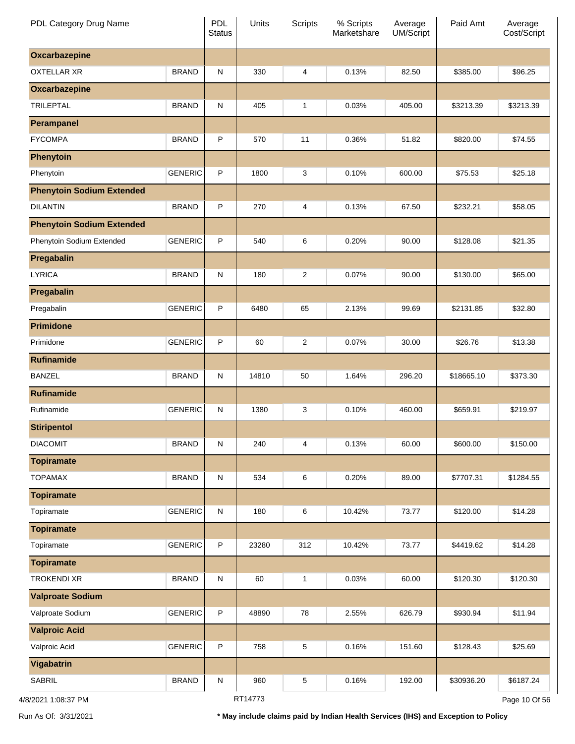| PDL Category Drug Name | | PDL Status | Units | Scripts | % Scripts Marketshare | Average UM/Script | Paid Amt | Average Cost/Script |
|---|---|---|---|---|---|---|---|---|
| **Oxcarbazepine** | | | | | | | | |
| OXTELLAR XR | BRAND | N | 330 | 4 | 0.13% | 82.50 | $385.00 | $96.25 |
| **Oxcarbazepine** | | | | | | | | |
| TRILEPTAL | BRAND | N | 405 | 1 | 0.03% | 405.00 | $3213.39 | $3213.39 |
| **Perampanel** | | | | | | | | |
| FYCOMPA | BRAND | P | 570 | 11 | 0.36% | 51.82 | $820.00 | $74.55 |
| **Phenytoin** | | | | | | | | |
| Phenytoin | GENERIC | P | 1800 | 3 | 0.10% | 600.00 | $75.53 | $25.18 |
| **Phenytoin Sodium Extended** | | | | | | | | |
| DILANTIN | BRAND | P | 270 | 4 | 0.13% | 67.50 | $232.21 | $58.05 |
| **Phenytoin Sodium Extended** | | | | | | | | |
| Phenytoin Sodium Extended | GENERIC | P | 540 | 6 | 0.20% | 90.00 | $128.08 | $21.35 |
| **Pregabalin** | | | | | | | | |
| LYRICA | BRAND | N | 180 | 2 | 0.07% | 90.00 | $130.00 | $65.00 |
| **Pregabalin** | | | | | | | | |
| Pregabalin | GENERIC | P | 6480 | 65 | 2.13% | 99.69 | $2131.85 | $32.80 |
| **Primidone** | | | | | | | | |
| Primidone | GENERIC | P | 60 | 2 | 0.07% | 30.00 | $26.76 | $13.38 |
| **Rufinamide** | | | | | | | | |
| BANZEL | BRAND | N | 14810 | 50 | 1.64% | 296.20 | $18665.10 | $373.30 |
| **Rufinamide** | | | | | | | | |
| Rufinamide | GENERIC | N | 1380 | 3 | 0.10% | 460.00 | $659.91 | $219.97 |
| **Stiripentol** | | | | | | | | |
| DIACOMIT | BRAND | N | 240 | 4 | 0.13% | 60.00 | $600.00 | $150.00 |
| **Topiramate** | | | | | | | | |
| TOPAMAX | BRAND | N | 534 | 6 | 0.20% | 89.00 | $7707.31 | $1284.55 |
| **Topiramate** | | | | | | | | |
| Topiramate | GENERIC | N | 180 | 6 | 10.42% | 73.77 | $120.00 | $14.28 |
| **Topiramate** | | | | | | | | |
| Topiramate | GENERIC | P | 23280 | 312 | 10.42% | 73.77 | $4419.62 | $14.28 |
| **Topiramate** | | | | | | | | |
| TROKENDI XR | BRAND | N | 60 | 1 | 0.03% | 60.00 | $120.30 | $120.30 |
| **Valproate Sodium** | | | | | | | | |
| Valproate Sodium | GENERIC | P | 48890 | 78 | 2.55% | 626.79 | $930.94 | $11.94 |
| **Valproic Acid** | | | | | | | | |
| Valproic Acid | GENERIC | P | 758 | 5 | 0.16% | 151.60 | $128.43 | $25.69 |
| **Vigabatrin** | | | | | | | | |
| SABRIL | BRAND | N | 960 | 5 | 0.16% | 192.00 | $30936.20 | $6187.24 |

4/8/2021 1:08:37 PM RT14773

Run As Of: 3/31/2021 **\* May include claims paid by Indian Health Services (IHS) and Exception to Policy**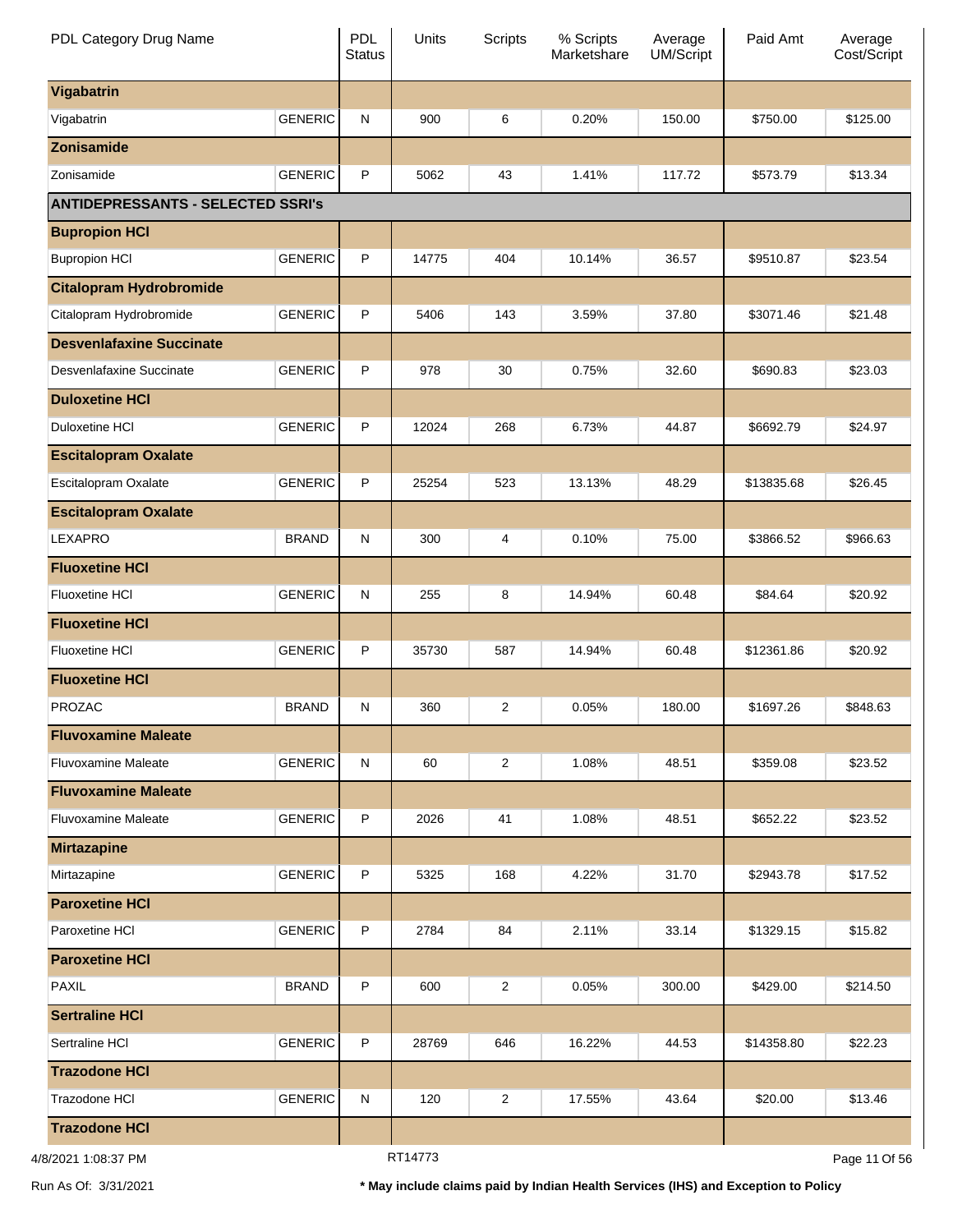| PDL Category Drug Name | | PDL Status | Units | Scripts | % Scripts Marketshare | Average UM/Script | Paid Amt | Average Cost/Script |
|---|---|---|---|---|---|---|---|---|
| **Vigabatrin** | | | | | | | | |
| Vigabatrin | GENERIC | N | 900 | 6 | 0.20% | 150.00 | $750.00 | $125.00 |
| **Zonisamide** | | | | | | | | |
| Zonisamide | GENERIC | P | 5062 | 43 | 1.41% | 117.72 | $573.79 | $13.34 |
| **ANTIDEPRESSANTS - SELECTED SSRI's** | | | | | | | | |
| **Bupropion HCl** | | | | | | | | |
| Bupropion HCl | GENERIC | P | 14775 | 404 | 10.14% | 36.57 | $9510.87 | $23.54 |
| **Citalopram Hydrobromide** | | | | | | | | |
| Citalopram Hydrobromide | GENERIC | P | 5406 | 143 | 3.59% | 37.80 | $3071.46 | $21.48 |
| **Desvenlafaxine Succinate** | | | | | | | | |
| Desvenlafaxine Succinate | GENERIC | P | 978 | 30 | 0.75% | 32.60 | $690.83 | $23.03 |
| **Duloxetine HCl** | | | | | | | | |
| Duloxetine HCl | GENERIC | P | 12024 | 268 | 6.73% | 44.87 | $6692.79 | $24.97 |
| **Escitalopram Oxalate** | | | | | | | | |
| Escitalopram Oxalate | GENERIC | P | 25254 | 523 | 13.13% | 48.29 | $13835.68 | $26.45 |
| **Escitalopram Oxalate** | | | | | | | | |
| LEXAPRO | BRAND | N | 300 | 4 | 0.10% | 75.00 | $3866.52 | $966.63 |
| **Fluoxetine HCl** | | | | | | | | |
| Fluoxetine HCl | GENERIC | N | 255 | 8 | 14.94% | 60.48 | $84.64 | $20.92 |
| **Fluoxetine HCl** | | | | | | | | |
| Fluoxetine HCl | GENERIC | P | 35730 | 587 | 14.94% | 60.48 | $12361.86 | $20.92 |
| **Fluoxetine HCl** | | | | | | | | |
| PROZAC | BRAND | N | 360 | 2 | 0.05% | 180.00 | $1697.26 | $848.63 |
| **Fluvoxamine Maleate** | | | | | | | | |
| Fluvoxamine Maleate | GENERIC | N | 60 | 2 | 1.08% | 48.51 | $359.08 | $23.52 |
| **Fluvoxamine Maleate** | | | | | | | | |
| Fluvoxamine Maleate | GENERIC | P | 2026 | 41 | 1.08% | 48.51 | $652.22 | $23.52 |
| **Mirtazapine** | | | | | | | | |
| Mirtazapine | GENERIC | P | 5325 | 168 | 4.22% | 31.70 | $2943.78 | $17.52 |
| **Paroxetine HCl** | | | | | | | | |
| Paroxetine HCl | GENERIC | P | 2784 | 84 | 2.11% | 33.14 | $1329.15 | $15.82 |
| **Paroxetine HCl** | | | | | | | | |
| PAXIL | BRAND | P | 600 | 2 | 0.05% | 300.00 | $429.00 | $214.50 |
| **Sertraline HCl** | | | | | | | | |
| Sertraline HCl | GENERIC | P | 28769 | 646 | 16.22% | 44.53 | $14358.80 | $22.23 |
| **Trazodone HCl** | | | | | | | | |
| Trazodone HCl | GENERIC | N | 120 | 2 | 17.55% | 43.64 | $20.00 | $13.46 |
| **Trazodone HCl** | | | | | | | | |

4/8/2021 1:08:37 PM RT14773

Run As Of: 3/31/2021

**\* May include claims paid by Indian Health Services (IHS) and Exception to Policy**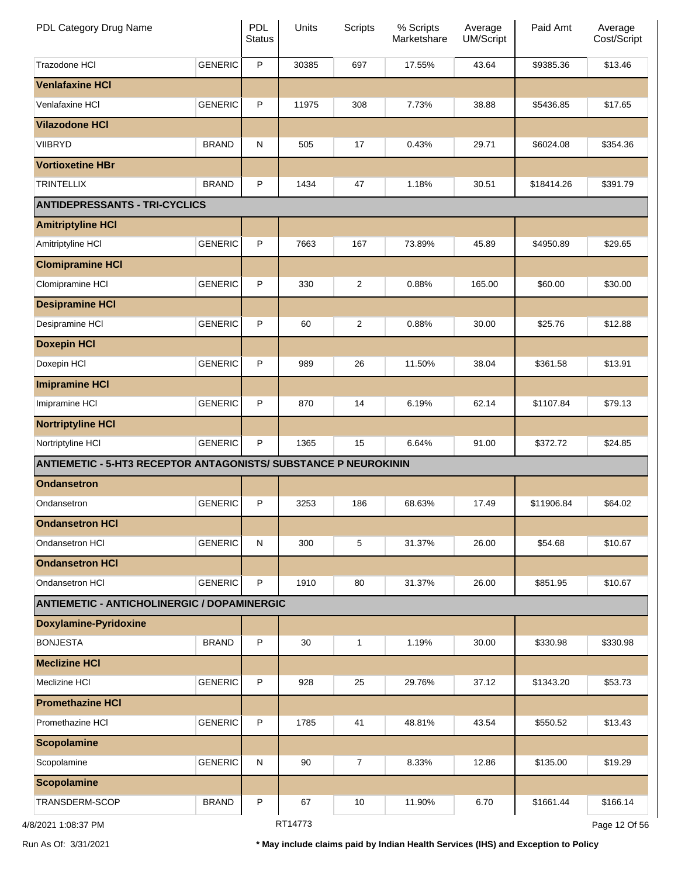| PDL Category Drug Name | | PDL Status | Units | Scripts | % Scripts Marketshare | Average UM/Script | Paid Amt | Average Cost/Script |
|---|---|---|---|---|---|---|---|---|
| Trazodone HCl | GENERIC | P | 30385 | 697 | 17.55% | 43.64 | $9385.36 | $13.46 |
| **Venlafaxine HCl** | | | | | | | | |
| Venlafaxine HCl | GENERIC | P | 11975 | 308 | 7.73% | 38.88 | $5436.85 | $17.65 |
| **Vilazodone HCl** | | | | | | | | |
| VIIBRYD | BRAND | N | 505 | 17 | 0.43% | 29.71 | $6024.08 | $354.36 |
| **Vortioxetine HBr** | | | | | | | | |
| TRINTELLIX | BRAND | P | 1434 | 47 | 1.18% | 30.51 | $18414.26 | $391.79 |
| **ANTIDEPRESSANTS - TRI-CYCLICS** | | | | | | | | |
| **Amitriptyline HCl** | | | | | | | | |
| Amitriptyline HCl | GENERIC | P | 7663 | 167 | 73.89% | 45.89 | $4950.89 | $29.65 |
| **Clomipramine HCl** | | | | | | | | |
| Clomipramine HCl | GENERIC | P | 330 | 2 | 0.88% | 165.00 | $60.00 | $30.00 |
| **Desipramine HCl** | | | | | | | | |
| Desipramine HCl | GENERIC | P | 60 | 2 | 0.88% | 30.00 | $25.76 | $12.88 |
| **Doxepin HCl** | | | | | | | | |
| Doxepin HCl | GENERIC | P | 989 | 26 | 11.50% | 38.04 | $361.58 | $13.91 |
| **Imipramine HCl** | | | | | | | | |
| Imipramine HCl | GENERIC | P | 870 | 14 | 6.19% | 62.14 | $1107.84 | $79.13 |
| **Nortriptyline HCl** | | | | | | | | |
| Nortriptyline HCl | GENERIC | P | 1365 | 15 | 6.64% | 91.00 | $372.72 | $24.85 |
| **ANTIEMETIC - 5-HT3 RECEPTOR ANTAGONISTS/ SUBSTANCE P NEUROKININ** | | | | | | | | |
| **Ondansetron** | | | | | | | | |
| Ondansetron | GENERIC | P | 3253 | 186 | 68.63% | 17.49 | $11906.84 | $64.02 |
| **Ondansetron HCl** | | | | | | | | |
| Ondansetron HCl | GENERIC | N | 300 | 5 | 31.37% | 26.00 | $54.68 | $10.67 |
| **Ondansetron HCl** | | | | | | | | |
| Ondansetron HCl | GENERIC | P | 1910 | 80 | 31.37% | 26.00 | $851.95 | $10.67 |
| **ANTIEMETIC - ANTICHOLINERGIC / DOPAMINERGIC** | | | | | | | | |
| **Doxylamine-Pyridoxine** | | | | | | | | |
| BONJESTA | BRAND | P | 30 | 1 | 1.19% | 30.00 | $330.98 | $330.98 |
| **Meclizine HCl** | | | | | | | | |
| Meclizine HCl | GENERIC | P | 928 | 25 | 29.76% | 37.12 | $1343.20 | $53.73 |
| **Promethazine HCl** | | | | | | | | |
| Promethazine HCl | GENERIC | P | 1785 | 41 | 48.81% | 43.54 | $550.52 | $13.43 |
| **Scopolamine** | | | | | | | | |
| Scopolamine | GENERIC | N | 90 | 7 | 8.33% | 12.86 | $135.00 | $19.29 |
| **Scopolamine** | | | | | | | | |
| TRANSDERM-SCOP | BRAND | P | 67 | 10 | 11.90% | 6.70 | $1661.44 | $166.14 |

4/8/2021 1:08:37 PM RT14773

Run As Of: 3/31/2021

**\* May include claims paid by Indian Health Services (IHS) and Exception to Policy**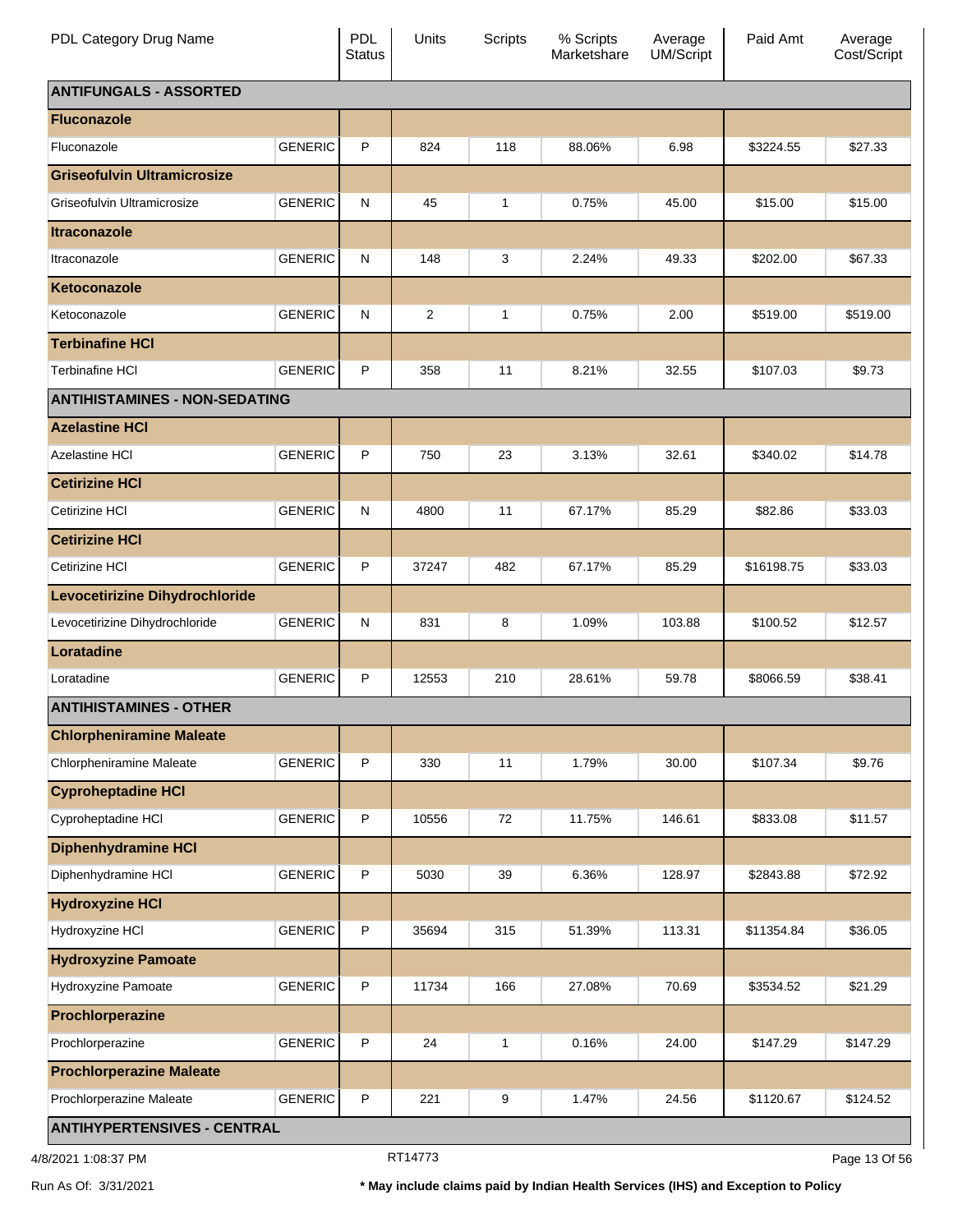| PDL Category Drug Name | | PDL Status | Units | Scripts | % Scripts Marketshare | Average UM/Script | Paid Amt | Average Cost/Script |
|---|---|---|---|---|---|---|---|---|
| **ANTIFUNGALS - ASSORTED** | | | | | | | | |
| **Fluconazole** | | | | | | | | |
| Fluconazole | GENERIC | P | 824 | 118 | 88.06% | 6.98 | $3224.55 | $27.33 |
| **Griseofulvin Ultramicrosize** | | | | | | | | |
| Griseofulvin Ultramicrosize | GENERIC | N | 45 | 1 | 0.75% | 45.00 | $15.00 | $15.00 |
| **Itraconazole** | | | | | | | | |
| Itraconazole | GENERIC | N | 148 | 3 | 2.24% | 49.33 | $202.00 | $67.33 |
| **Ketoconazole** | | | | | | | | |
| Ketoconazole | GENERIC | N | 2 | 1 | 0.75% | 2.00 | $519.00 | $519.00 |
| **Terbinafine HCl** | | | | | | | | |
| Terbinafine HCl | GENERIC | P | 358 | 11 | 8.21% | 32.55 | $107.03 | $9.73 |
| **ANTIHISTAMINES - NON-SEDATING** | | | | | | | | |
| **Azelastine HCl** | | | | | | | | |
| Azelastine HCl | GENERIC | P | 750 | 23 | 3.13% | 32.61 | $340.02 | $14.78 |
| **Cetirizine HCl** | | | | | | | | |
| Cetirizine HCl | GENERIC | N | 4800 | 11 | 67.17% | 85.29 | $82.86 | $33.03 |
| **Cetirizine HCl** | | | | | | | | |
| Cetirizine HCl | GENERIC | P | 37247 | 482 | 67.17% | 85.29 | $16198.75 | $33.03 |
| **Levocetirizine Dihydrochloride** | | | | | | | | |
| Levocetirizine Dihydrochloride | GENERIC | N | 831 | 8 | 1.09% | 103.88 | $100.52 | $12.57 |
| **Loratadine** | | | | | | | | |
| Loratadine | GENERIC | P | 12553 | 210 | 28.61% | 59.78 | $8066.59 | $38.41 |
| **ANTIHISTAMINES - OTHER** | | | | | | | | |
| **Chlorpheniramine Maleate** | | | | | | | | |
| Chlorpheniramine Maleate | GENERIC | P | 330 | 11 | 1.79% | 30.00 | $107.34 | $9.76 |
| **Cyproheptadine HCl** | | | | | | | | |
| Cyproheptadine HCl | GENERIC | P | 10556 | 72 | 11.75% | 146.61 | $833.08 | $11.57 |
| **Diphenhydramine HCl** | | | | | | | | |
| Diphenhydramine HCl | GENERIC | P | 5030 | 39 | 6.36% | 128.97 | $2843.88 | $72.92 |
| **Hydroxyzine HCl** | | | | | | | | |
| Hydroxyzine HCl | GENERIC | P | 35694 | 315 | 51.39% | 113.31 | $11354.84 | $36.05 |
| **Hydroxyzine Pamoate** | | | | | | | | |
| Hydroxyzine Pamoate | GENERIC | P | 11734 | 166 | 27.08% | 70.69 | $3534.52 | $21.29 |
| **Prochlorperazine** | | | | | | | | |
| Prochlorperazine | GENERIC | P | 24 | 1 | 0.16% | 24.00 | $147.29 | $147.29 |
| **Prochlorperazine Maleate** | | | | | | | | |
| Prochlorperazine Maleate | GENERIC | P | 221 | 9 | 1.47% | 24.56 | $1120.67 | $124.52 |
| **ANTIHYPERTENSIVES - CENTRAL** | | | | | | | | |

4/8/2021 1:08:37 PM — RT14773

Run As Of: 3/31/2021 — **\* May include claims paid by Indian Health Services (IHS) and Exception to Policy**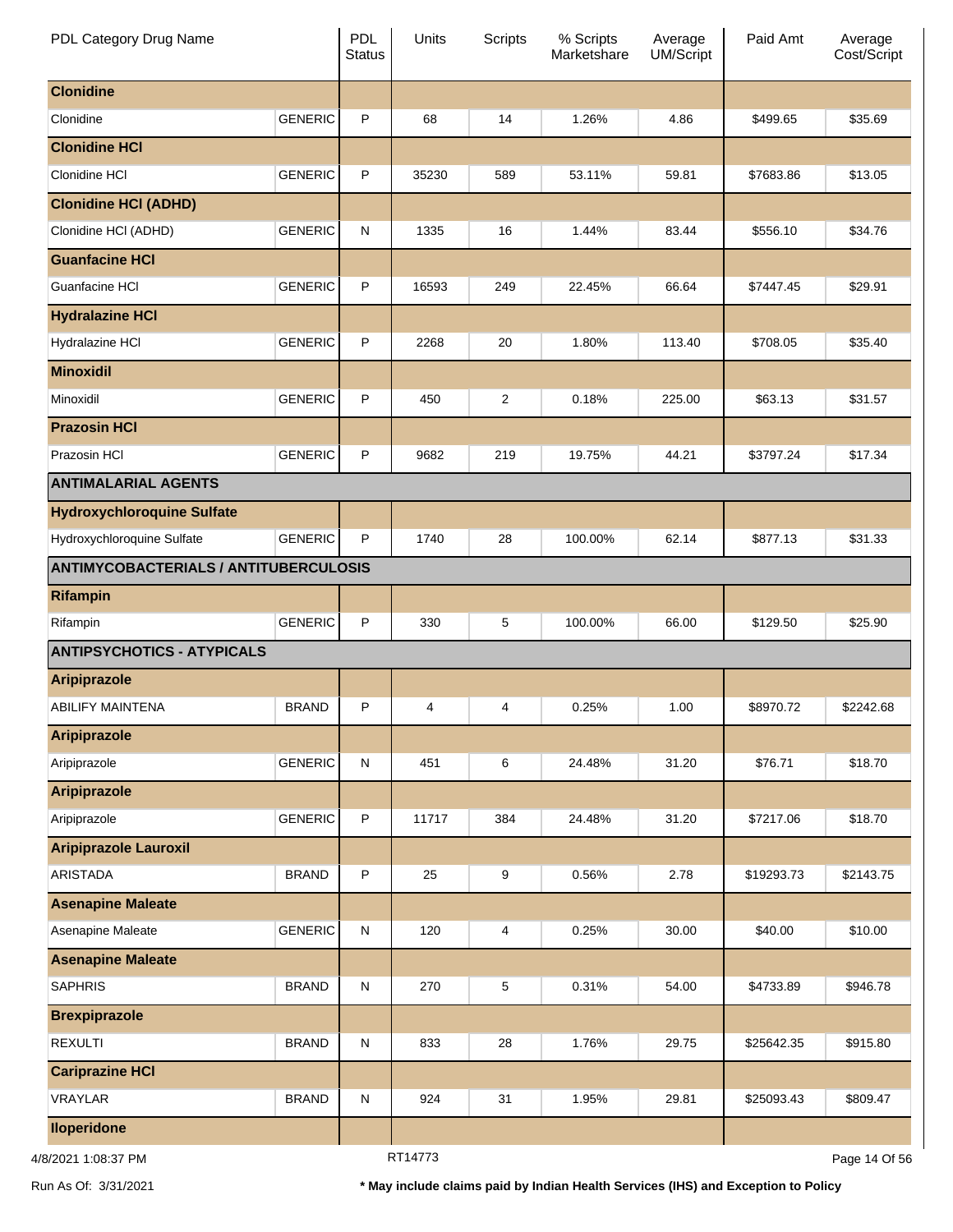| PDL Category Drug Name | | PDL Status | Units | Scripts | % Scripts Marketshare | Average UM/Script | Paid Amt | Average Cost/Script |
|---|---|---|---|---|---|---|---|---|
| **Clonidine** | | | | | | | | |
| Clonidine | GENERIC | P | 68 | 14 | 1.26% | 4.86 | $499.65 | $35.69 |
| **Clonidine HCl** | | | | | | | | |
| Clonidine HCl | GENERIC | P | 35230 | 589 | 53.11% | 59.81 | $7683.86 | $13.05 |
| **Clonidine HCl (ADHD)** | | | | | | | | |
| Clonidine HCl (ADHD) | GENERIC | N | 1335 | 16 | 1.44% | 83.44 | $556.10 | $34.76 |
| **Guanfacine HCl** | | | | | | | | |
| Guanfacine HCl | GENERIC | P | 16593 | 249 | 22.45% | 66.64 | $7447.45 | $29.91 |
| **Hydralazine HCl** | | | | | | | | |
| Hydralazine HCl | GENERIC | P | 2268 | 20 | 1.80% | 113.40 | $708.05 | $35.40 |
| **Minoxidil** | | | | | | | | |
| Minoxidil | GENERIC | P | 450 | 2 | 0.18% | 225.00 | $63.13 | $31.57 |
| **Prazosin HCl** | | | | | | | | |
| Prazosin HCl | GENERIC | P | 9682 | 219 | 19.75% | 44.21 | $3797.24 | $17.34 |
| **ANTIMALARIAL AGENTS** | | | | | | | | |
| **Hydroxychloroquine Sulfate** | | | | | | | | |
| Hydroxychloroquine Sulfate | GENERIC | P | 1740 | 28 | 100.00% | 62.14 | $877.13 | $31.33 |
| **ANTIMYCOBACTERIALS / ANTITUBERCULOSIS** | | | | | | | | |
| **Rifampin** | | | | | | | | |
| Rifampin | GENERIC | P | 330 | 5 | 100.00% | 66.00 | $129.50 | $25.90 |
| **ANTIPSYCHOTICS - ATYPICALS** | | | | | | | | |
| **Aripiprazole** | | | | | | | | |
| ABILIFY MAINTENA | BRAND | P | 4 | 4 | 0.25% | 1.00 | $8970.72 | $2242.68 |
| **Aripiprazole** | | | | | | | | |
| Aripiprazole | GENERIC | N | 451 | 6 | 24.48% | 31.20 | $76.71 | $18.70 |
| **Aripiprazole** | | | | | | | | |
| Aripiprazole | GENERIC | P | 11717 | 384 | 24.48% | 31.20 | $7217.06 | $18.70 |
| **Aripiprazole Lauroxil** | | | | | | | | |
| ARISTADA | BRAND | P | 25 | 9 | 0.56% | 2.78 | $19293.73 | $2143.75 |
| **Asenapine Maleate** | | | | | | | | |
| Asenapine Maleate | GENERIC | N | 120 | 4 | 0.25% | 30.00 | $40.00 | $10.00 |
| **Asenapine Maleate** | | | | | | | | |
| SAPHRIS | BRAND | N | 270 | 5 | 0.31% | 54.00 | $4733.89 | $946.78 |
| **Brexpiprazole** | | | | | | | | |
| REXULTI | BRAND | N | 833 | 28 | 1.76% | 29.75 | $25642.35 | $915.80 |
| **Cariprazine HCl** | | | | | | | | |
| VRAYLAR | BRAND | N | 924 | 31 | 1.95% | 29.81 | $25093.43 | $809.47 |
| **Iloperidone** | | | | | | | | |

4/8/2021 1:08:37 PM RT14773

Run As Of: 3/31/2021 **\* May include claims paid by Indian Health Services (IHS) and Exception to Policy**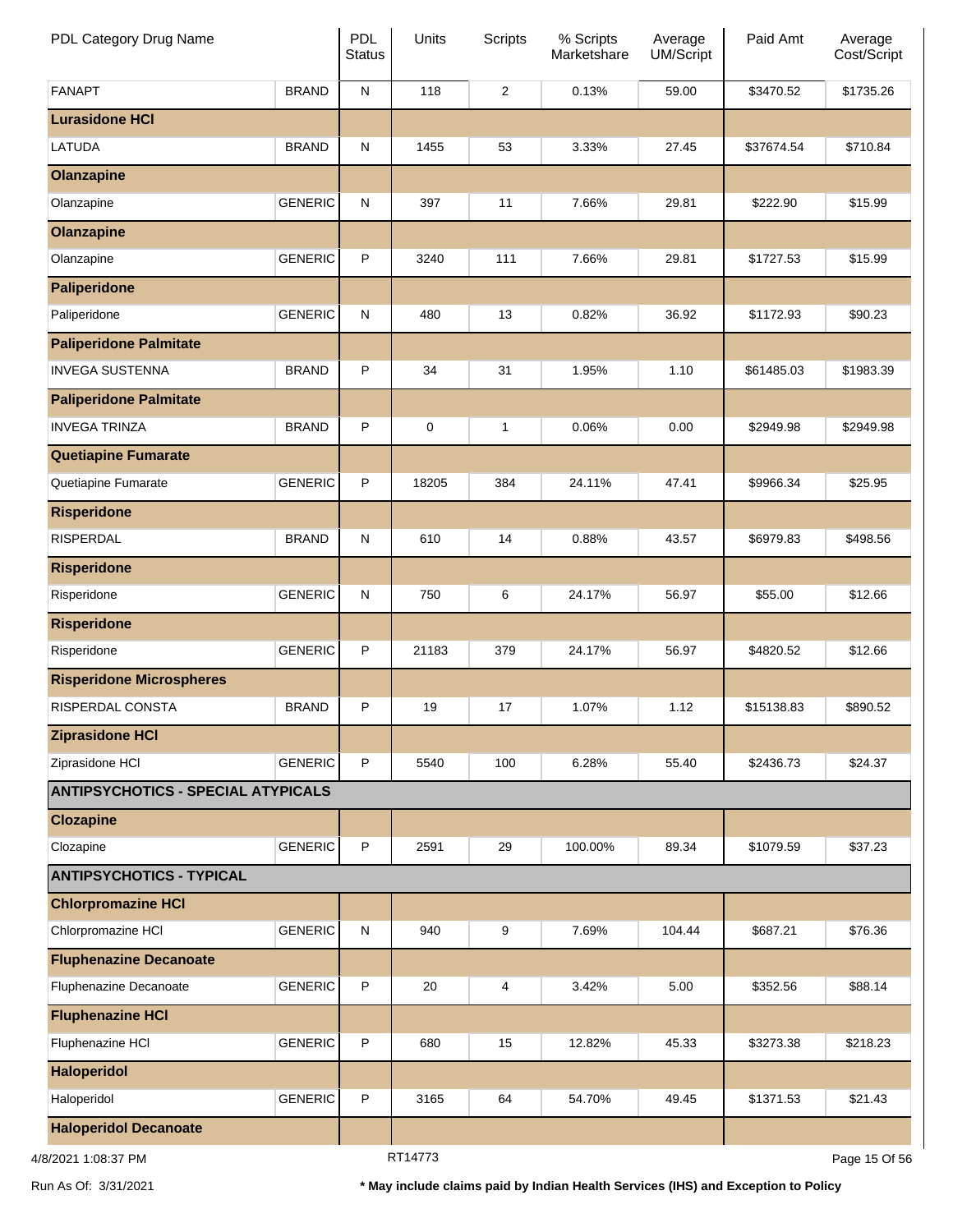| PDL Category Drug Name | | PDL Status | Units | Scripts | % Scripts Marketshare | Average UM/Script | Paid Amt | Average Cost/Script |
|---|---|---|---|---|---|---|---|---|
| FANAPT | BRAND | N | 118 | 2 | 0.13% | 59.00 | $3470.52 | $1735.26 |
| **Lurasidone HCl** | | | | | | | | |
| LATUDA | BRAND | N | 1455 | 53 | 3.33% | 27.45 | $37674.54 | $710.84 |
| **Olanzapine** | | | | | | | | |
| Olanzapine | GENERIC | N | 397 | 11 | 7.66% | 29.81 | $222.90 | $15.99 |
| **Olanzapine** | | | | | | | | |
| Olanzapine | GENERIC | P | 3240 | 111 | 7.66% | 29.81 | $1727.53 | $15.99 |
| **Paliperidone** | | | | | | | | |
| Paliperidone | GENERIC | N | 480 | 13 | 0.82% | 36.92 | $1172.93 | $90.23 |
| **Paliperidone Palmitate** | | | | | | | | |
| INVEGA SUSTENNA | BRAND | P | 34 | 31 | 1.95% | 1.10 | $61485.03 | $1983.39 |
| **Paliperidone Palmitate** | | | | | | | | |
| INVEGA TRINZA | BRAND | P | 0 | 1 | 0.06% | 0.00 | $2949.98 | $2949.98 |
| **Quetiapine Fumarate** | | | | | | | | |
| Quetiapine Fumarate | GENERIC | P | 18205 | 384 | 24.11% | 47.41 | $9966.34 | $25.95 |
| **Risperidone** | | | | | | | | |
| RISPERDAL | BRAND | N | 610 | 14 | 0.88% | 43.57 | $6979.83 | $498.56 |
| **Risperidone** | | | | | | | | |
| Risperidone | GENERIC | N | 750 | 6 | 24.17% | 56.97 | $55.00 | $12.66 |
| **Risperidone** | | | | | | | | |
| Risperidone | GENERIC | P | 21183 | 379 | 24.17% | 56.97 | $4820.52 | $12.66 |
| **Risperidone Microspheres** | | | | | | | | |
| RISPERDAL CONSTA | BRAND | P | 19 | 17 | 1.07% | 1.12 | $15138.83 | $890.52 |
| **Ziprasidone HCl** | | | | | | | | |
| Ziprasidone HCl | GENERIC | P | 5540 | 100 | 6.28% | 55.40 | $2436.73 | $24.37 |
| **ANTIPSYCHOTICS - SPECIAL ATYPICALS** | | | | | | | | |
| **Clozapine** | | | | | | | | |
| Clozapine | GENERIC | P | 2591 | 29 | 100.00% | 89.34 | $1079.59 | $37.23 |
| **ANTIPSYCHOTICS - TYPICAL** | | | | | | | | |
| **Chlorpromazine HCl** | | | | | | | | |
| Chlorpromazine HCl | GENERIC | N | 940 | 9 | 7.69% | 104.44 | $687.21 | $76.36 |
| **Fluphenazine Decanoate** | | | | | | | | |
| Fluphenazine Decanoate | GENERIC | P | 20 | 4 | 3.42% | 5.00 | $352.56 | $88.14 |
| **Fluphenazine HCl** | | | | | | | | |
| Fluphenazine HCl | GENERIC | P | 680 | 15 | 12.82% | 45.33 | $3273.38 | $218.23 |
| **Haloperidol** | | | | | | | | |
| Haloperidol | GENERIC | P | 3165 | 64 | 54.70% | 49.45 | $1371.53 | $21.43 |
| **Haloperidol Decanoate** | | | | | | | | |

4/8/2021 1:08:37 PM RT14773

Run As Of: 3/31/2021

**\* May include claims paid by Indian Health Services (IHS) and Exception to Policy**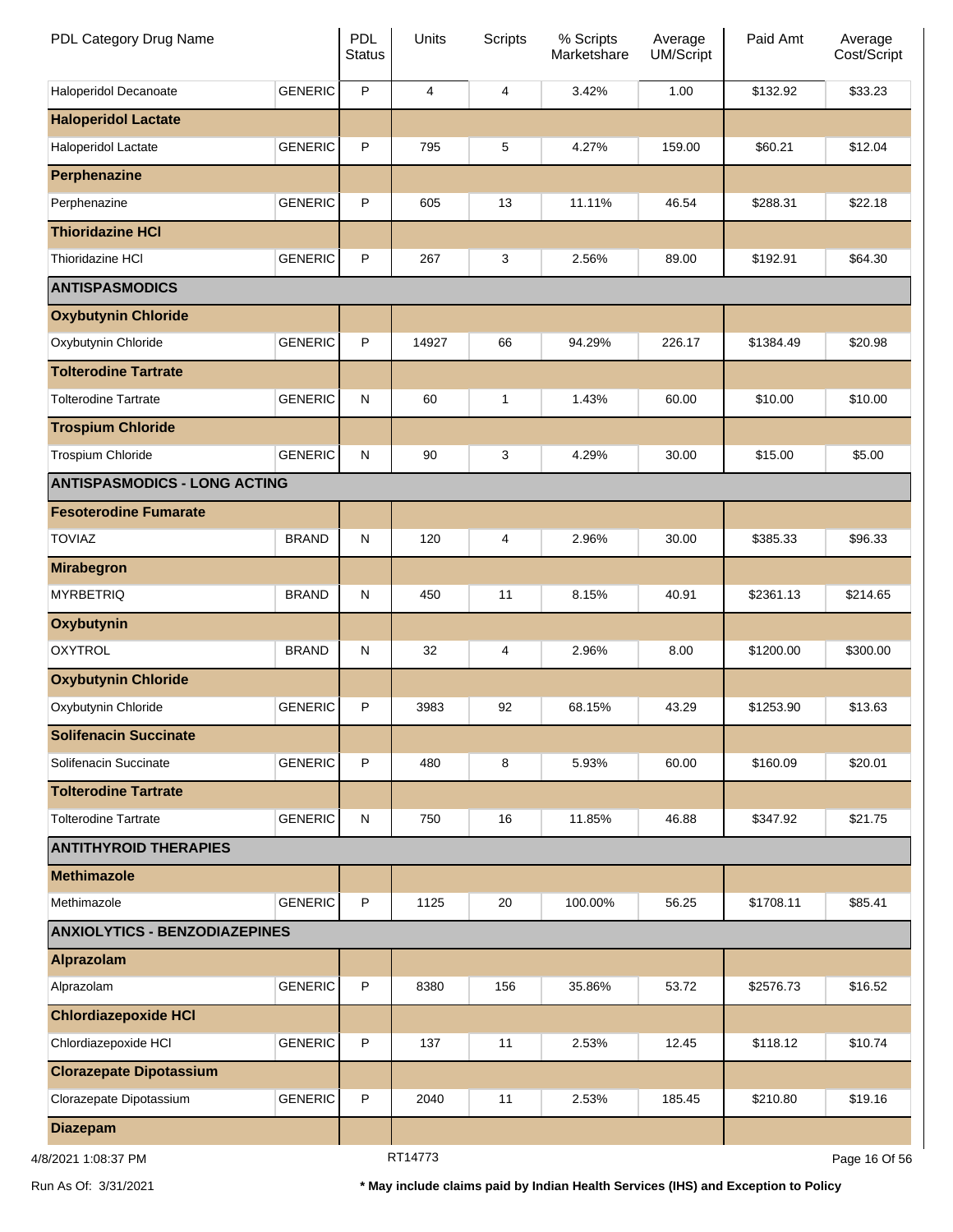| PDL Category Drug Name | | PDL Status | Units | Scripts | % Scripts Marketshare | Average UM/Script | Paid Amt | Average Cost/Script |
|---|---|---|---|---|---|---|---|---|
| Haloperidol Decanoate | GENERIC | P | 4 | 4 | 3.42% | 1.00 | $132.92 | $33.23 |
| **Haloperidol Lactate** | | | | | | | | |
| Haloperidol Lactate | GENERIC | P | 795 | 5 | 4.27% | 159.00 | $60.21 | $12.04 |
| **Perphenazine** | | | | | | | | |
| Perphenazine | GENERIC | P | 605 | 13 | 11.11% | 46.54 | $288.31 | $22.18 |
| **Thioridazine HCl** | | | | | | | | |
| Thioridazine HCl | GENERIC | P | 267 | 3 | 2.56% | 89.00 | $192.91 | $64.30 |
| **ANTISPASMODICS** | | | | | | | | |
| **Oxybutynin Chloride** | | | | | | | | |
| Oxybutynin Chloride | GENERIC | P | 14927 | 66 | 94.29% | 226.17 | $1384.49 | $20.98 |
| **Tolterodine Tartrate** | | | | | | | | |
| Tolterodine Tartrate | GENERIC | N | 60 | 1 | 1.43% | 60.00 | $10.00 | $10.00 |
| **Trospium Chloride** | | | | | | | | |
| Trospium Chloride | GENERIC | N | 90 | 3 | 4.29% | 30.00 | $15.00 | $5.00 |
| **ANTISPASMODICS - LONG ACTING** | | | | | | | | |
| **Fesoterodine Fumarate** | | | | | | | | |
| TOVIAZ | BRAND | N | 120 | 4 | 2.96% | 30.00 | $385.33 | $96.33 |
| **Mirabegron** | | | | | | | | |
| MYRBETRIQ | BRAND | N | 450 | 11 | 8.15% | 40.91 | $2361.13 | $214.65 |
| **Oxybutynin** | | | | | | | | |
| OXYTROL | BRAND | N | 32 | 4 | 2.96% | 8.00 | $1200.00 | $300.00 |
| **Oxybutynin Chloride** | | | | | | | | |
| Oxybutynin Chloride | GENERIC | P | 3983 | 92 | 68.15% | 43.29 | $1253.90 | $13.63 |
| **Solifenacin Succinate** | | | | | | | | |
| Solifenacin Succinate | GENERIC | P | 480 | 8 | 5.93% | 60.00 | $160.09 | $20.01 |
| **Tolterodine Tartrate** | | | | | | | | |
| Tolterodine Tartrate | GENERIC | N | 750 | 16 | 11.85% | 46.88 | $347.92 | $21.75 |
| **ANTITHYROID THERAPIES** | | | | | | | | |
| **Methimazole** | | | | | | | | |
| Methimazole | GENERIC | P | 1125 | 20 | 100.00% | 56.25 | $1708.11 | $85.41 |
| **ANXIOLYTICS - BENZODIAZEPINES** | | | | | | | | |
| **Alprazolam** | | | | | | | | |
| Alprazolam | GENERIC | P | 8380 | 156 | 35.86% | 53.72 | $2576.73 | $16.52 |
| **Chlordiazepoxide HCl** | | | | | | | | |
| Chlordiazepoxide HCl | GENERIC | P | 137 | 11 | 2.53% | 12.45 | $118.12 | $10.74 |
| **Clorazepate Dipotassium** | | | | | | | | |
| Clorazepate Dipotassium | GENERIC | P | 2040 | 11 | 2.53% | 185.45 | $210.80 | $19.16 |
| **Diazepam** | | | | | | | | |

4/8/2021 1:08:37 PM RT14773

Run As Of: 3/31/2021 **\* May include claims paid by Indian Health Services (IHS) and Exception to Policy**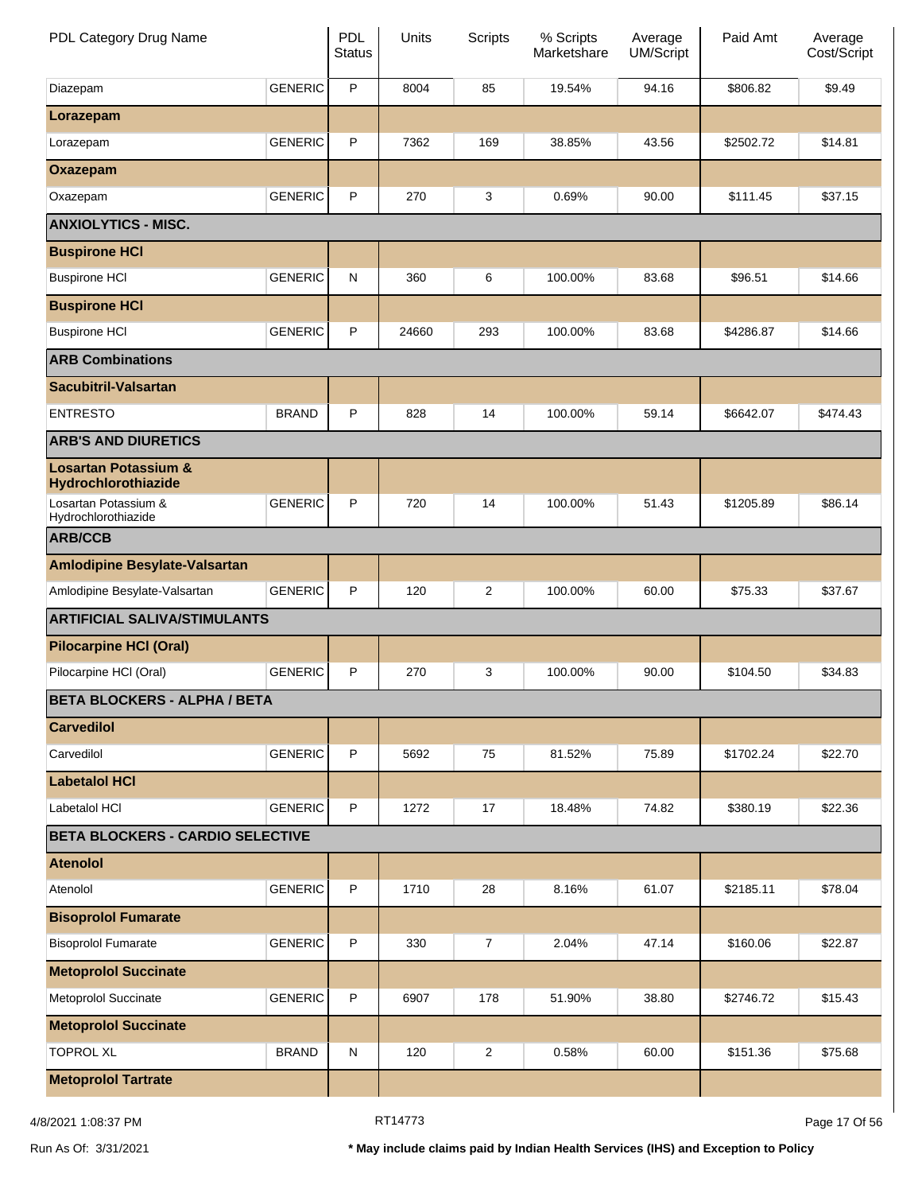| PDL Category Drug Name | | PDL Status | Units | Scripts | % Scripts Marketshare | Average UM/Script | Paid Amt | Average Cost/Script |
|---|---|---|---|---|---|---|---|---|
| Diazepam | GENERIC | P | 8004 | 85 | 19.54% | 94.16 | $806.82 | $9.49 |
| **Lorazepam** | | | | | | | | |
| Lorazepam | GENERIC | P | 7362 | 169 | 38.85% | 43.56 | $2502.72 | $14.81 |
| **Oxazepam** | | | | | | | | |
| Oxazepam | GENERIC | P | 270 | 3 | 0.69% | 90.00 | $111.45 | $37.15 |
| **ANXIOLYTICS - MISC.** | | | | | | | | |
| **Buspirone HCl** | | | | | | | | |
| Buspirone HCl | GENERIC | N | 360 | 6 | 100.00% | 83.68 | $96.51 | $14.66 |
| **Buspirone HCl** | | | | | | | | |
| Buspirone HCl | GENERIC | P | 24660 | 293 | 100.00% | 83.68 | $4286.87 | $14.66 |
| **ARB Combinations** | | | | | | | | |
| **Sacubitril-Valsartan** | | | | | | | | |
| ENTRESTO | BRAND | P | 828 | 14 | 100.00% | 59.14 | $6642.07 | $474.43 |
| **ARB'S AND DIURETICS** | | | | | | | | |
| **Losartan Potassium & Hydrochlorothiazide** | | | | | | | | |
| Losartan Potassium & Hydrochlorothiazide | GENERIC | P | 720 | 14 | 100.00% | 51.43 | $1205.89 | $86.14 |
| **ARB/CCB** | | | | | | | | |
| **Amlodipine Besylate-Valsartan** | | | | | | | | |
| Amlodipine Besylate-Valsartan | GENERIC | P | 120 | 2 | 100.00% | 60.00 | $75.33 | $37.67 |
| **ARTIFICIAL SALIVA/STIMULANTS** | | | | | | | | |
| **Pilocarpine HCl (Oral)** | | | | | | | | |
| Pilocarpine HCl (Oral) | GENERIC | P | 270 | 3 | 100.00% | 90.00 | $104.50 | $34.83 |
| **BETA BLOCKERS - ALPHA / BETA** | | | | | | | | |
| **Carvedilol** | | | | | | | | |
| Carvedilol | GENERIC | P | 5692 | 75 | 81.52% | 75.89 | $1702.24 | $22.70 |
| **Labetalol HCl** | | | | | | | | |
| Labetalol HCl | GENERIC | P | 1272 | 17 | 18.48% | 74.82 | $380.19 | $22.36 |
| **BETA BLOCKERS - CARDIO SELECTIVE** | | | | | | | | |
| **Atenolol** | | | | | | | | |
| Atenolol | GENERIC | P | 1710 | 28 | 8.16% | 61.07 | $2185.11 | $78.04 |
| **Bisoprolol Fumarate** | | | | | | | | |
| Bisoprolol Fumarate | GENERIC | P | 330 | 7 | 2.04% | 47.14 | $160.06 | $22.87 |
| **Metoprolol Succinate** | | | | | | | | |
| Metoprolol Succinate | GENERIC | P | 6907 | 178 | 51.90% | 38.80 | $2746.72 | $15.43 |
| **Metoprolol Succinate** | | | | | | | | |
| TOPROL XL | BRAND | N | 120 | 2 | 0.58% | 60.00 | $151.36 | $75.68 |
| **Metoprolol Tartrate** | | | | | | | | |

4/8/2021 1:08:37 PM RT14773

Run As Of: 3/31/2021 **\* May include claims paid by Indian Health Services (IHS) and Exception to Policy**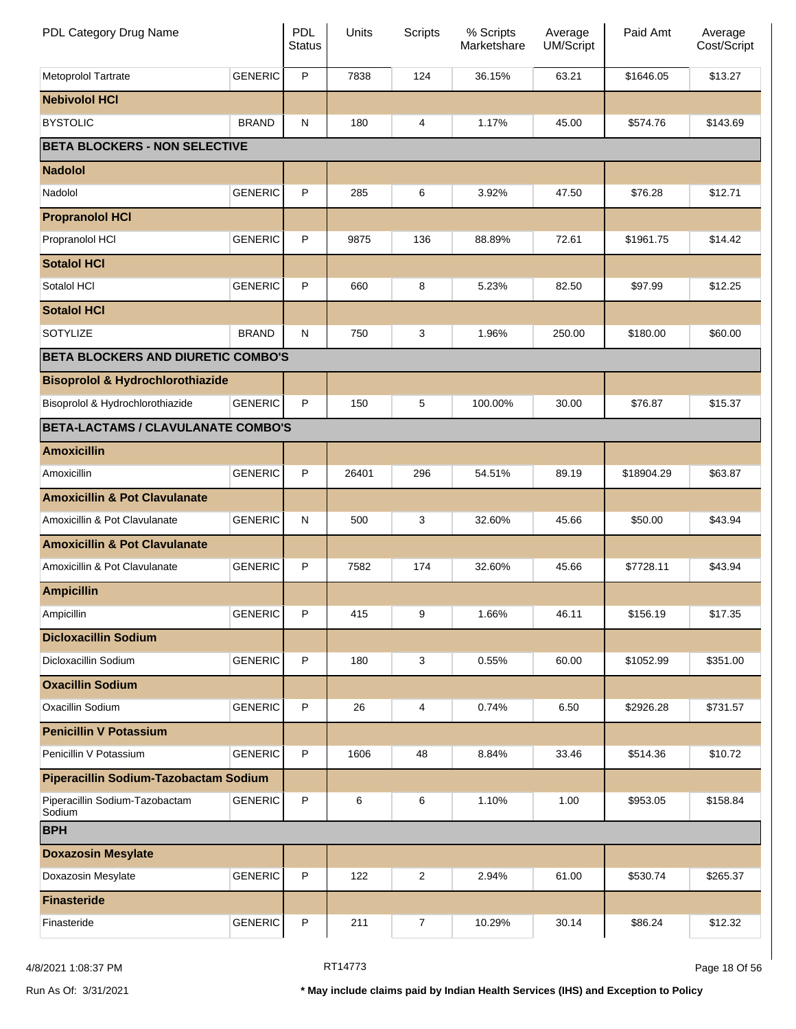| PDL Category Drug Name | | PDL Status | Units | Scripts | % Scripts Marketshare | Average UM/Script | Paid Amt | Average Cost/Script |
|---|---|---|---|---|---|---|---|---|
| Metoprolol Tartrate | GENERIC | P | 7838 | 124 | 36.15% | 63.21 | $1646.05 | $13.27 |
| **Nebivolol HCl** | | | | | | | | |
| BYSTOLIC | BRAND | N | 180 | 4 | 1.17% | 45.00 | $574.76 | $143.69 |
| **BETA BLOCKERS - NON SELECTIVE** | | | | | | | | |
| **Nadolol** | | | | | | | | |
| Nadolol | GENERIC | P | 285 | 6 | 3.92% | 47.50 | $76.28 | $12.71 |
| **Propranolol HCl** | | | | | | | | |
| Propranolol HCl | GENERIC | P | 9875 | 136 | 88.89% | 72.61 | $1961.75 | $14.42 |
| **Sotalol HCl** | | | | | | | | |
| Sotalol HCl | GENERIC | P | 660 | 8 | 5.23% | 82.50 | $97.99 | $12.25 |
| **Sotalol HCl** | | | | | | | | |
| SOTYLIZE | BRAND | N | 750 | 3 | 1.96% | 250.00 | $180.00 | $60.00 |
| **BETA BLOCKERS AND DIURETIC COMBO'S** | | | | | | | | |
| **Bisoprolol & Hydrochlorothiazide** | | | | | | | | |
| Bisoprolol & Hydrochlorothiazide | GENERIC | P | 150 | 5 | 100.00% | 30.00 | $76.87 | $15.37 |
| **BETA-LACTAMS / CLAVULANATE COMBO'S** | | | | | | | | |
| **Amoxicillin** | | | | | | | | |
| Amoxicillin | GENERIC | P | 26401 | 296 | 54.51% | 89.19 | $18904.29 | $63.87 |
| **Amoxicillin & Pot Clavulanate** | | | | | | | | |
| Amoxicillin & Pot Clavulanate | GENERIC | N | 500 | 3 | 32.60% | 45.66 | $50.00 | $43.94 |
| **Amoxicillin & Pot Clavulanate** | | | | | | | | |
| Amoxicillin & Pot Clavulanate | GENERIC | P | 7582 | 174 | 32.60% | 45.66 | $7728.11 | $43.94 |
| **Ampicillin** | | | | | | | | |
| Ampicillin | GENERIC | P | 415 | 9 | 1.66% | 46.11 | $156.19 | $17.35 |
| **Dicloxacillin Sodium** | | | | | | | | |
| Dicloxacillin Sodium | GENERIC | P | 180 | 3 | 0.55% | 60.00 | $1052.99 | $351.00 |
| **Oxacillin Sodium** | | | | | | | | |
| Oxacillin Sodium | GENERIC | P | 26 | 4 | 0.74% | 6.50 | $2926.28 | $731.57 |
| **Penicillin V Potassium** | | | | | | | | |
| Penicillin V Potassium | GENERIC | P | 1606 | 48 | 8.84% | 33.46 | $514.36 | $10.72 |
| **Piperacillin Sodium-Tazobactam Sodium** | | | | | | | | |
| Piperacillin Sodium-Tazobactam Sodium | GENERIC | P | 6 | 6 | 1.10% | 1.00 | $953.05 | $158.84 |
| **BPH** | | | | | | | | |
| **Doxazosin Mesylate** | | | | | | | | |
| Doxazosin Mesylate | GENERIC | P | 122 | 2 | 2.94% | 61.00 | $530.74 | $265.37 |
| **Finasteride** | | | | | | | | |
| Finasteride | GENERIC | P | 211 | 7 | 10.29% | 30.14 | $86.24 | $12.32 |

4/8/2021 1:08:37 PM RT14773

Run As Of: 3/31/2021

**\* May include claims paid by Indian Health Services (IHS) and Exception to Policy**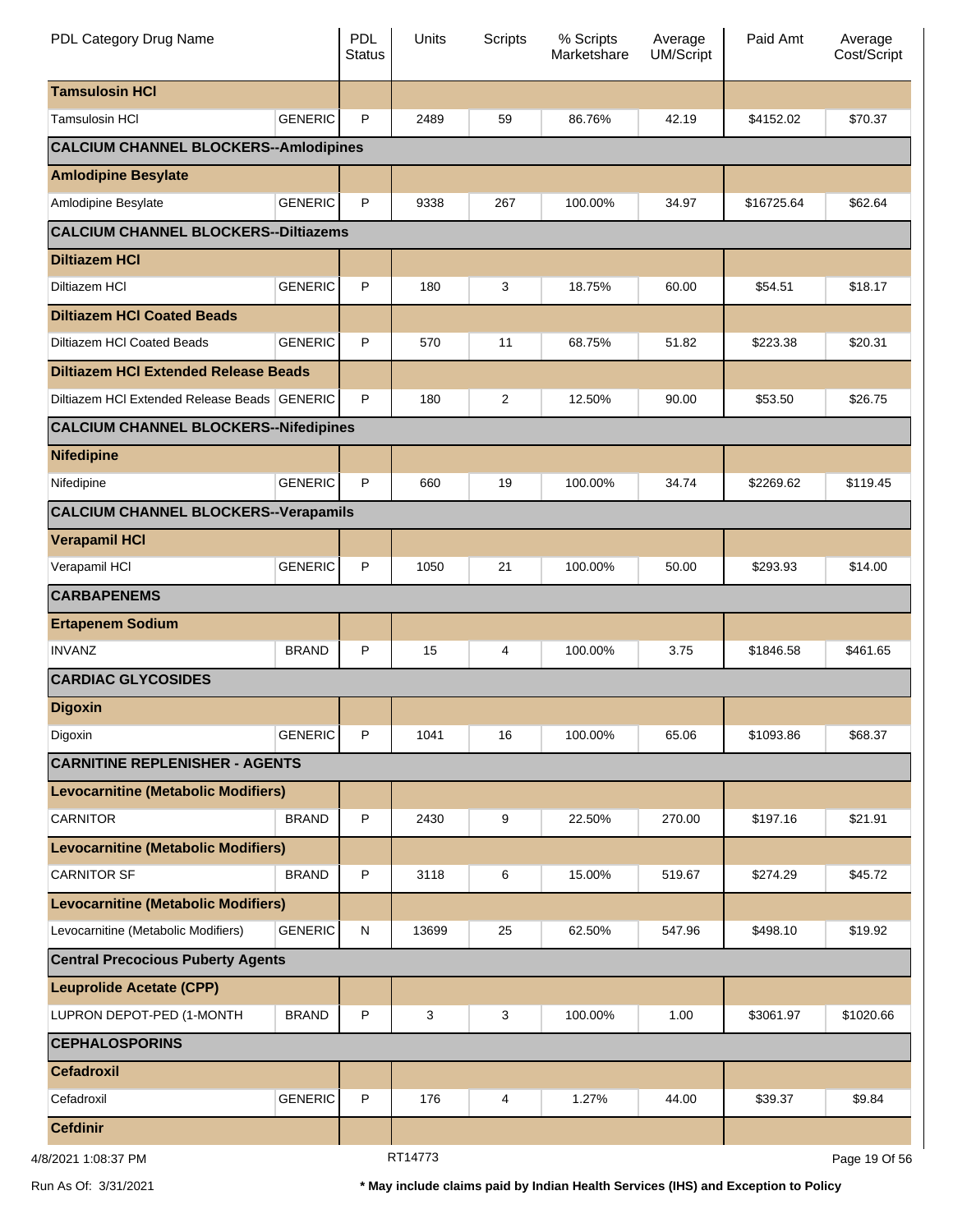| PDL Category Drug Name | | PDL Status | Units | Scripts | % Scripts Marketshare | Average UM/Script | Paid Amt | Average Cost/Script |
|---|---|---|---|---|---|---|---|---|
| **Tamsulosin HCl** | | | | | | | | |
| Tamsulosin HCl | GENERIC | P | 2489 | 59 | 86.76% | 42.19 | $4152.02 | $70.37 |
| **CALCIUM CHANNEL BLOCKERS--Amlodipines** | | | | | | | | |
| **Amlodipine Besylate** | | | | | | | | |
| Amlodipine Besylate | GENERIC | P | 9338 | 267 | 100.00% | 34.97 | $16725.64 | $62.64 |
| **CALCIUM CHANNEL BLOCKERS--Diltiazems** | | | | | | | | |
| **Diltiazem HCl** | | | | | | | | |
| Diltiazem HCl | GENERIC | P | 180 | 3 | 18.75% | 60.00 | $54.51 | $18.17 |
| **Diltiazem HCl Coated Beads** | | | | | | | | |
| Diltiazem HCl Coated Beads | GENERIC | P | 570 | 11 | 68.75% | 51.82 | $223.38 | $20.31 |
| **Diltiazem HCl Extended Release Beads** | | | | | | | | |
| Diltiazem HCl Extended Release Beads | GENERIC | P | 180 | 2 | 12.50% | 90.00 | $53.50 | $26.75 |
| **CALCIUM CHANNEL BLOCKERS--Nifedipines** | | | | | | | | |
| **Nifedipine** | | | | | | | | |
| Nifedipine | GENERIC | P | 660 | 19 | 100.00% | 34.74 | $2269.62 | $119.45 |
| **CALCIUM CHANNEL BLOCKERS--Verapamils** | | | | | | | | |
| **Verapamil HCl** | | | | | | | | |
| Verapamil HCl | GENERIC | P | 1050 | 21 | 100.00% | 50.00 | $293.93 | $14.00 |
| **CARBAPENEMS** | | | | | | | | |
| **Ertapenem Sodium** | | | | | | | | |
| INVANZ | BRAND | P | 15 | 4 | 100.00% | 3.75 | $1846.58 | $461.65 |
| **CARDIAC GLYCOSIDES** | | | | | | | | |
| **Digoxin** | | | | | | | | |
| Digoxin | GENERIC | P | 1041 | 16 | 100.00% | 65.06 | $1093.86 | $68.37 |
| **CARNITINE REPLENISHER - AGENTS** | | | | | | | | |
| **Levocarnitine (Metabolic Modifiers)** | | | | | | | | |
| CARNITOR | BRAND | P | 2430 | 9 | 22.50% | 270.00 | $197.16 | $21.91 |
| **Levocarnitine (Metabolic Modifiers)** | | | | | | | | |
| CARNITOR SF | BRAND | P | 3118 | 6 | 15.00% | 519.67 | $274.29 | $45.72 |
| **Levocarnitine (Metabolic Modifiers)** | | | | | | | | |
| Levocarnitine (Metabolic Modifiers) | GENERIC | N | 13699 | 25 | 62.50% | 547.96 | $498.10 | $19.92 |
| **Central Precocious Puberty Agents** | | | | | | | | |
| **Leuprolide Acetate (CPP)** | | | | | | | | |
| LUPRON DEPOT-PED (1-MONTH | BRAND | P | 3 | 3 | 100.00% | 1.00 | $3061.97 | $1020.66 |
| **CEPHALOSPORINS** | | | | | | | | |
| **Cefadroxil** | | | | | | | | |
| Cefadroxil | GENERIC | P | 176 | 4 | 1.27% | 44.00 | $39.37 | $9.84 |
| **Cefdinir** | | | | | | | | |

4/8/2021 1:08:37 PM RT14773

Run As Of: 3/31/2021 **\* May include claims paid by Indian Health Services (IHS) and Exception to Policy**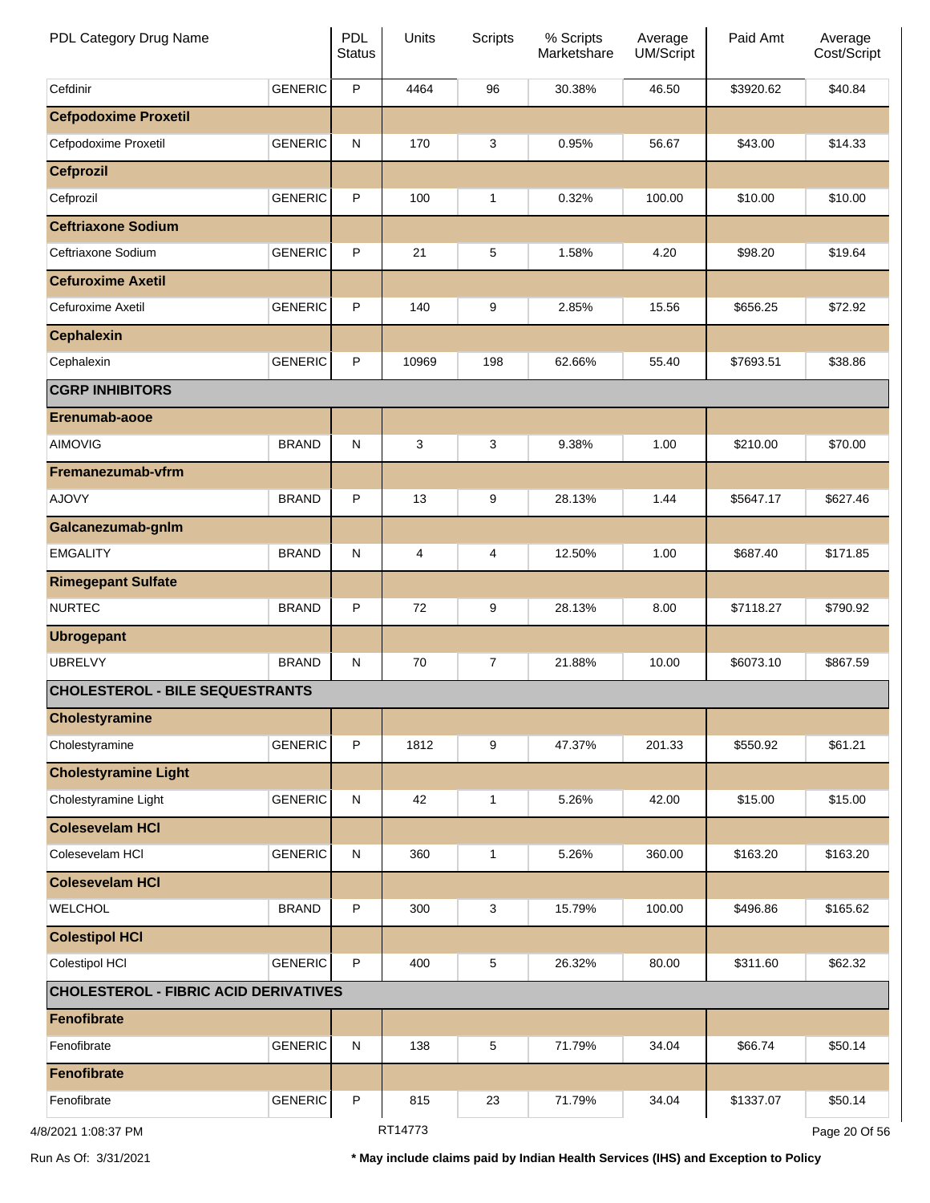| PDL Category Drug Name | | PDL Status | Units | Scripts | % Scripts Marketshare | Average UM/Script | Paid Amt | Average Cost/Script |
|---|---|---|---|---|---|---|---|---|
| Cefdinir | GENERIC | P | 4464 | 96 | 30.38% | 46.50 | $3920.62 | $40.84 |
| **Cefpodoxime Proxetil** | | | | | | | | |
| Cefpodoxime Proxetil | GENERIC | N | 170 | 3 | 0.95% | 56.67 | $43.00 | $14.33 |
| **Cefprozil** | | | | | | | | |
| Cefprozil | GENERIC | P | 100 | 1 | 0.32% | 100.00 | $10.00 | $10.00 |
| **Ceftriaxone Sodium** | | | | | | | | |
| Ceftriaxone Sodium | GENERIC | P | 21 | 5 | 1.58% | 4.20 | $98.20 | $19.64 |
| **Cefuroxime Axetil** | | | | | | | | |
| Cefuroxime Axetil | GENERIC | P | 140 | 9 | 2.85% | 15.56 | $656.25 | $72.92 |
| **Cephalexin** | | | | | | | | |
| Cephalexin | GENERIC | P | 10969 | 198 | 62.66% | 55.40 | $7693.51 | $38.86 |
| **CGRP INHIBITORS** | | | | | | | | |
| **Erenumab-aooe** | | | | | | | | |
| AIMOVIG | BRAND | N | 3 | 3 | 9.38% | 1.00 | $210.00 | $70.00 |
| **Fremanezumab-vfrm** | | | | | | | | |
| AJOVY | BRAND | P | 13 | 9 | 28.13% | 1.44 | $5647.17 | $627.46 |
| **Galcanezumab-gnlm** | | | | | | | | |
| EMGALITY | BRAND | N | 4 | 4 | 12.50% | 1.00 | $687.40 | $171.85 |
| **Rimegepant Sulfate** | | | | | | | | |
| NURTEC | BRAND | P | 72 | 9 | 28.13% | 8.00 | $7118.27 | $790.92 |
| **Ubrogepant** | | | | | | | | |
| UBRELVY | BRAND | N | 70 | 7 | 21.88% | 10.00 | $6073.10 | $867.59 |
| **CHOLESTEROL - BILE SEQUESTRANTS** | | | | | | | | |
| **Cholestyramine** | | | | | | | | |
| Cholestyramine | GENERIC | P | 1812 | 9 | 47.37% | 201.33 | $550.92 | $61.21 |
| **Cholestyramine Light** | | | | | | | | |
| Cholestyramine Light | GENERIC | N | 42 | 1 | 5.26% | 42.00 | $15.00 | $15.00 |
| **Colesevelam HCl** | | | | | | | | |
| Colesevelam HCl | GENERIC | N | 360 | 1 | 5.26% | 360.00 | $163.20 | $163.20 |
| **Colesevelam HCl** | | | | | | | | |
| WELCHOL | BRAND | P | 300 | 3 | 15.79% | 100.00 | $496.86 | $165.62 |
| **Colestipol HCl** | | | | | | | | |
| Colestipol HCl | GENERIC | P | 400 | 5 | 26.32% | 80.00 | $311.60 | $62.32 |
| **CHOLESTEROL - FIBRIC ACID DERIVATIVES** | | | | | | | | |
| **Fenofibrate** | | | | | | | | |
| Fenofibrate | GENERIC | N | 138 | 5 | 71.79% | 34.04 | $66.74 | $50.14 |
| **Fenofibrate** | | | | | | | | |
| Fenofibrate | GENERIC | P | 815 | 23 | 71.79% | 34.04 | $1337.07 | $50.14 |

4/8/2021 1:08:37 PM RT14773

Run As Of: 3/31/2021

**\* May include claims paid by Indian Health Services (IHS) and Exception to Policy**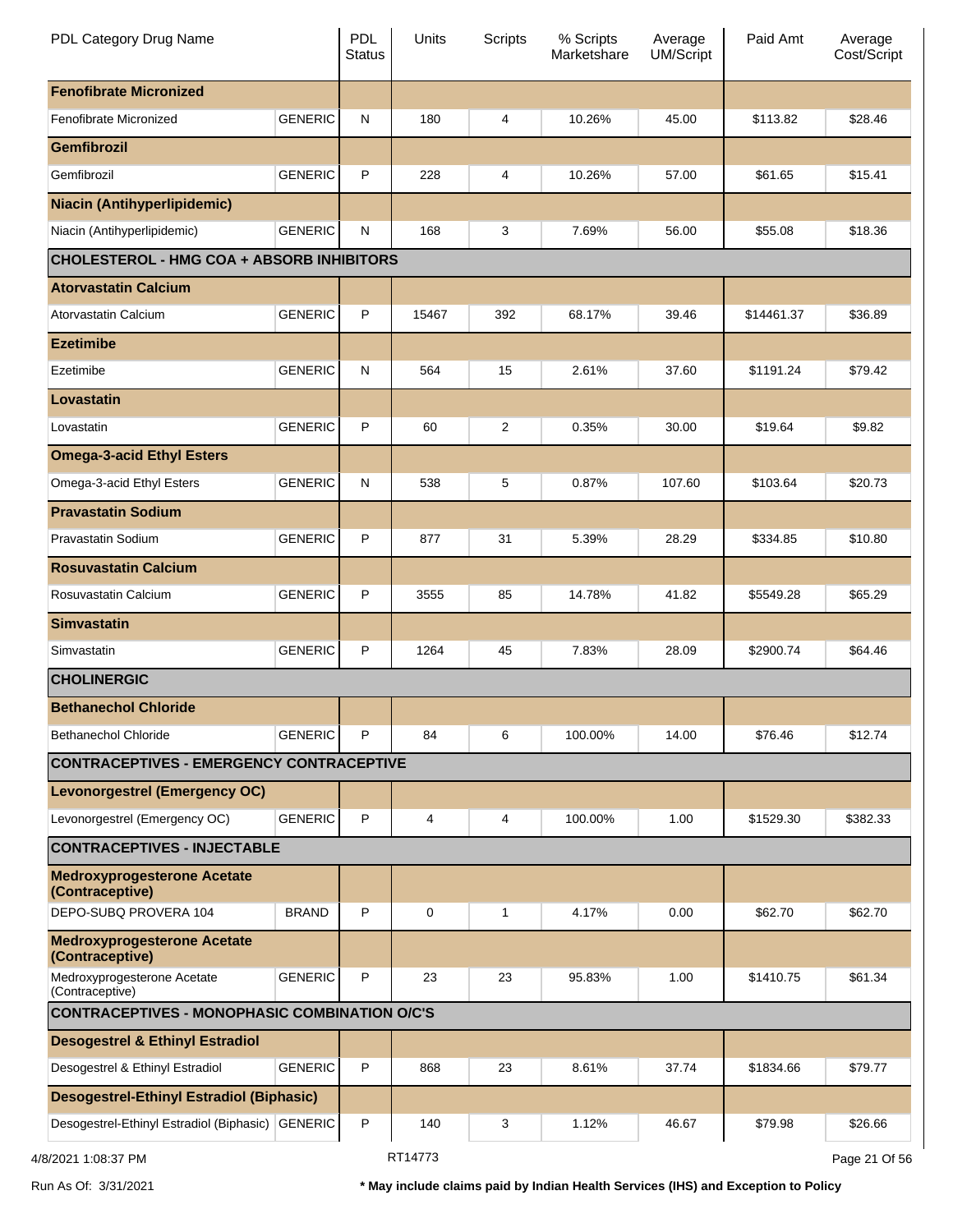| PDL Category Drug Name | | PDL Status | Units | Scripts | % Scripts Marketshare | Average UM/Script | Paid Amt | Average Cost/Script |
|---|---|---|---|---|---|---|---|---|
| **Fenofibrate Micronized** | | | | | | | | |
| Fenofibrate Micronized | GENERIC | N | 180 | 4 | 10.26% | 45.00 | $113.82 | $28.46 |
| **Gemfibrozil** | | | | | | | | |
| Gemfibrozil | GENERIC | P | 228 | 4 | 10.26% | 57.00 | $61.65 | $15.41 |
| **Niacin (Antihyperlipidemic)** | | | | | | | | |
| Niacin (Antihyperlipidemic) | GENERIC | N | 168 | 3 | 7.69% | 56.00 | $55.08 | $18.36 |
| **CHOLESTEROL - HMG COA + ABSORB INHIBITORS** | | | | | | | | |
| **Atorvastatin Calcium** | | | | | | | | |
| Atorvastatin Calcium | GENERIC | P | 15467 | 392 | 68.17% | 39.46 | $14461.37 | $36.89 |
| **Ezetimibe** | | | | | | | | |
| Ezetimibe | GENERIC | N | 564 | 15 | 2.61% | 37.60 | $1191.24 | $79.42 |
| **Lovastatin** | | | | | | | | |
| Lovastatin | GENERIC | P | 60 | 2 | 0.35% | 30.00 | $19.64 | $9.82 |
| **Omega-3-acid Ethyl Esters** | | | | | | | | |
| Omega-3-acid Ethyl Esters | GENERIC | N | 538 | 5 | 0.87% | 107.60 | $103.64 | $20.73 |
| **Pravastatin Sodium** | | | | | | | | |
| Pravastatin Sodium | GENERIC | P | 877 | 31 | 5.39% | 28.29 | $334.85 | $10.80 |
| **Rosuvastatin Calcium** | | | | | | | | |
| Rosuvastatin Calcium | GENERIC | P | 3555 | 85 | 14.78% | 41.82 | $5549.28 | $65.29 |
| **Simvastatin** | | | | | | | | |
| Simvastatin | GENERIC | P | 1264 | 45 | 7.83% | 28.09 | $2900.74 | $64.46 |
| **CHOLINERGIC** | | | | | | | | |
| **Bethanechol Chloride** | | | | | | | | |
| Bethanechol Chloride | GENERIC | P | 84 | 6 | 100.00% | 14.00 | $76.46 | $12.74 |
| **CONTRACEPTIVES - EMERGENCY CONTRACEPTIVE** | | | | | | | | |
| **Levonorgestrel (Emergency OC)** | | | | | | | | |
| Levonorgestrel (Emergency OC) | GENERIC | P | 4 | 4 | 100.00% | 1.00 | $1529.30 | $382.33 |
| **CONTRACEPTIVES - INJECTABLE** | | | | | | | | |
| **Medroxyprogesterone Acetate (Contraceptive)** | | | | | | | | |
| DEPO-SUBQ PROVERA 104 | BRAND | P | 0 | 1 | 4.17% | 0.00 | $62.70 | $62.70 |
| **Medroxyprogesterone Acetate (Contraceptive)** | | | | | | | | |
| Medroxyprogesterone Acetate (Contraceptive) | GENERIC | P | 23 | 23 | 95.83% | 1.00 | $1410.75 | $61.34 |
| **CONTRACEPTIVES - MONOPHASIC COMBINATION O/C'S** | | | | | | | | |
| **Desogestrel & Ethinyl Estradiol** | | | | | | | | |
| Desogestrel & Ethinyl Estradiol | GENERIC | P | 868 | 23 | 8.61% | 37.74 | $1834.66 | $79.77 |
| **Desogestrel-Ethinyl Estradiol (Biphasic)** | | | | | | | | |
| Desogestrel-Ethinyl Estradiol (Biphasic) | GENERIC | P | 140 | 3 | 1.12% | 46.67 | $79.98 | $26.66 |

4/8/2021 1:08:37 PM RT14773

Run As Of: 3/31/2021

* May include claims paid by Indian Health Services (IHS) and Exception to Policy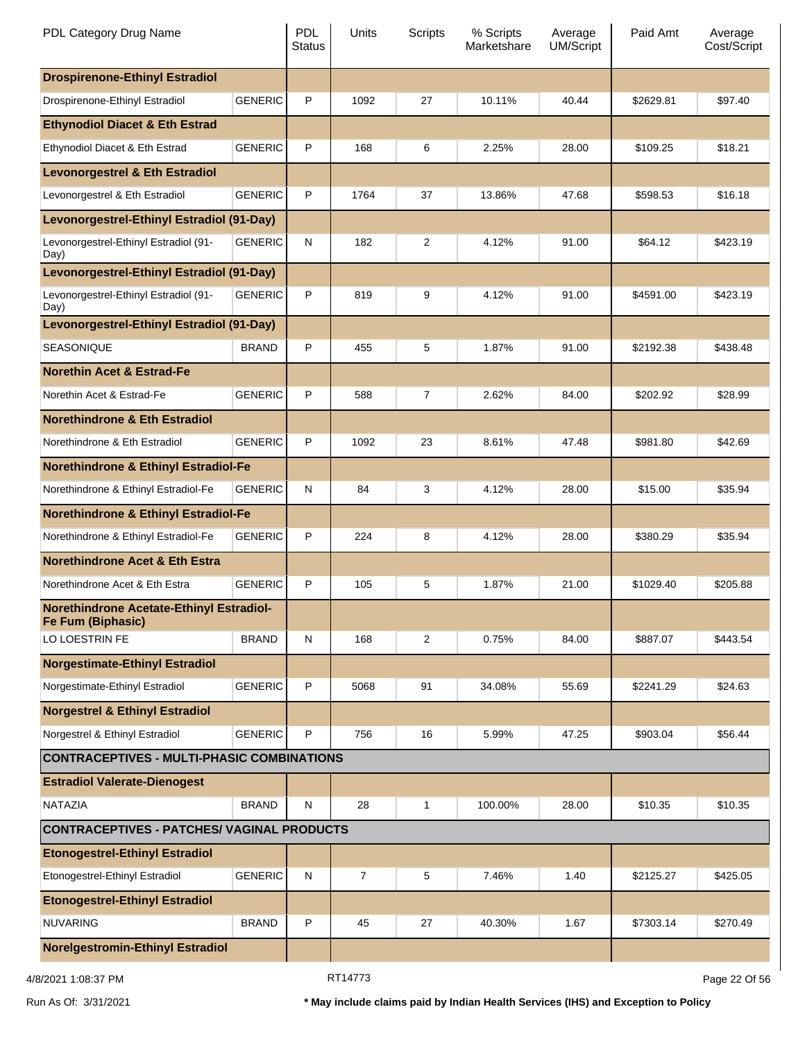| PDL Category Drug Name | | PDL Status | Units | Scripts | % Scripts Marketshare | Average UM/Script | Paid Amt | Average Cost/Script |
|---|---|---|---|---|---|---|---|---|
| **Drospirenone-Ethinyl Estradiol** | | | | | | | | |
| Drospirenone-Ethinyl Estradiol | GENERIC | P | 1092 | 27 | 10.11% | 40.44 | $2629.81 | $97.40 |
| **Ethynodiol Diacet & Eth Estrad** | | | | | | | | |
| Ethynodiol Diacet & Eth Estrad | GENERIC | P | 168 | 6 | 2.25% | 28.00 | $109.25 | $18.21 |
| **Levonorgestrel & Eth Estradiol** | | | | | | | | |
| Levonorgestrel & Eth Estradiol | GENERIC | P | 1764 | 37 | 13.86% | 47.68 | $598.53 | $16.18 |
| **Levonorgestrel-Ethinyl Estradiol (91-Day)** | | | | | | | | |
| Levonorgestrel-Ethinyl Estradiol (91-Day) | GENERIC | N | 182 | 2 | 4.12% | 91.00 | $64.12 | $423.19 |
| **Levonorgestrel-Ethinyl Estradiol (91-Day)** | | | | | | | | |
| Levonorgestrel-Ethinyl Estradiol (91-Day) | GENERIC | P | 819 | 9 | 4.12% | 91.00 | $4591.00 | $423.19 |
| **Levonorgestrel-Ethinyl Estradiol (91-Day)** | | | | | | | | |
| SEASONIQUE | BRAND | P | 455 | 5 | 1.87% | 91.00 | $2192.38 | $438.48 |
| **Norethin Acet & Estrad-Fe** | | | | | | | | |
| Norethin Acet & Estrad-Fe | GENERIC | P | 588 | 7 | 2.62% | 84.00 | $202.92 | $28.99 |
| **Norethindrone & Eth Estradiol** | | | | | | | | |
| Norethindrone & Eth Estradiol | GENERIC | P | 1092 | 23 | 8.61% | 47.48 | $981.80 | $42.69 |
| **Norethindrone & Ethinyl Estradiol-Fe** | | | | | | | | |
| Norethindrone & Ethinyl Estradiol-Fe | GENERIC | N | 84 | 3 | 4.12% | 28.00 | $15.00 | $35.94 |
| **Norethindrone & Ethinyl Estradiol-Fe** | | | | | | | | |
| Norethindrone & Ethinyl Estradiol-Fe | GENERIC | P | 224 | 8 | 4.12% | 28.00 | $380.29 | $35.94 |
| **Norethindrone Acet & Eth Estra** | | | | | | | | |
| Norethindrone Acet & Eth Estra | GENERIC | P | 105 | 5 | 1.87% | 21.00 | $1029.40 | $205.88 |
| **Norethindrone Acetate-Ethinyl Estradiol-Fe Fum (Biphasic)** | | | | | | | | |
| LO LOESTRIN FE | BRAND | N | 168 | 2 | 0.75% | 84.00 | $887.07 | $443.54 |
| **Norgestimate-Ethinyl Estradiol** | | | | | | | | |
| Norgestimate-Ethinyl Estradiol | GENERIC | P | 5068 | 91 | 34.08% | 55.69 | $2241.29 | $24.63 |
| **Norgestrel & Ethinyl Estradiol** | | | | | | | | |
| Norgestrel & Ethinyl Estradiol | GENERIC | P | 756 | 16 | 5.99% | 47.25 | $903.04 | $56.44 |
| **CONTRACEPTIVES - MULTI-PHASIC COMBINATIONS** | | | | | | | | |
| **Estradiol Valerate-Dienogest** | | | | | | | | |
| NATAZIA | BRAND | N | 28 | 1 | 100.00% | 28.00 | $10.35 | $10.35 |
| **CONTRACEPTIVES - PATCHES/ VAGINAL PRODUCTS** | | | | | | | | |
| **Etonogestrel-Ethinyl Estradiol** | | | | | | | | |
| Etonogestrel-Ethinyl Estradiol | GENERIC | N | 7 | 5 | 7.46% | 1.40 | $2125.27 | $425.05 |
| **Etonogestrel-Ethinyl Estradiol** | | | | | | | | |
| NUVARING | BRAND | P | 45 | 27 | 40.30% | 1.67 | $7303.14 | $270.49 |
| **Norelgestromin-Ethinyl Estradiol** | | | | | | | | |

4/8/2021 1:08:37 PM RT14773

Run As Of: 3/31/2021

**\* May include claims paid by Indian Health Services (IHS) and Exception to Policy**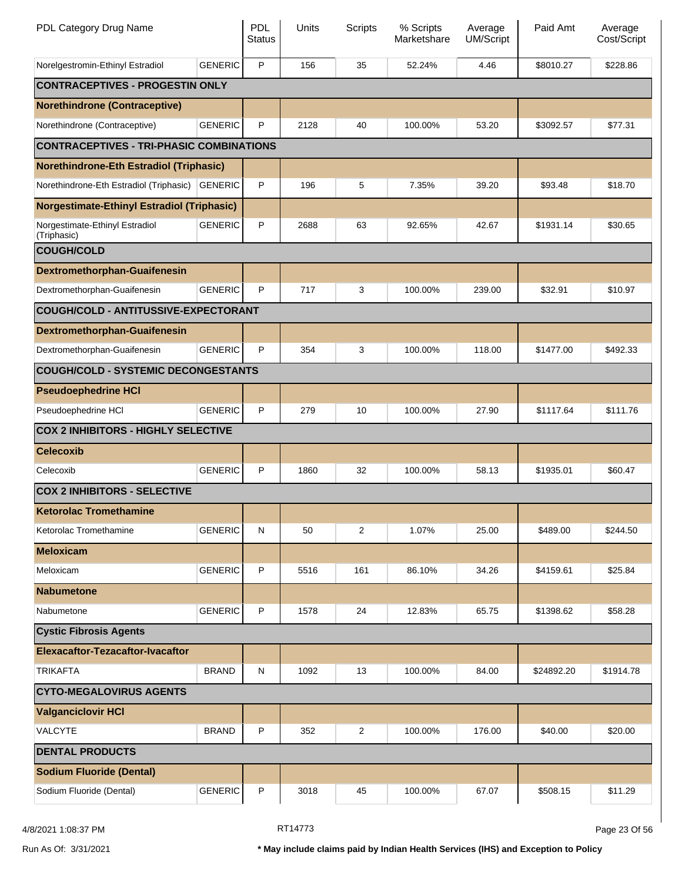| PDL Category Drug Name | | PDL Status | Units | Scripts | % Scripts Marketshare | Average UM/Script | Paid Amt | Average Cost/Script |
|---|---|---|---|---|---|---|---|---|
| Norelgestromin-Ethinyl Estradiol | GENERIC | P | 156 | 35 | 52.24% | 4.46 | $8010.27 | $228.86 |
| **CONTRACEPTIVES - PROGESTIN ONLY** | | | | | | | | |
| **Norethindrone (Contraceptive)** | | | | | | | | |
| Norethindrone (Contraceptive) | GENERIC | P | 2128 | 40 | 100.00% | 53.20 | $3092.57 | $77.31 |
| **CONTRACEPTIVES - TRI-PHASIC COMBINATIONS** | | | | | | | | |
| **Norethindrone-Eth Estradiol (Triphasic)** | | | | | | | | |
| Norethindrone-Eth Estradiol (Triphasic) | GENERIC | P | 196 | 5 | 7.35% | 39.20 | $93.48 | $18.70 |
| **Norgestimate-Ethinyl Estradiol (Triphasic)** | | | | | | | | |
| Norgestimate-Ethinyl Estradiol (Triphasic) | GENERIC | P | 2688 | 63 | 92.65% | 42.67 | $1931.14 | $30.65 |
| **COUGH/COLD** | | | | | | | | |
| **Dextromethorphan-Guaifenesin** | | | | | | | | |
| Dextromethorphan-Guaifenesin | GENERIC | P | 717 | 3 | 100.00% | 239.00 | $32.91 | $10.97 |
| **COUGH/COLD - ANTITUSSIVE-EXPECTORANT** | | | | | | | | |
| **Dextromethorphan-Guaifenesin** | | | | | | | | |
| Dextromethorphan-Guaifenesin | GENERIC | P | 354 | 3 | 100.00% | 118.00 | $1477.00 | $492.33 |
| **COUGH/COLD - SYSTEMIC DECONGESTANTS** | | | | | | | | |
| **Pseudoephedrine HCl** | | | | | | | | |
| Pseudoephedrine HCl | GENERIC | P | 279 | 10 | 100.00% | 27.90 | $1117.64 | $111.76 |
| **COX 2 INHIBITORS - HIGHLY SELECTIVE** | | | | | | | | |
| **Celecoxib** | | | | | | | | |
| Celecoxib | GENERIC | P | 1860 | 32 | 100.00% | 58.13 | $1935.01 | $60.47 |
| **COX 2 INHIBITORS - SELECTIVE** | | | | | | | | |
| **Ketorolac Tromethamine** | | | | | | | | |
| Ketorolac Tromethamine | GENERIC | N | 50 | 2 | 1.07% | 25.00 | $489.00 | $244.50 |
| **Meloxicam** | | | | | | | | |
| Meloxicam | GENERIC | P | 5516 | 161 | 86.10% | 34.26 | $4159.61 | $25.84 |
| **Nabumetone** | | | | | | | | |
| Nabumetone | GENERIC | P | 1578 | 24 | 12.83% | 65.75 | $1398.62 | $58.28 |
| **Cystic Fibrosis Agents** | | | | | | | | |
| **Elexacaftor-Tezacaftor-Ivacaftor** | | | | | | | | |
| TRIKAFTA | BRAND | N | 1092 | 13 | 100.00% | 84.00 | $24892.20 | $1914.78 |
| **CYTO-MEGALOVIRUS AGENTS** | | | | | | | | |
| **Valganciclovir HCl** | | | | | | | | |
| VALCYTE | BRAND | P | 352 | 2 | 100.00% | 176.00 | $40.00 | $20.00 |
| **DENTAL PRODUCTS** | | | | | | | | |
| **Sodium Fluoride (Dental)** | | | | | | | | |
| Sodium Fluoride (Dental) | GENERIC | P | 3018 | 45 | 100.00% | 67.07 | $508.15 | $11.29 |

4/8/2021 1:08:37 PM RT14773

Run As Of: 3/31/2021

**\* May include claims paid by Indian Health Services (IHS) and Exception to Policy**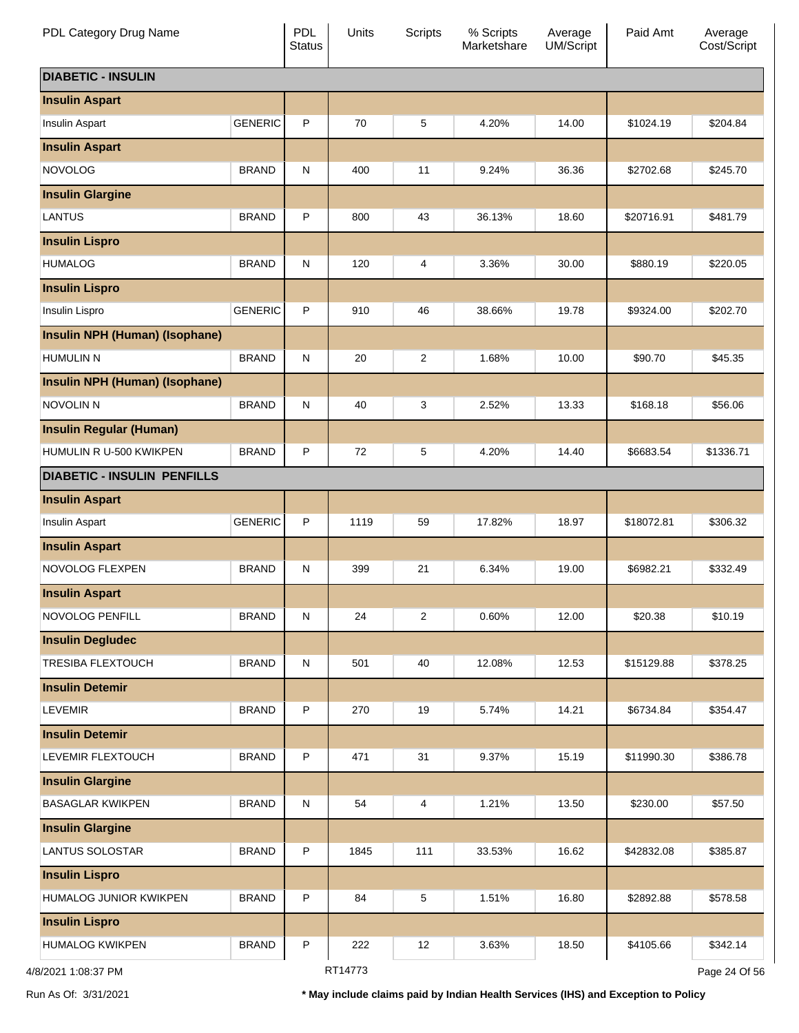| PDL Category Drug Name | | PDL Status | Units | Scripts | % Scripts Marketshare | Average UM/Script | Paid Amt | Average Cost/Script |
|---|---|---|---|---|---|---|---|---|
| **DIABETIC - INSULIN** | | | | | | | | |
| **Insulin Aspart** | | | | | | | | |
| Insulin Aspart | GENERIC | P | 70 | 5 | 4.20% | 14.00 | $1024.19 | $204.84 |
| **Insulin Aspart** | | | | | | | | |
| NOVOLOG | BRAND | N | 400 | 11 | 9.24% | 36.36 | $2702.68 | $245.70 |
| **Insulin Glargine** | | | | | | | | |
| LANTUS | BRAND | P | 800 | 43 | 36.13% | 18.60 | $20716.91 | $481.79 |
| **Insulin Lispro** | | | | | | | | |
| HUMALOG | BRAND | N | 120 | 4 | 3.36% | 30.00 | $880.19 | $220.05 |
| **Insulin Lispro** | | | | | | | | |
| Insulin Lispro | GENERIC | P | 910 | 46 | 38.66% | 19.78 | $9324.00 | $202.70 |
| **Insulin NPH (Human) (Isophane)** | | | | | | | | |
| HUMULIN N | BRAND | N | 20 | 2 | 1.68% | 10.00 | $90.70 | $45.35 |
| **Insulin NPH (Human) (Isophane)** | | | | | | | | |
| NOVOLIN N | BRAND | N | 40 | 3 | 2.52% | 13.33 | $168.18 | $56.06 |
| **Insulin Regular (Human)** | | | | | | | | |
| HUMULIN R U-500 KWIKPEN | BRAND | P | 72 | 5 | 4.20% | 14.40 | $6683.54 | $1336.71 |
| **DIABETIC - INSULIN PENFILLS** | | | | | | | | |
| **Insulin Aspart** | | | | | | | | |
| Insulin Aspart | GENERIC | P | 1119 | 59 | 17.82% | 18.97 | $18072.81 | $306.32 |
| **Insulin Aspart** | | | | | | | | |
| NOVOLOG FLEXPEN | BRAND | N | 399 | 21 | 6.34% | 19.00 | $6982.21 | $332.49 |
| **Insulin Aspart** | | | | | | | | |
| NOVOLOG PENFILL | BRAND | N | 24 | 2 | 0.60% | 12.00 | $20.38 | $10.19 |
| **Insulin Degludec** | | | | | | | | |
| TRESIBA FLEXTOUCH | BRAND | N | 501 | 40 | 12.08% | 12.53 | $15129.88 | $378.25 |
| **Insulin Detemir** | | | | | | | | |
| LEVEMIR | BRAND | P | 270 | 19 | 5.74% | 14.21 | $6734.84 | $354.47 |
| **Insulin Detemir** | | | | | | | | |
| LEVEMIR FLEXTOUCH | BRAND | P | 471 | 31 | 9.37% | 15.19 | $11990.30 | $386.78 |
| **Insulin Glargine** | | | | | | | | |
| BASAGLAR KWIKPEN | BRAND | N | 54 | 4 | 1.21% | 13.50 | $230.00 | $57.50 |
| **Insulin Glargine** | | | | | | | | |
| LANTUS SOLOSTAR | BRAND | P | 1845 | 111 | 33.53% | 16.62 | $42832.08 | $385.87 |
| **Insulin Lispro** | | | | | | | | |
| HUMALOG JUNIOR KWIKPEN | BRAND | P | 84 | 5 | 1.51% | 16.80 | $2892.88 | $578.58 |
| **Insulin Lispro** | | | | | | | | |
| HUMALOG KWIKPEN | BRAND | P | 222 | 12 | 3.63% | 18.50 | $4105.66 | $342.14 |

4/8/2021 1:08:37 PM RT14773

Run As Of: 3/31/2021 * May include claims paid by Indian Health Services (IHS) and Exception to Policy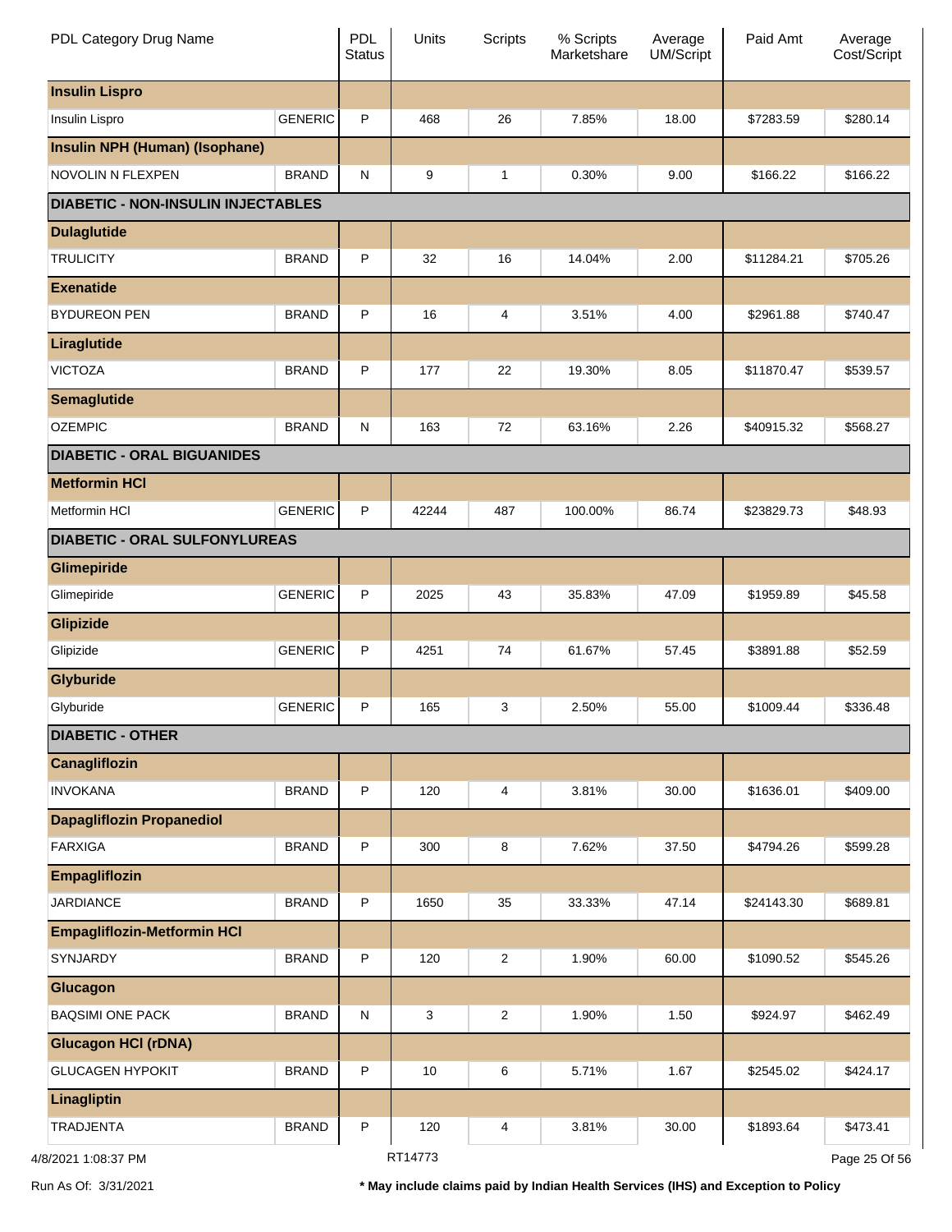| PDL Category Drug Name | | PDL Status | Units | Scripts | % Scripts Marketshare | Average UM/Script | Paid Amt | Average Cost/Script |
|---|---|---|---|---|---|---|---|---|
| **Insulin Lispro** | | | | | | | | |
| Insulin Lispro | GENERIC | P | 468 | 26 | 7.85% | 18.00 | $7283.59 | $280.14 |
| **Insulin NPH (Human) (Isophane)** | | | | | | | | |
| NOVOLIN N FLEXPEN | BRAND | N | 9 | 1 | 0.30% | 9.00 | $166.22 | $166.22 |
| **DIABETIC - NON-INSULIN INJECTABLES** | | | | | | | | |
| **Dulaglutide** | | | | | | | | |
| TRULICITY | BRAND | P | 32 | 16 | 14.04% | 2.00 | $11284.21 | $705.26 |
| **Exenatide** | | | | | | | | |
| BYDUREON PEN | BRAND | P | 16 | 4 | 3.51% | 4.00 | $2961.88 | $740.47 |
| **Liraglutide** | | | | | | | | |
| VICTOZA | BRAND | P | 177 | 22 | 19.30% | 8.05 | $11870.47 | $539.57 |
| **Semaglutide** | | | | | | | | |
| OZEMPIC | BRAND | N | 163 | 72 | 63.16% | 2.26 | $40915.32 | $568.27 |
| **DIABETIC - ORAL BIGUANIDES** | | | | | | | | |
| **Metformin HCl** | | | | | | | | |
| Metformin HCl | GENERIC | P | 42244 | 487 | 100.00% | 86.74 | $23829.73 | $48.93 |
| **DIABETIC - ORAL SULFONYLUREAS** | | | | | | | | |
| **Glimepiride** | | | | | | | | |
| Glimepiride | GENERIC | P | 2025 | 43 | 35.83% | 47.09 | $1959.89 | $45.58 |
| **Glipizide** | | | | | | | | |
| Glipizide | GENERIC | P | 4251 | 74 | 61.67% | 57.45 | $3891.88 | $52.59 |
| **Glyburide** | | | | | | | | |
| Glyburide | GENERIC | P | 165 | 3 | 2.50% | 55.00 | $1009.44 | $336.48 |
| **DIABETIC - OTHER** | | | | | | | | |
| **Canagliflozin** | | | | | | | | |
| INVOKANA | BRAND | P | 120 | 4 | 3.81% | 30.00 | $1636.01 | $409.00 |
| **Dapagliflozin Propanediol** | | | | | | | | |
| FARXIGA | BRAND | P | 300 | 8 | 7.62% | 37.50 | $4794.26 | $599.28 |
| **Empagliflozin** | | | | | | | | |
| JARDIANCE | BRAND | P | 1650 | 35 | 33.33% | 47.14 | $24143.30 | $689.81 |
| **Empagliflozin-Metformin HCl** | | | | | | | | |
| SYNJARDY | BRAND | P | 120 | 2 | 1.90% | 60.00 | $1090.52 | $545.26 |
| **Glucagon** | | | | | | | | |
| BAQSIMI ONE PACK | BRAND | N | 3 | 2 | 1.90% | 1.50 | $924.97 | $462.49 |
| **Glucagon HCl (rDNA)** | | | | | | | | |
| GLUCAGEN HYPOKIT | BRAND | P | 10 | 6 | 5.71% | 1.67 | $2545.02 | $424.17 |
| **Linagliptin** | | | | | | | | |
| TRADJENTA | BRAND | P | 120 | 4 | 3.81% | 30.00 | $1893.64 | $473.41 |

4/8/2021 1:08:37 PM RT14773

Run As Of: 3/31/2021

**\* May include claims paid by Indian Health Services (IHS) and Exception to Policy**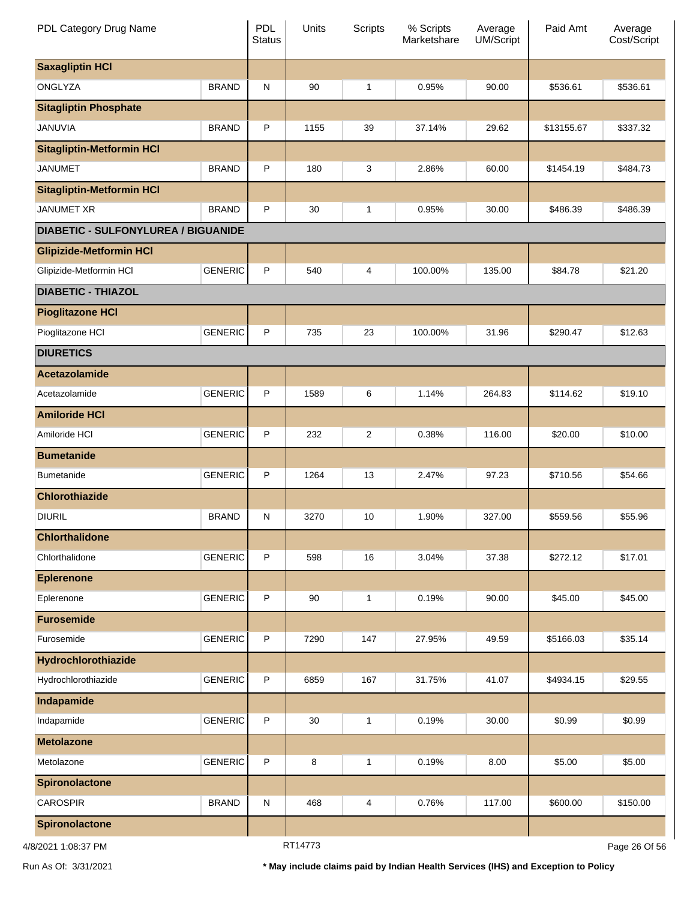| PDL Category Drug Name | | PDL Status | Units | Scripts | % Scripts Marketshare | Average UM/Script | Paid Amt | Average Cost/Script |
|---|---|---|---|---|---|---|---|---|
| **Saxagliptin HCl** | | | | | | | | |
| ONGLYZA | BRAND | N | 90 | 1 | 0.95% | 90.00 | $536.61 | $536.61 |
| **Sitagliptin Phosphate** | | | | | | | | |
| JANUVIA | BRAND | P | 1155 | 39 | 37.14% | 29.62 | $13155.67 | $337.32 |
| **Sitagliptin-Metformin HCl** | | | | | | | | |
| JANUMET | BRAND | P | 180 | 3 | 2.86% | 60.00 | $1454.19 | $484.73 |
| **Sitagliptin-Metformin HCl** | | | | | | | | |
| JANUMET XR | BRAND | P | 30 | 1 | 0.95% | 30.00 | $486.39 | $486.39 |
| **DIABETIC - SULFONYLUREA / BIGUANIDE** | | | | | | | | |
| **Glipizide-Metformin HCl** | | | | | | | | |
| Glipizide-Metformin HCl | GENERIC | P | 540 | 4 | 100.00% | 135.00 | $84.78 | $21.20 |
| **DIABETIC - THIAZOL** | | | | | | | | |
| **Pioglitazone HCl** | | | | | | | | |
| Pioglitazone HCl | GENERIC | P | 735 | 23 | 100.00% | 31.96 | $290.47 | $12.63 |
| **DIURETICS** | | | | | | | | |
| **Acetazolamide** | | | | | | | | |
| Acetazolamide | GENERIC | P | 1589 | 6 | 1.14% | 264.83 | $114.62 | $19.10 |
| **Amiloride HCl** | | | | | | | | |
| Amiloride HCl | GENERIC | P | 232 | 2 | 0.38% | 116.00 | $20.00 | $10.00 |
| **Bumetanide** | | | | | | | | |
| Bumetanide | GENERIC | P | 1264 | 13 | 2.47% | 97.23 | $710.56 | $54.66 |
| **Chlorothiazide** | | | | | | | | |
| DIURIL | BRAND | N | 3270 | 10 | 1.90% | 327.00 | $559.56 | $55.96 |
| **Chlorthalidone** | | | | | | | | |
| Chlorthalidone | GENERIC | P | 598 | 16 | 3.04% | 37.38 | $272.12 | $17.01 |
| **Eplerenone** | | | | | | | | |
| Eplerenone | GENERIC | P | 90 | 1 | 0.19% | 90.00 | $45.00 | $45.00 |
| **Furosemide** | | | | | | | | |
| Furosemide | GENERIC | P | 7290 | 147 | 27.95% | 49.59 | $5166.03 | $35.14 |
| **Hydrochlorothiazide** | | | | | | | | |
| Hydrochlorothiazide | GENERIC | P | 6859 | 167 | 31.75% | 41.07 | $4934.15 | $29.55 |
| **Indapamide** | | | | | | | | |
| Indapamide | GENERIC | P | 30 | 1 | 0.19% | 30.00 | $0.99 | $0.99 |
| **Metolazone** | | | | | | | | |
| Metolazone | GENERIC | P | 8 | 1 | 0.19% | 8.00 | $5.00 | $5.00 |
| **Spironolactone** | | | | | | | | |
| CAROSPIR | BRAND | N | 468 | 4 | 0.76% | 117.00 | $600.00 | $150.00 |
| **Spironolactone** | | | | | | | | |

4/8/2021 1:08:37 PM RT14773

Run As Of: 3/31/2021

**\* May include claims paid by Indian Health Services (IHS) and Exception to Policy**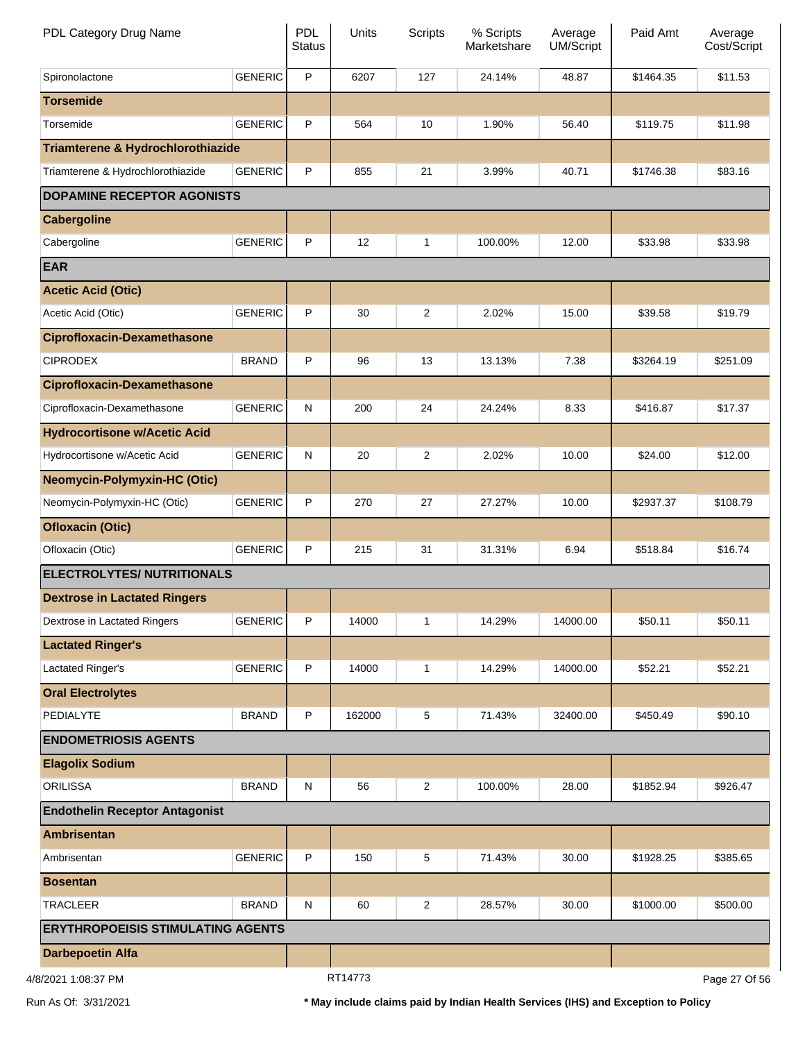| PDL Category Drug Name | | PDL Status | Units | Scripts | % Scripts Marketshare | Average UM/Script | Paid Amt | Average Cost/Script |
|---|---|---|---|---|---|---|---|---|
| Spironolactone | GENERIC | P | 6207 | 127 | 24.14% | 48.87 | $1464.35 | $11.53 |
| **Torsemide** | | | | | | | | |
| Torsemide | GENERIC | P | 564 | 10 | 1.90% | 56.40 | $119.75 | $11.98 |
| **Triamterene & Hydrochlorothiazide** | | | | | | | | |
| Triamterene & Hydrochlorothiazide | GENERIC | P | 855 | 21 | 3.99% | 40.71 | $1746.38 | $83.16 |
| **DOPAMINE RECEPTOR AGONISTS** | | | | | | | | |
| **Cabergoline** | | | | | | | | |
| Cabergoline | GENERIC | P | 12 | 1 | 100.00% | 12.00 | $33.98 | $33.98 |
| **EAR** | | | | | | | | |
| **Acetic Acid (Otic)** | | | | | | | | |
| Acetic Acid (Otic) | GENERIC | P | 30 | 2 | 2.02% | 15.00 | $39.58 | $19.79 |
| **Ciprofloxacin-Dexamethasone** | | | | | | | | |
| CIPRODEX | BRAND | P | 96 | 13 | 13.13% | 7.38 | $3264.19 | $251.09 |
| **Ciprofloxacin-Dexamethasone** | | | | | | | | |
| Ciprofloxacin-Dexamethasone | GENERIC | N | 200 | 24 | 24.24% | 8.33 | $416.87 | $17.37 |
| **Hydrocortisone w/Acetic Acid** | | | | | | | | |
| Hydrocortisone w/Acetic Acid | GENERIC | N | 20 | 2 | 2.02% | 10.00 | $24.00 | $12.00 |
| **Neomycin-Polymyxin-HC (Otic)** | | | | | | | | |
| Neomycin-Polymyxin-HC (Otic) | GENERIC | P | 270 | 27 | 27.27% | 10.00 | $2937.37 | $108.79 |
| **Ofloxacin (Otic)** | | | | | | | | |
| Ofloxacin (Otic) | GENERIC | P | 215 | 31 | 31.31% | 6.94 | $518.84 | $16.74 |
| **ELECTROLYTES/ NUTRITIONALS** | | | | | | | | |
| **Dextrose in Lactated Ringers** | | | | | | | | |
| Dextrose in Lactated Ringers | GENERIC | P | 14000 | 1 | 14.29% | 14000.00 | $50.11 | $50.11 |
| **Lactated Ringer's** | | | | | | | | |
| Lactated Ringer's | GENERIC | P | 14000 | 1 | 14.29% | 14000.00 | $52.21 | $52.21 |
| **Oral Electrolytes** | | | | | | | | |
| PEDIALYTE | BRAND | P | 162000 | 5 | 71.43% | 32400.00 | $450.49 | $90.10 |
| **ENDOMETRIOSIS AGENTS** | | | | | | | | |
| **Elagolix Sodium** | | | | | | | | |
| ORILISSA | BRAND | N | 56 | 2 | 100.00% | 28.00 | $1852.94 | $926.47 |
| **Endothelin Receptor Antagonist** | | | | | | | | |
| **Ambrisentan** | | | | | | | | |
| Ambrisentan | GENERIC | P | 150 | 5 | 71.43% | 30.00 | $1928.25 | $385.65 |
| **Bosentan** | | | | | | | | |
| TRACLEER | BRAND | N | 60 | 2 | 28.57% | 30.00 | $1000.00 | $500.00 |
| **ERYTHROPOEISIS STIMULATING AGENTS** | | | | | | | | |
| **Darbepoetin Alfa** | | | | | | | | |

4/8/2021 1:08:37 PM RT14773

Run As Of: 3/31/2021

**\* May include claims paid by Indian Health Services (IHS) and Exception to Policy**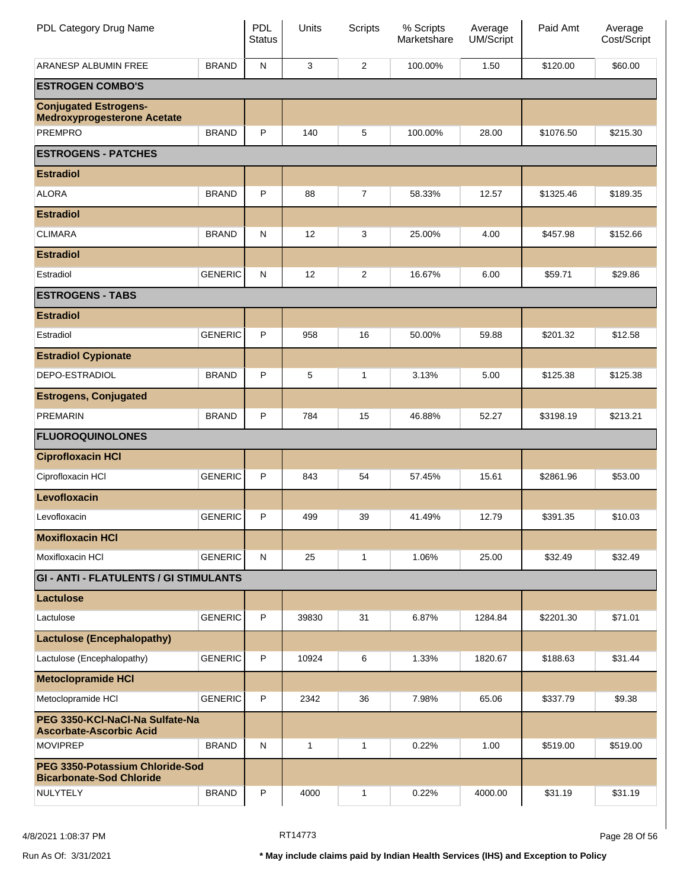| PDL Category Drug Name | | PDL Status | Units | Scripts | % Scripts Marketshare | Average UM/Script | Paid Amt | Average Cost/Script |
|---|---|---|---|---|---|---|---|---|
| ARANESP ALBUMIN FREE | BRAND | N | 3 | 2 | 100.00% | 1.50 | $120.00 | $60.00 |
| **ESTROGEN COMBO'S** | | | | | | | | |
| **Conjugated Estrogens-Medroxyprogesterone Acetate** | | | | | | | | |
| PREMPRO | BRAND | P | 140 | 5 | 100.00% | 28.00 | $1076.50 | $215.30 |
| **ESTROGENS - PATCHES** | | | | | | | | |
| **Estradiol** | | | | | | | | |
| ALORA | BRAND | P | 88 | 7 | 58.33% | 12.57 | $1325.46 | $189.35 |
| **Estradiol** | | | | | | | | |
| CLIMARA | BRAND | N | 12 | 3 | 25.00% | 4.00 | $457.98 | $152.66 |
| **Estradiol** | | | | | | | | |
| Estradiol | GENERIC | N | 12 | 2 | 16.67% | 6.00 | $59.71 | $29.86 |
| **ESTROGENS - TABS** | | | | | | | | |
| **Estradiol** | | | | | | | | |
| Estradiol | GENERIC | P | 958 | 16 | 50.00% | 59.88 | $201.32 | $12.58 |
| **Estradiol Cypionate** | | | | | | | | |
| DEPO-ESTRADIOL | BRAND | P | 5 | 1 | 3.13% | 5.00 | $125.38 | $125.38 |
| **Estrogens, Conjugated** | | | | | | | | |
| PREMARIN | BRAND | P | 784 | 15 | 46.88% | 52.27 | $3198.19 | $213.21 |
| **FLUOROQUINOLONES** | | | | | | | | |
| **Ciprofloxacin HCl** | | | | | | | | |
| Ciprofloxacin HCl | GENERIC | P | 843 | 54 | 57.45% | 15.61 | $2861.96 | $53.00 |
| **Levofloxacin** | | | | | | | | |
| Levofloxacin | GENERIC | P | 499 | 39 | 41.49% | 12.79 | $391.35 | $10.03 |
| **Moxifloxacin HCl** | | | | | | | | |
| Moxifloxacin HCl | GENERIC | N | 25 | 1 | 1.06% | 25.00 | $32.49 | $32.49 |
| **GI - ANTI - FLATULENTS / GI STIMULANTS** | | | | | | | | |
| **Lactulose** | | | | | | | | |
| Lactulose | GENERIC | P | 39830 | 31 | 6.87% | 1284.84 | $2201.30 | $71.01 |
| **Lactulose (Encephalopathy)** | | | | | | | | |
| Lactulose (Encephalopathy) | GENERIC | P | 10924 | 6 | 1.33% | 1820.67 | $188.63 | $31.44 |
| **Metoclopramide HCl** | | | | | | | | |
| Metoclopramide HCl | GENERIC | P | 2342 | 36 | 7.98% | 65.06 | $337.79 | $9.38 |
| **PEG 3350-KCl-NaCl-Na Sulfate-Na Ascorbate-Ascorbic Acid** | | | | | | | | |
| MOVIPREP | BRAND | N | 1 | 1 | 0.22% | 1.00 | $519.00 | $519.00 |
| **PEG 3350-Potassium Chloride-Sod Bicarbonate-Sod Chloride** | | | | | | | | |
| NULYTELY | BRAND | P | 4000 | 1 | 0.22% | 4000.00 | $31.19 | $31.19 |

4/8/2021 1:08:37 PM RT14773

Run As Of: 3/31/2021

**\* May include claims paid by Indian Health Services (IHS) and Exception to Policy**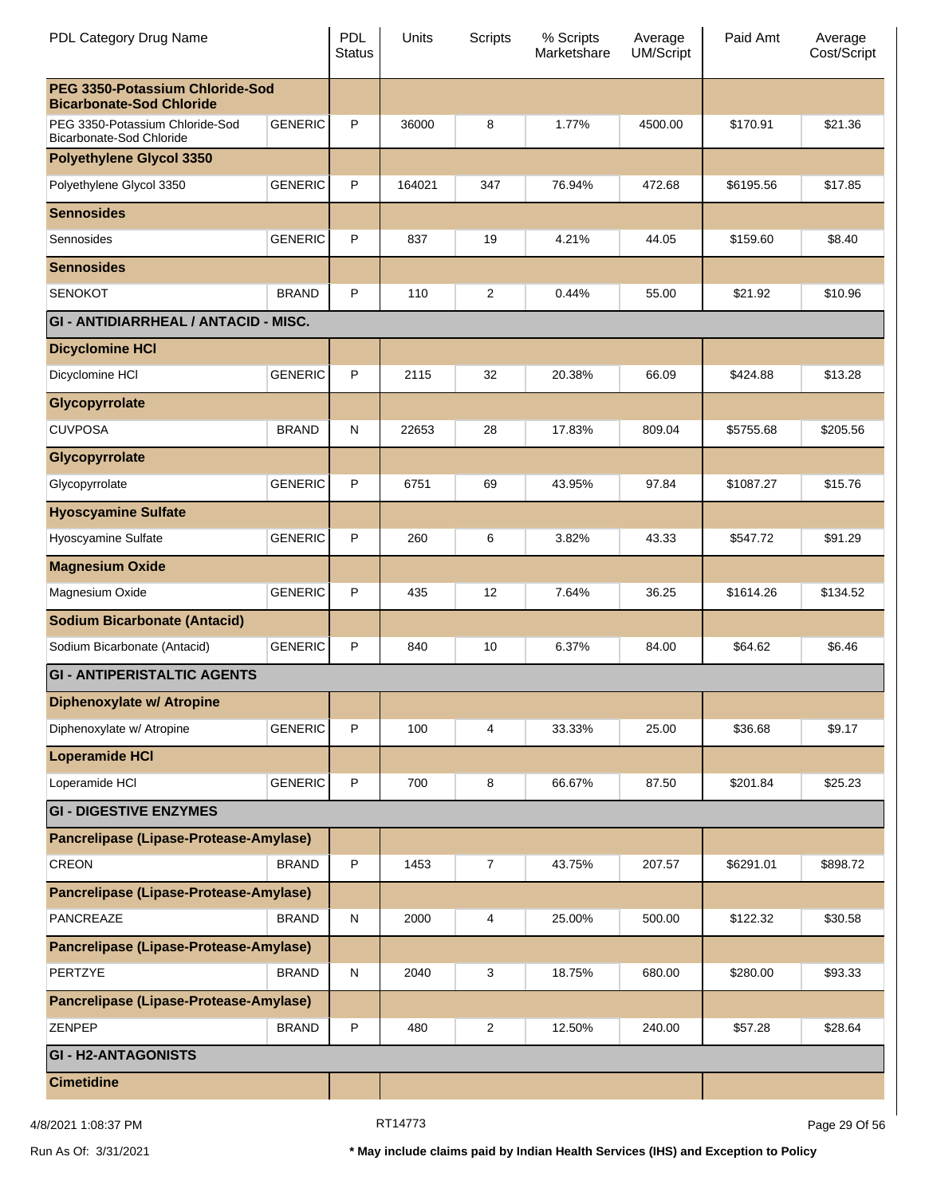| PDL Category Drug Name | | PDL Status | Units | Scripts | % Scripts Marketshare | Average UM/Script | Paid Amt | Average Cost/Script |
|---|---|---|---|---|---|---|---|---|
| **PEG 3350-Potassium Chloride-Sod Bicarbonate-Sod Chloride** | | | | | | | | |
| PEG 3350-Potassium Chloride-Sod Bicarbonate-Sod Chloride | GENERIC | P | 36000 | 8 | 1.77% | 4500.00 | $170.91 | $21.36 |
| **Polyethylene Glycol 3350** | | | | | | | | |
| Polyethylene Glycol 3350 | GENERIC | P | 164021 | 347 | 76.94% | 472.68 | $6195.56 | $17.85 |
| **Sennosides** | | | | | | | | |
| Sennosides | GENERIC | P | 837 | 19 | 4.21% | 44.05 | $159.60 | $8.40 |
| **Sennosides** | | | | | | | | |
| SENOKOT | BRAND | P | 110 | 2 | 0.44% | 55.00 | $21.92 | $10.96 |
| **GI - ANTIDIARRHEAL / ANTACID - MISC.** | | | | | | | | |
| **Dicyclomine HCl** | | | | | | | | |
| Dicyclomine HCl | GENERIC | P | 2115 | 32 | 20.38% | 66.09 | $424.88 | $13.28 |
| **Glycopyrrolate** | | | | | | | | |
| CUVPOSA | BRAND | N | 22653 | 28 | 17.83% | 809.04 | $5755.68 | $205.56 |
| **Glycopyrrolate** | | | | | | | | |
| Glycopyrrolate | GENERIC | P | 6751 | 69 | 43.95% | 97.84 | $1087.27 | $15.76 |
| **Hyoscyamine Sulfate** | | | | | | | | |
| Hyoscyamine Sulfate | GENERIC | P | 260 | 6 | 3.82% | 43.33 | $547.72 | $91.29 |
| **Magnesium Oxide** | | | | | | | | |
| Magnesium Oxide | GENERIC | P | 435 | 12 | 7.64% | 36.25 | $1614.26 | $134.52 |
| **Sodium Bicarbonate (Antacid)** | | | | | | | | |
| Sodium Bicarbonate (Antacid) | GENERIC | P | 840 | 10 | 6.37% | 84.00 | $64.62 | $6.46 |
| **GI - ANTIPERISTALTIC AGENTS** | | | | | | | | |
| **Diphenoxylate w/ Atropine** | | | | | | | | |
| Diphenoxylate w/ Atropine | GENERIC | P | 100 | 4 | 33.33% | 25.00 | $36.68 | $9.17 |
| **Loperamide HCl** | | | | | | | | |
| Loperamide HCl | GENERIC | P | 700 | 8 | 66.67% | 87.50 | $201.84 | $25.23 |
| **GI - DIGESTIVE ENZYMES** | | | | | | | | |
| **Pancrelipase (Lipase-Protease-Amylase)** | | | | | | | | |
| CREON | BRAND | P | 1453 | 7 | 43.75% | 207.57 | $6291.01 | $898.72 |
| **Pancrelipase (Lipase-Protease-Amylase)** | | | | | | | | |
| PANCREAZE | BRAND | N | 2000 | 4 | 25.00% | 500.00 | $122.32 | $30.58 |
| **Pancrelipase (Lipase-Protease-Amylase)** | | | | | | | | |
| PERTZYE | BRAND | N | 2040 | 3 | 18.75% | 680.00 | $280.00 | $93.33 |
| **Pancrelipase (Lipase-Protease-Amylase)** | | | | | | | | |
| ZENPEP | BRAND | P | 480 | 2 | 12.50% | 240.00 | $57.28 | $28.64 |
| **GI - H2-ANTAGONISTS** | | | | | | | | |
| **Cimetidine** | | | | | | | | |

4/8/2021 1:08:37 PM RT14773

Run As Of: 3/31/2021

**\* May include claims paid by Indian Health Services (IHS) and Exception to Policy**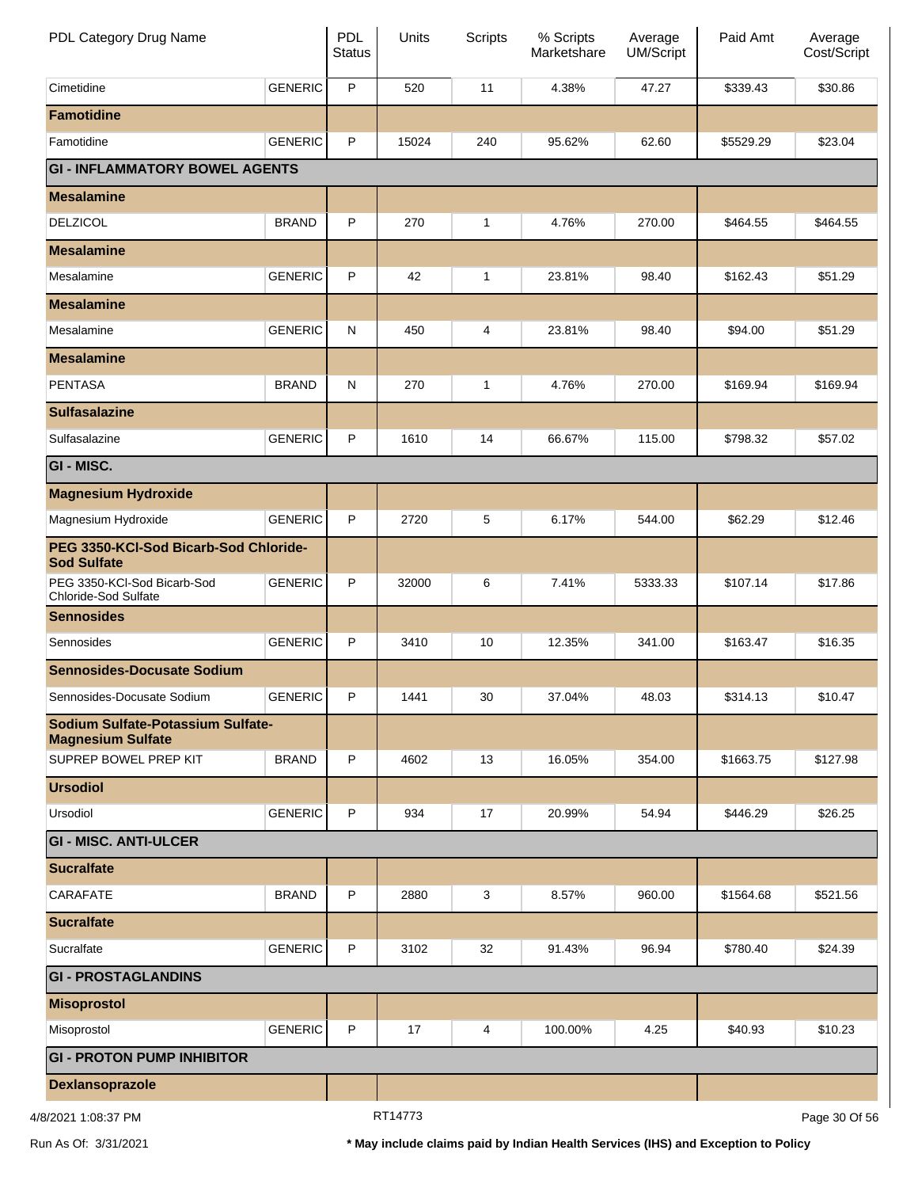| PDL Category Drug Name | | PDL Status | Units | Scripts | % Scripts Marketshare | Average UM/Script | Paid Amt | Average Cost/Script |
|---|---|---|---|---|---|---|---|---|
| Cimetidine | GENERIC | P | 520 | 11 | 4.38% | 47.27 | $339.43 | $30.86 |
| **Famotidine** | | | | | | | | |
| Famotidine | GENERIC | P | 15024 | 240 | 95.62% | 62.60 | $5529.29 | $23.04 |
| **GI - INFLAMMATORY BOWEL AGENTS** | | | | | | | | |
| **Mesalamine** | | | | | | | | |
| DELZICOL | BRAND | P | 270 | 1 | 4.76% | 270.00 | $464.55 | $464.55 |
| **Mesalamine** | | | | | | | | |
| Mesalamine | GENERIC | P | 42 | 1 | 23.81% | 98.40 | $162.43 | $51.29 |
| **Mesalamine** | | | | | | | | |
| Mesalamine | GENERIC | N | 450 | 4 | 23.81% | 98.40 | $94.00 | $51.29 |
| **Mesalamine** | | | | | | | | |
| PENTASA | BRAND | N | 270 | 1 | 4.76% | 270.00 | $169.94 | $169.94 |
| **Sulfasalazine** | | | | | | | | |
| Sulfasalazine | GENERIC | P | 1610 | 14 | 66.67% | 115.00 | $798.32 | $57.02 |
| **GI - MISC.** | | | | | | | | |
| **Magnesium Hydroxide** | | | | | | | | |
| Magnesium Hydroxide | GENERIC | P | 2720 | 5 | 6.17% | 544.00 | $62.29 | $12.46 |
| **PEG 3350-KCl-Sod Bicarb-Sod Chloride-Sod Sulfate** | | | | | | | | |
| PEG 3350-KCl-Sod Bicarb-Sod Chloride-Sod Sulfate | GENERIC | P | 32000 | 6 | 7.41% | 5333.33 | $107.14 | $17.86 |
| **Sennosides** | | | | | | | | |
| Sennosides | GENERIC | P | 3410 | 10 | 12.35% | 341.00 | $163.47 | $16.35 |
| **Sennosides-Docusate Sodium** | | | | | | | | |
| Sennosides-Docusate Sodium | GENERIC | P | 1441 | 30 | 37.04% | 48.03 | $314.13 | $10.47 |
| **Sodium Sulfate-Potassium Sulfate-Magnesium Sulfate** | | | | | | | | |
| SUPREP BOWEL PREP KIT | BRAND | P | 4602 | 13 | 16.05% | 354.00 | $1663.75 | $127.98 |
| **Ursodiol** | | | | | | | | |
| Ursodiol | GENERIC | P | 934 | 17 | 20.99% | 54.94 | $446.29 | $26.25 |
| **GI - MISC. ANTI-ULCER** | | | | | | | | |
| **Sucralfate** | | | | | | | | |
| CARAFATE | BRAND | P | 2880 | 3 | 8.57% | 960.00 | $1564.68 | $521.56 |
| **Sucralfate** | | | | | | | | |
| Sucralfate | GENERIC | P | 3102 | 32 | 91.43% | 96.94 | $780.40 | $24.39 |
| **GI - PROSTAGLANDINS** | | | | | | | | |
| **Misoprostol** | | | | | | | | |
| Misoprostol | GENERIC | P | 17 | 4 | 100.00% | 4.25 | $40.93 | $10.23 |
| **GI - PROTON PUMP INHIBITOR** | | | | | | | | |
| **Dexlansoprazole** | | | | | | | | |

4/8/2021 1:08:37 PM RT14773

Run As Of: 3/31/2021

**\* May include claims paid by Indian Health Services (IHS) and Exception to Policy**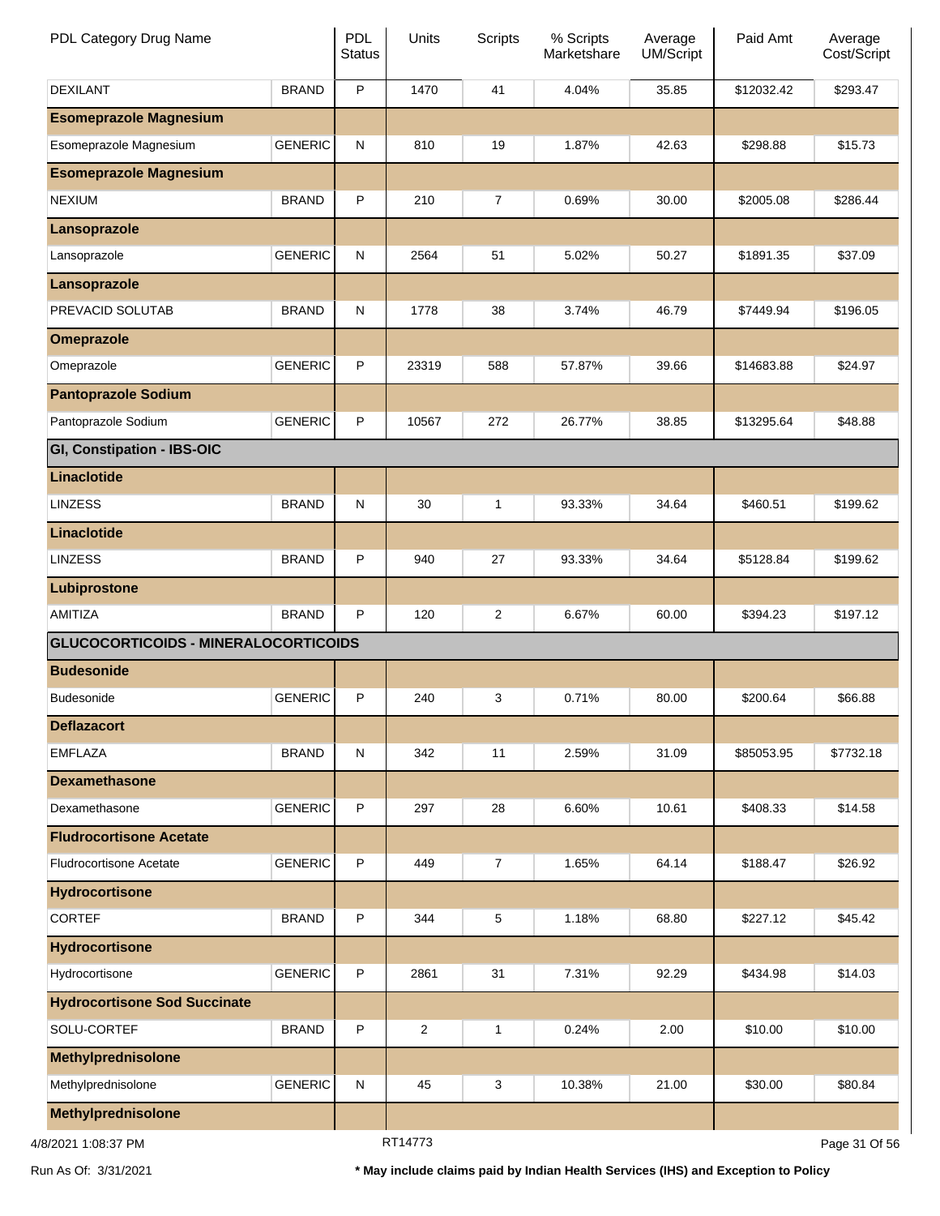| PDL Category Drug Name | | PDL Status | Units | Scripts | % Scripts Marketshare | Average UM/Script | Paid Amt | Average Cost/Script |
|---|---|---|---|---|---|---|---|---|
| DEXILANT | BRAND | P | 1470 | 41 | 4.04% | 35.85 | $12032.42 | $293.47 |
| **Esomeprazole Magnesium** | | | | | | | | |
| Esomeprazole Magnesium | GENERIC | N | 810 | 19 | 1.87% | 42.63 | $298.88 | $15.73 |
| **Esomeprazole Magnesium** | | | | | | | | |
| NEXIUM | BRAND | P | 210 | 7 | 0.69% | 30.00 | $2005.08 | $286.44 |
| **Lansoprazole** | | | | | | | | |
| Lansoprazole | GENERIC | N | 2564 | 51 | 5.02% | 50.27 | $1891.35 | $37.09 |
| **Lansoprazole** | | | | | | | | |
| PREVACID SOLUTAB | BRAND | N | 1778 | 38 | 3.74% | 46.79 | $7449.94 | $196.05 |
| **Omeprazole** | | | | | | | | |
| Omeprazole | GENERIC | P | 23319 | 588 | 57.87% | 39.66 | $14683.88 | $24.97 |
| **Pantoprazole Sodium** | | | | | | | | |
| Pantoprazole Sodium | GENERIC | P | 10567 | 272 | 26.77% | 38.85 | $13295.64 | $48.88 |
| **GI, Constipation - IBS-OIC** | | | | | | | | |
| **Linaclotide** | | | | | | | | |
| LINZESS | BRAND | N | 30 | 1 | 93.33% | 34.64 | $460.51 | $199.62 |
| **Linaclotide** | | | | | | | | |
| LINZESS | BRAND | P | 940 | 27 | 93.33% | 34.64 | $5128.84 | $199.62 |
| **Lubiprostone** | | | | | | | | |
| AMITIZA | BRAND | P | 120 | 2 | 6.67% | 60.00 | $394.23 | $197.12 |
| **GLUCOCORTICOIDS - MINERALOCORTICOIDS** | | | | | | | | |
| **Budesonide** | | | | | | | | |
| Budesonide | GENERIC | P | 240 | 3 | 0.71% | 80.00 | $200.64 | $66.88 |
| **Deflazacort** | | | | | | | | |
| EMFLAZA | BRAND | N | 342 | 11 | 2.59% | 31.09 | $85053.95 | $7732.18 |
| **Dexamethasone** | | | | | | | | |
| Dexamethasone | GENERIC | P | 297 | 28 | 6.60% | 10.61 | $408.33 | $14.58 |
| **Fludrocortisone Acetate** | | | | | | | | |
| Fludrocortisone Acetate | GENERIC | P | 449 | 7 | 1.65% | 64.14 | $188.47 | $26.92 |
| **Hydrocortisone** | | | | | | | | |
| CORTEF | BRAND | P | 344 | 5 | 1.18% | 68.80 | $227.12 | $45.42 |
| **Hydrocortisone** | | | | | | | | |
| Hydrocortisone | GENERIC | P | 2861 | 31 | 7.31% | 92.29 | $434.98 | $14.03 |
| **Hydrocortisone Sod Succinate** | | | | | | | | |
| SOLU-CORTEF | BRAND | P | 2 | 1 | 0.24% | 2.00 | $10.00 | $10.00 |
| **Methylprednisolone** | | | | | | | | |
| Methylprednisolone | GENERIC | N | 45 | 3 | 10.38% | 21.00 | $30.00 | $80.84 |
| **Methylprednisolone** | | | | | | | | |

4/8/2021 1:08:37 PM RT14773

Run As Of: 3/31/2021 **\* May include claims paid by Indian Health Services (IHS) and Exception to Policy**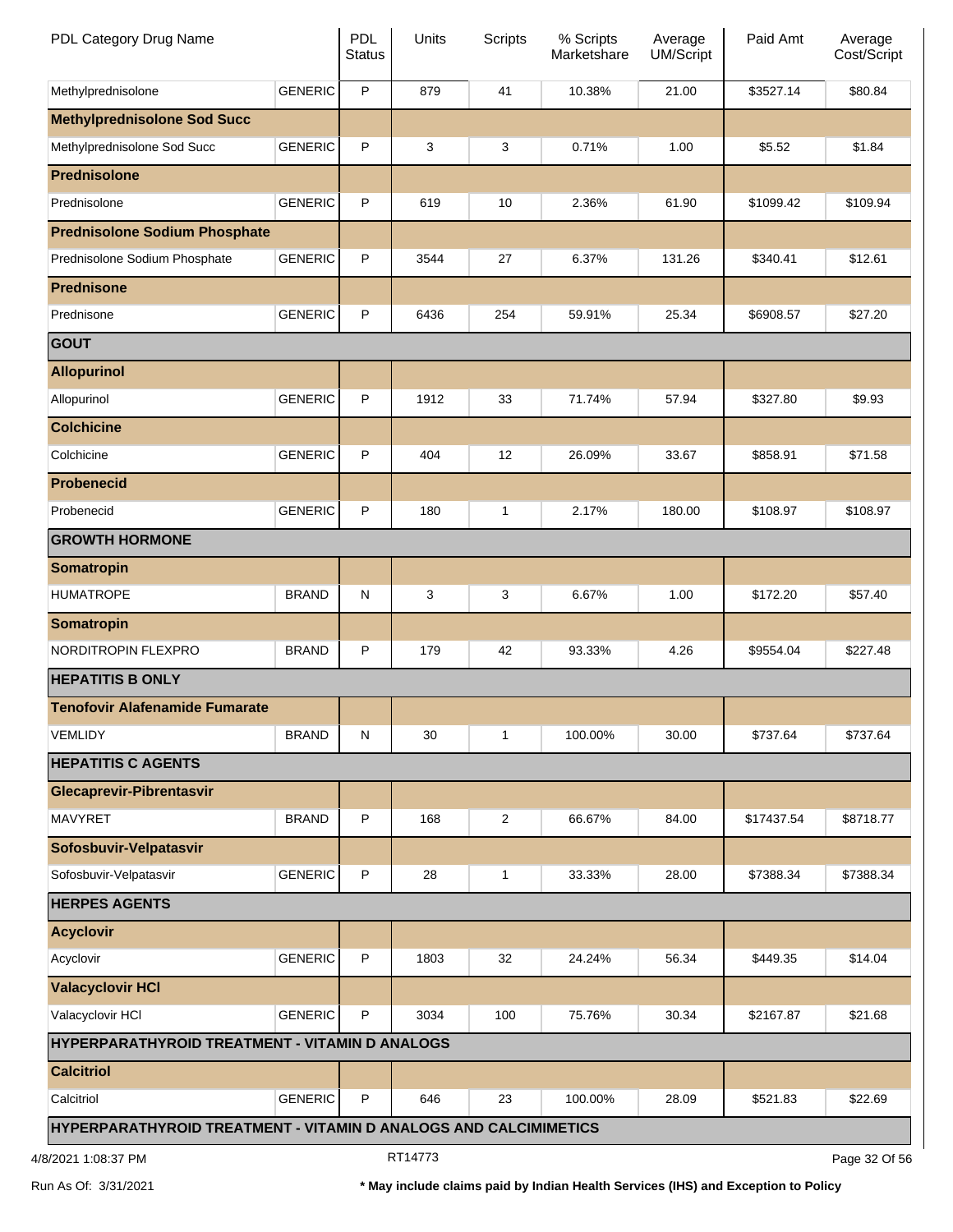| PDL Category Drug Name | | PDL Status | Units | Scripts | % Scripts Marketshare | Average UM/Script | Paid Amt | Average Cost/Script |
|---|---|---|---|---|---|---|---|---|
| Methylprednisolone | GENERIC | P | 879 | 41 | 10.38% | 21.00 | $3527.14 | $80.84 |
| **Methylprednisolone Sod Succ** | | | | | | | | |
| Methylprednisolone Sod Succ | GENERIC | P | 3 | 3 | 0.71% | 1.00 | $5.52 | $1.84 |
| **Prednisolone** | | | | | | | | |
| Prednisolone | GENERIC | P | 619 | 10 | 2.36% | 61.90 | $1099.42 | $109.94 |
| **Prednisolone Sodium Phosphate** | | | | | | | | |
| Prednisolone Sodium Phosphate | GENERIC | P | 3544 | 27 | 6.37% | 131.26 | $340.41 | $12.61 |
| **Prednisone** | | | | | | | | |
| Prednisone | GENERIC | P | 6436 | 254 | 59.91% | 25.34 | $6908.57 | $27.20 |
| **GOUT** | | | | | | | | |
| **Allopurinol** | | | | | | | | |
| Allopurinol | GENERIC | P | 1912 | 33 | 71.74% | 57.94 | $327.80 | $9.93 |
| **Colchicine** | | | | | | | | |
| Colchicine | GENERIC | P | 404 | 12 | 26.09% | 33.67 | $858.91 | $71.58 |
| **Probenecid** | | | | | | | | |
| Probenecid | GENERIC | P | 180 | 1 | 2.17% | 180.00 | $108.97 | $108.97 |
| **GROWTH HORMONE** | | | | | | | | |
| **Somatropin** | | | | | | | | |
| HUMATROPE | BRAND | N | 3 | 3 | 6.67% | 1.00 | $172.20 | $57.40 |
| **Somatropin** | | | | | | | | |
| NORDITROPIN FLEXPRO | BRAND | P | 179 | 42 | 93.33% | 4.26 | $9554.04 | $227.48 |
| **HEPATITIS B ONLY** | | | | | | | | |
| **Tenofovir Alafenamide Fumarate** | | | | | | | | |
| VEMLIDY | BRAND | N | 30 | 1 | 100.00% | 30.00 | $737.64 | $737.64 |
| **HEPATITIS C AGENTS** | | | | | | | | |
| **Glecaprevir-Pibrentasvir** | | | | | | | | |
| MAVYRET | BRAND | P | 168 | 2 | 66.67% | 84.00 | $17437.54 | $8718.77 |
| **Sofosbuvir-Velpatasvir** | | | | | | | | |
| Sofosbuvir-Velpatasvir | GENERIC | P | 28 | 1 | 33.33% | 28.00 | $7388.34 | $7388.34 |
| **HERPES AGENTS** | | | | | | | | |
| **Acyclovir** | | | | | | | | |
| Acyclovir | GENERIC | P | 1803 | 32 | 24.24% | 56.34 | $449.35 | $14.04 |
| **Valacyclovir HCl** | | | | | | | | |
| Valacyclovir HCl | GENERIC | P | 3034 | 100 | 75.76% | 30.34 | $2167.87 | $21.68 |
| **HYPERPARATHYROID TREATMENT - VITAMIN D ANALOGS** | | | | | | | | |
| **Calcitriol** | | | | | | | | |
| Calcitriol | GENERIC | P | 646 | 23 | 100.00% | 28.09 | $521.83 | $22.69 |
| **HYPERPARATHYROID TREATMENT - VITAMIN D ANALOGS AND CALCIMIMETICS** | | | | | | | | |

4/8/2021 1:08:37 PM RT14773

Run As Of: 3/31/2021 * May include claims paid by Indian Health Services (IHS) and Exception to Policy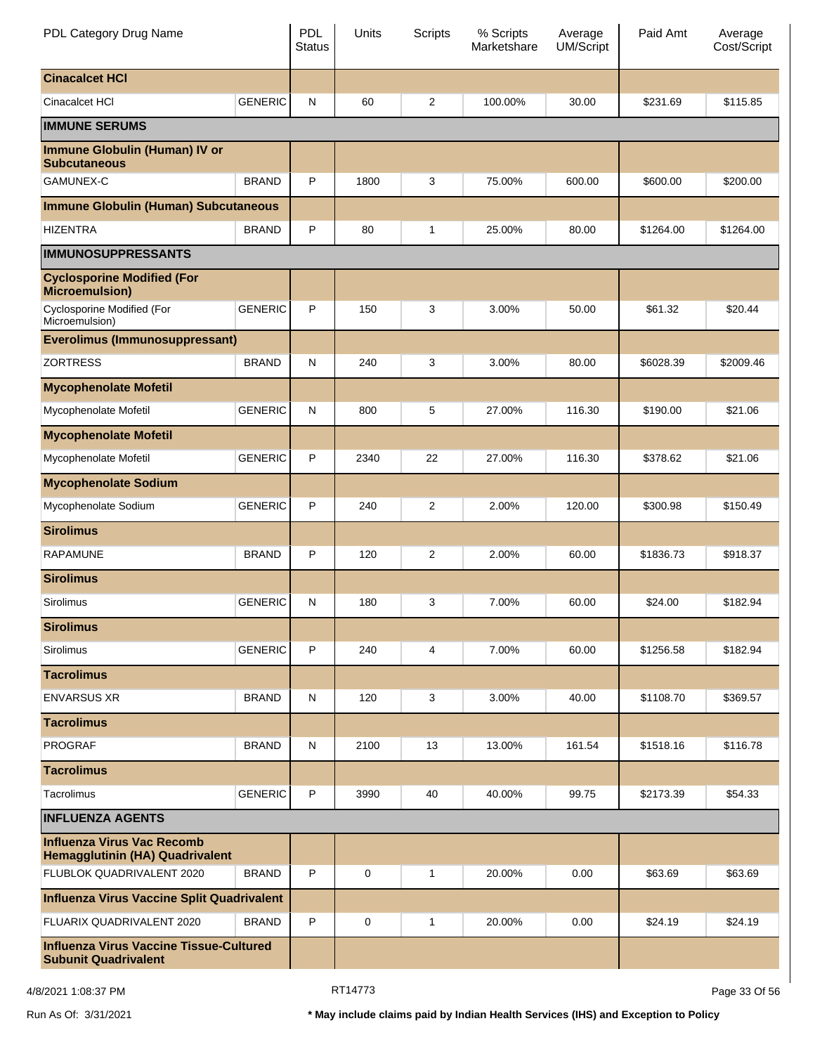| PDL Category Drug Name | | PDL Status | Units | Scripts | % Scripts Marketshare | Average UM/Script | Paid Amt | Average Cost/Script |
|---|---|---|---|---|---|---|---|---|
| **Cinacalcet HCl** | | | | | | | | |
| Cinacalcet HCl | GENERIC | N | 60 | 2 | 100.00% | 30.00 | $231.69 | $115.85 |
| **IMMUNE SERUMS** | | | | | | | | |
| **Immune Globulin (Human) IV or Subcutaneous** | | | | | | | | |
| GAMUNEX-C | BRAND | P | 1800 | 3 | 75.00% | 600.00 | $600.00 | $200.00 |
| **Immune Globulin (Human) Subcutaneous** | | | | | | | | |
| HIZENTRA | BRAND | P | 80 | 1 | 25.00% | 80.00 | $1264.00 | $1264.00 |
| **IMMUNOSUPPRESSANTS** | | | | | | | | |
| **Cyclosporine Modified (For Microemulsion)** | | | | | | | | |
| Cyclosporine Modified (For Microemulsion) | GENERIC | P | 150 | 3 | 3.00% | 50.00 | $61.32 | $20.44 |
| **Everolimus (Immunosuppressant)** | | | | | | | | |
| ZORTRESS | BRAND | N | 240 | 3 | 3.00% | 80.00 | $6028.39 | $2009.46 |
| **Mycophenolate Mofetil** | | | | | | | | |
| Mycophenolate Mofetil | GENERIC | N | 800 | 5 | 27.00% | 116.30 | $190.00 | $21.06 |
| **Mycophenolate Mofetil** | | | | | | | | |
| Mycophenolate Mofetil | GENERIC | P | 2340 | 22 | 27.00% | 116.30 | $378.62 | $21.06 |
| **Mycophenolate Sodium** | | | | | | | | |
| Mycophenolate Sodium | GENERIC | P | 240 | 2 | 2.00% | 120.00 | $300.98 | $150.49 |
| **Sirolimus** | | | | | | | | |
| RAPAMUNE | BRAND | P | 120 | 2 | 2.00% | 60.00 | $1836.73 | $918.37 |
| **Sirolimus** | | | | | | | | |
| Sirolimus | GENERIC | N | 180 | 3 | 7.00% | 60.00 | $24.00 | $182.94 |
| **Sirolimus** | | | | | | | | |
| Sirolimus | GENERIC | P | 240 | 4 | 7.00% | 60.00 | $1256.58 | $182.94 |
| **Tacrolimus** | | | | | | | | |
| ENVARSUS XR | BRAND | N | 120 | 3 | 3.00% | 40.00 | $1108.70 | $369.57 |
| **Tacrolimus** | | | | | | | | |
| PROGRAF | BRAND | N | 2100 | 13 | 13.00% | 161.54 | $1518.16 | $116.78 |
| **Tacrolimus** | | | | | | | | |
| Tacrolimus | GENERIC | P | 3990 | 40 | 40.00% | 99.75 | $2173.39 | $54.33 |
| **INFLUENZA AGENTS** | | | | | | | | |
| **Influenza Virus Vac Recomb Hemagglutinin (HA) Quadrivalent** | | | | | | | | |
| FLUBLOK QUADRIVALENT 2020 | BRAND | P | 0 | 1 | 20.00% | 0.00 | $63.69 | $63.69 |
| **Influenza Virus Vaccine Split Quadrivalent** | | | | | | | | |
| FLUARIX QUADRIVALENT 2020 | BRAND | P | 0 | 1 | 20.00% | 0.00 | $24.19 | $24.19 |
| **Influenza Virus Vaccine Tissue-Cultured Subunit Quadrivalent** | | | | | | | | |

4/8/2021 1:08:37 PM RT14773

Run As Of: 3/31/2021

**\* May include claims paid by Indian Health Services (IHS) and Exception to Policy**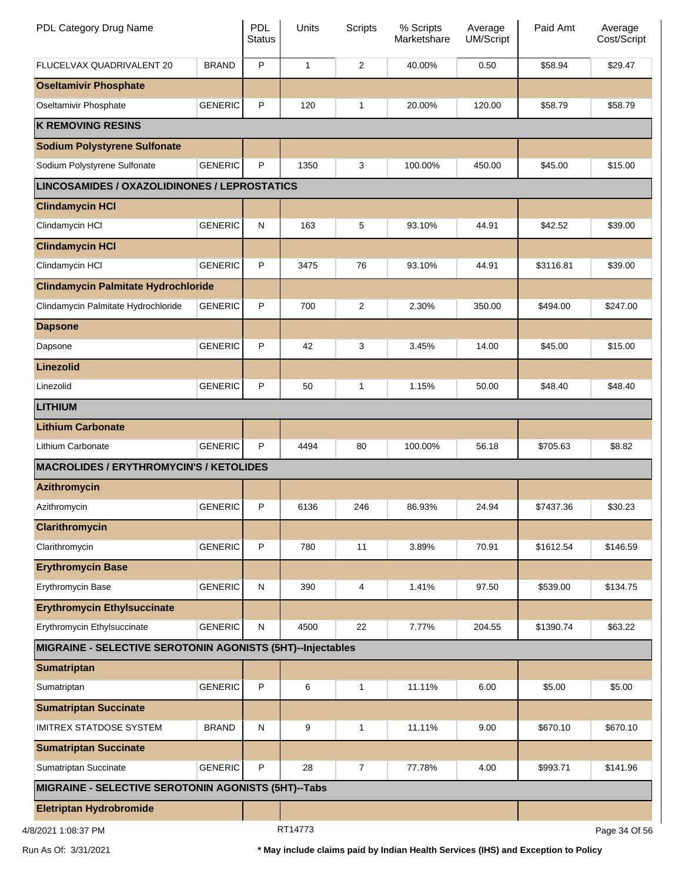| PDL Category Drug Name | | PDL Status | Units | Scripts | % Scripts Marketshare | Average UM/Script | Paid Amt | Average Cost/Script |
|---|---|---|---|---|---|---|---|---|
| FLUCELVAX QUADRIVALENT 20 | BRAND | P | 1 | 2 | 40.00% | 0.50 | $58.94 | $29.47 |
| **Oseltamivir Phosphate** | | | | | | | | |
| Oseltamivir Phosphate | GENERIC | P | 120 | 1 | 20.00% | 120.00 | $58.79 | $58.79 |
| **K REMOVING RESINS** | | | | | | | | |
| **Sodium Polystyrene Sulfonate** | | | | | | | | |
| Sodium Polystyrene Sulfonate | GENERIC | P | 1350 | 3 | 100.00% | 450.00 | $45.00 | $15.00 |
| **LINCOSAMIDES / OXAZOLIDINONES / LEPROSTATICS** | | | | | | | | |
| **Clindamycin HCl** | | | | | | | | |
| Clindamycin HCl | GENERIC | N | 163 | 5 | 93.10% | 44.91 | $42.52 | $39.00 |
| **Clindamycin HCl** | | | | | | | | |
| Clindamycin HCl | GENERIC | P | 3475 | 76 | 93.10% | 44.91 | $3116.81 | $39.00 |
| **Clindamycin Palmitate Hydrochloride** | | | | | | | | |
| Clindamycin Palmitate Hydrochloride | GENERIC | P | 700 | 2 | 2.30% | 350.00 | $494.00 | $247.00 |
| **Dapsone** | | | | | | | | |
| Dapsone | GENERIC | P | 42 | 3 | 3.45% | 14.00 | $45.00 | $15.00 |
| **Linezolid** | | | | | | | | |
| Linezolid | GENERIC | P | 50 | 1 | 1.15% | 50.00 | $48.40 | $48.40 |
| **LITHIUM** | | | | | | | | |
| **Lithium Carbonate** | | | | | | | | |
| Lithium Carbonate | GENERIC | P | 4494 | 80 | 100.00% | 56.18 | $705.63 | $8.82 |
| **MACROLIDES / ERYTHROMYCIN'S / KETOLIDES** | | | | | | | | |
| **Azithromycin** | | | | | | | | |
| Azithromycin | GENERIC | P | 6136 | 246 | 86.93% | 24.94 | $7437.36 | $30.23 |
| **Clarithromycin** | | | | | | | | |
| Clarithromycin | GENERIC | P | 780 | 11 | 3.89% | 70.91 | $1612.54 | $146.59 |
| **Erythromycin Base** | | | | | | | | |
| Erythromycin Base | GENERIC | N | 390 | 4 | 1.41% | 97.50 | $539.00 | $134.75 |
| **Erythromycin Ethylsuccinate** | | | | | | | | |
| Erythromycin Ethylsuccinate | GENERIC | N | 4500 | 22 | 7.77% | 204.55 | $1390.74 | $63.22 |
| **MIGRAINE - SELECTIVE SEROTONIN AGONISTS (5HT)--Injectables** | | | | | | | | |
| **Sumatriptan** | | | | | | | | |
| Sumatriptan | GENERIC | P | 6 | 1 | 11.11% | 6.00 | $5.00 | $5.00 |
| **Sumatriptan Succinate** | | | | | | | | |
| IMITREX STATDOSE SYSTEM | BRAND | N | 9 | 1 | 11.11% | 9.00 | $670.10 | $670.10 |
| **Sumatriptan Succinate** | | | | | | | | |
| Sumatriptan Succinate | GENERIC | P | 28 | 7 | 77.78% | 4.00 | $993.71 | $141.96 |
| **MIGRAINE - SELECTIVE SEROTONIN AGONISTS (5HT)--Tabs** | | | | | | | | |
| **Eletriptan Hydrobromide** | | | | | | | | |

4/8/2021 1:08:37 PM RT14773

Run As Of: 3/31/2021 **\* May include claims paid by Indian Health Services (IHS) and Exception to Policy**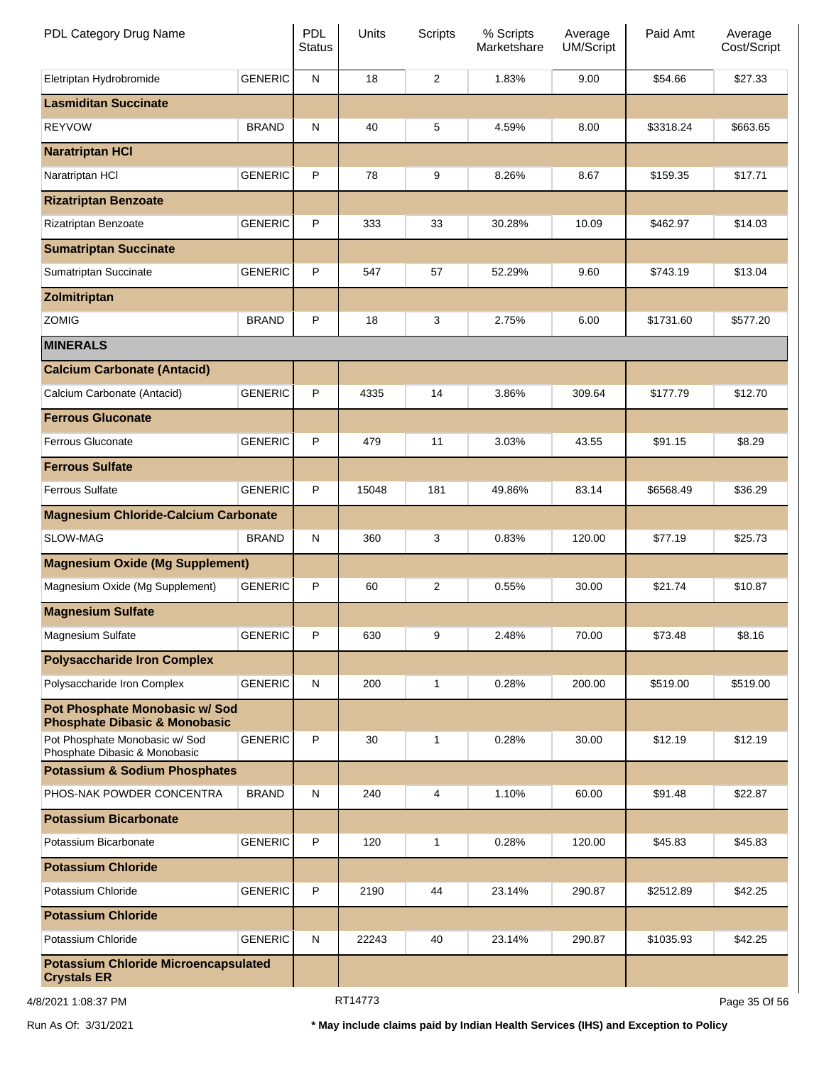| PDL Category Drug Name | | PDL Status | Units | Scripts | % Scripts Marketshare | Average UM/Script | Paid Amt | Average Cost/Script |
|---|---|---|---|---|---|---|---|---|
| Eletriptan Hydrobromide | GENERIC | N | 18 | 2 | 1.83% | 9.00 | $54.66 | $27.33 |
| **Lasmiditan Succinate** | | | | | | | | |
| REYVOW | BRAND | N | 40 | 5 | 4.59% | 8.00 | $3318.24 | $663.65 |
| **Naratriptan HCl** | | | | | | | | |
| Naratriptan HCl | GENERIC | P | 78 | 9 | 8.26% | 8.67 | $159.35 | $17.71 |
| **Rizatriptan Benzoate** | | | | | | | | |
| Rizatriptan Benzoate | GENERIC | P | 333 | 33 | 30.28% | 10.09 | $462.97 | $14.03 |
| **Sumatriptan Succinate** | | | | | | | | |
| Sumatriptan Succinate | GENERIC | P | 547 | 57 | 52.29% | 9.60 | $743.19 | $13.04 |
| **Zolmitriptan** | | | | | | | | |
| ZOMIG | BRAND | P | 18 | 3 | 2.75% | 6.00 | $1731.60 | $577.20 |
| **MINERALS** | | | | | | | | |
| **Calcium Carbonate (Antacid)** | | | | | | | | |
| Calcium Carbonate (Antacid) | GENERIC | P | 4335 | 14 | 3.86% | 309.64 | $177.79 | $12.70 |
| **Ferrous Gluconate** | | | | | | | | |
| Ferrous Gluconate | GENERIC | P | 479 | 11 | 3.03% | 43.55 | $91.15 | $8.29 |
| **Ferrous Sulfate** | | | | | | | | |
| Ferrous Sulfate | GENERIC | P | 15048 | 181 | 49.86% | 83.14 | $6568.49 | $36.29 |
| **Magnesium Chloride-Calcium Carbonate** | | | | | | | | |
| SLOW-MAG | BRAND | N | 360 | 3 | 0.83% | 120.00 | $77.19 | $25.73 |
| **Magnesium Oxide (Mg Supplement)** | | | | | | | | |
| Magnesium Oxide (Mg Supplement) | GENERIC | P | 60 | 2 | 0.55% | 30.00 | $21.74 | $10.87 |
| **Magnesium Sulfate** | | | | | | | | |
| Magnesium Sulfate | GENERIC | P | 630 | 9 | 2.48% | 70.00 | $73.48 | $8.16 |
| **Polysaccharide Iron Complex** | | | | | | | | |
| Polysaccharide Iron Complex | GENERIC | N | 200 | 1 | 0.28% | 200.00 | $519.00 | $519.00 |
| **Pot Phosphate Monobasic w/ Sod Phosphate Dibasic & Monobasic** | | | | | | | | |
| Pot Phosphate Monobasic w/ Sod Phosphate Dibasic & Monobasic | GENERIC | P | 30 | 1 | 0.28% | 30.00 | $12.19 | $12.19 |
| **Potassium & Sodium Phosphates** | | | | | | | | |
| PHOS-NAK POWDER CONCENTRA | BRAND | N | 240 | 4 | 1.10% | 60.00 | $91.48 | $22.87 |
| **Potassium Bicarbonate** | | | | | | | | |
| Potassium Bicarbonate | GENERIC | P | 120 | 1 | 0.28% | 120.00 | $45.83 | $45.83 |
| **Potassium Chloride** | | | | | | | | |
| Potassium Chloride | GENERIC | P | 2190 | 44 | 23.14% | 290.87 | $2512.89 | $42.25 |
| **Potassium Chloride** | | | | | | | | |
| Potassium Chloride | GENERIC | N | 22243 | 40 | 23.14% | 290.87 | $1035.93 | $42.25 |
| **Potassium Chloride Microencapsulated Crystals ER** | | | | | | | | |

4/8/2021 1:08:37 PM RT14773

Run As Of: 3/31/2021 **\* May include claims paid by Indian Health Services (IHS) and Exception to Policy**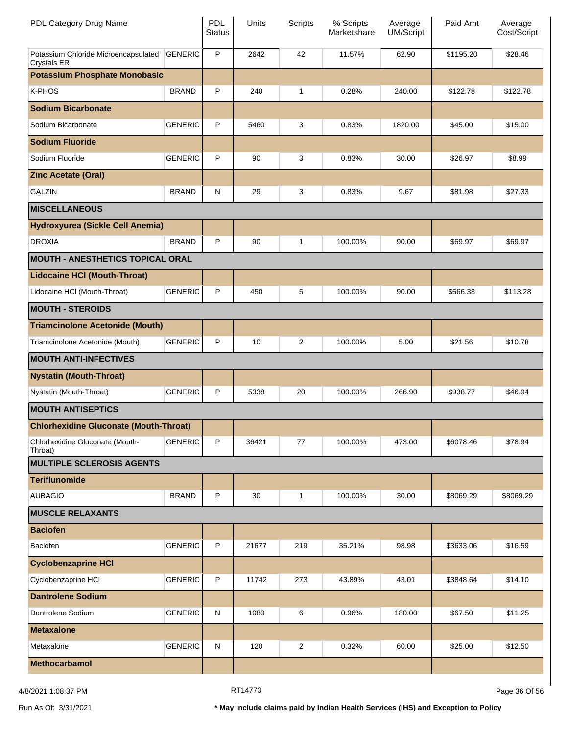| PDL Category Drug Name | | PDL Status | Units | Scripts | % Scripts Marketshare | Average UM/Script | Paid Amt | Average Cost/Script |
|---|---|---|---|---|---|---|---|---|
| Potassium Chloride Microencapsulated Crystals ER | GENERIC | P | 2642 | 42 | 11.57% | 62.90 | $1195.20 | $28.46 |
| **Potassium Phosphate Monobasic** | | | | | | | | |
| K-PHOS | BRAND | P | 240 | 1 | 0.28% | 240.00 | $122.78 | $122.78 |
| **Sodium Bicarbonate** | | | | | | | | |
| Sodium Bicarbonate | GENERIC | P | 5460 | 3 | 0.83% | 1820.00 | $45.00 | $15.00 |
| **Sodium Fluoride** | | | | | | | | |
| Sodium Fluoride | GENERIC | P | 90 | 3 | 0.83% | 30.00 | $26.97 | $8.99 |
| **Zinc Acetate (Oral)** | | | | | | | | |
| GALZIN | BRAND | N | 29 | 3 | 0.83% | 9.67 | $81.98 | $27.33 |
| **MISCELLANEOUS** | | | | | | | | |
| **Hydroxyurea (Sickle Cell Anemia)** | | | | | | | | |
| DROXIA | BRAND | P | 90 | 1 | 100.00% | 90.00 | $69.97 | $69.97 |
| **MOUTH - ANESTHETICS TOPICAL ORAL** | | | | | | | | |
| **Lidocaine HCl (Mouth-Throat)** | | | | | | | | |
| Lidocaine HCl (Mouth-Throat) | GENERIC | P | 450 | 5 | 100.00% | 90.00 | $566.38 | $113.28 |
| **MOUTH - STEROIDS** | | | | | | | | |
| **Triamcinolone Acetonide (Mouth)** | | | | | | | | |
| Triamcinolone Acetonide (Mouth) | GENERIC | P | 10 | 2 | 100.00% | 5.00 | $21.56 | $10.78 |
| **MOUTH ANTI-INFECTIVES** | | | | | | | | |
| **Nystatin (Mouth-Throat)** | | | | | | | | |
| Nystatin (Mouth-Throat) | GENERIC | P | 5338 | 20 | 100.00% | 266.90 | $938.77 | $46.94 |
| **MOUTH ANTISEPTICS** | | | | | | | | |
| **Chlorhexidine Gluconate (Mouth-Throat)** | | | | | | | | |
| Chlorhexidine Gluconate (Mouth-Throat) | GENERIC | P | 36421 | 77 | 100.00% | 473.00 | $6078.46 | $78.94 |
| **MULTIPLE SCLEROSIS AGENTS** | | | | | | | | |
| **Teriflunomide** | | | | | | | | |
| AUBAGIO | BRAND | P | 30 | 1 | 100.00% | 30.00 | $8069.29 | $8069.29 |
| **MUSCLE RELAXANTS** | | | | | | | | |
| **Baclofen** | | | | | | | | |
| Baclofen | GENERIC | P | 21677 | 219 | 35.21% | 98.98 | $3633.06 | $16.59 |
| **Cyclobenzaprine HCl** | | | | | | | | |
| Cyclobenzaprine HCl | GENERIC | P | 11742 | 273 | 43.89% | 43.01 | $3848.64 | $14.10 |
| **Dantrolene Sodium** | | | | | | | | |
| Dantrolene Sodium | GENERIC | N | 1080 | 6 | 0.96% | 180.00 | $67.50 | $11.25 |
| **Metaxalone** | | | | | | | | |
| Metaxalone | GENERIC | N | 120 | 2 | 0.32% | 60.00 | $25.00 | $12.50 |
| **Methocarbamol** | | | | | | | | |

4/8/2021 1:08:37 PM RT14773

Run As Of: 3/31/2021

**\* May include claims paid by Indian Health Services (IHS) and Exception to Policy**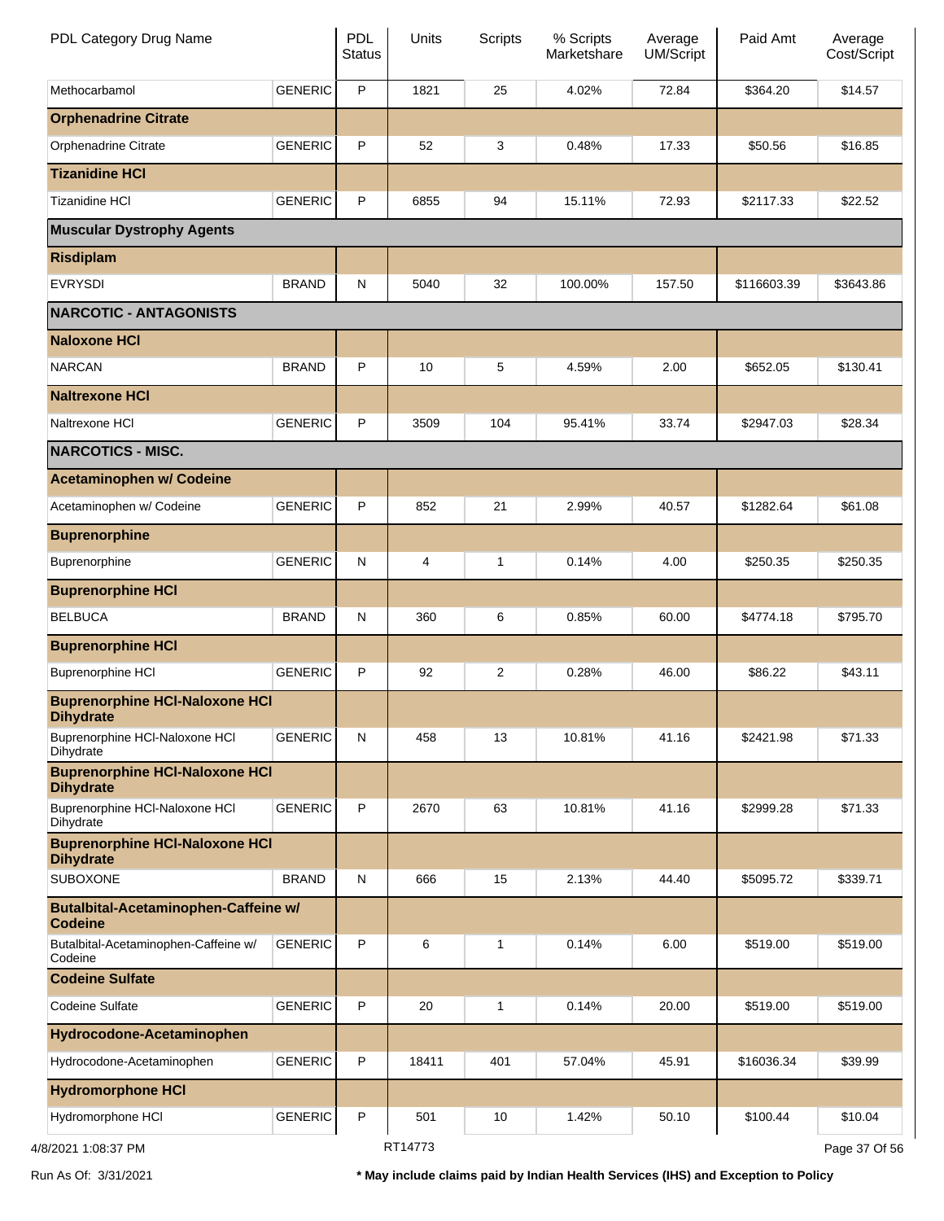| PDL Category Drug Name | | PDL Status | Units | Scripts | % Scripts Marketshare | Average UM/Script | Paid Amt | Average Cost/Script |
|---|---|---|---|---|---|---|---|---|
| Methocarbamol | GENERIC | P | 1821 | 25 | 4.02% | 72.84 | $364.20 | $14.57 |
| **Orphenadrine Citrate** | | | | | | | | |
| Orphenadrine Citrate | GENERIC | P | 52 | 3 | 0.48% | 17.33 | $50.56 | $16.85 |
| **Tizanidine HCl** | | | | | | | | |
| Tizanidine HCl | GENERIC | P | 6855 | 94 | 15.11% | 72.93 | $2117.33 | $22.52 |
| **Muscular Dystrophy Agents** | | | | | | | | |
| **Risdiplam** | | | | | | | | |
| EVRYSDI | BRAND | N | 5040 | 32 | 100.00% | 157.50 | $116603.39 | $3643.86 |
| **NARCOTIC - ANTAGONISTS** | | | | | | | | |
| **Naloxone HCl** | | | | | | | | |
| NARCAN | BRAND | P | 10 | 5 | 4.59% | 2.00 | $652.05 | $130.41 |
| **Naltrexone HCl** | | | | | | | | |
| Naltrexone HCl | GENERIC | P | 3509 | 104 | 95.41% | 33.74 | $2947.03 | $28.34 |
| **NARCOTICS - MISC.** | | | | | | | | |
| **Acetaminophen w/ Codeine** | | | | | | | | |
| Acetaminophen w/ Codeine | GENERIC | P | 852 | 21 | 2.99% | 40.57 | $1282.64 | $61.08 |
| **Buprenorphine** | | | | | | | | |
| Buprenorphine | GENERIC | N | 4 | 1 | 0.14% | 4.00 | $250.35 | $250.35 |
| **Buprenorphine HCl** | | | | | | | | |
| BELBUCA | BRAND | N | 360 | 6 | 0.85% | 60.00 | $4774.18 | $795.70 |
| **Buprenorphine HCl** | | | | | | | | |
| Buprenorphine HCl | GENERIC | P | 92 | 2 | 0.28% | 46.00 | $86.22 | $43.11 |
| **Buprenorphine HCl-Naloxone HCl Dihydrate** | | | | | | | | |
| Buprenorphine HCl-Naloxone HCl Dihydrate | GENERIC | N | 458 | 13 | 10.81% | 41.16 | $2421.98 | $71.33 |
| **Buprenorphine HCl-Naloxone HCl Dihydrate** | | | | | | | | |
| Buprenorphine HCl-Naloxone HCl Dihydrate | GENERIC | P | 2670 | 63 | 10.81% | 41.16 | $2999.28 | $71.33 |
| **Buprenorphine HCl-Naloxone HCl Dihydrate** | | | | | | | | |
| SUBOXONE | BRAND | N | 666 | 15 | 2.13% | 44.40 | $5095.72 | $339.71 |
| **Butalbital-Acetaminophen-Caffeine w/ Codeine** | | | | | | | | |
| Butalbital-Acetaminophen-Caffeine w/ Codeine | GENERIC | P | 6 | 1 | 0.14% | 6.00 | $519.00 | $519.00 |
| **Codeine Sulfate** | | | | | | | | |
| Codeine Sulfate | GENERIC | P | 20 | 1 | 0.14% | 20.00 | $519.00 | $519.00 |
| **Hydrocodone-Acetaminophen** | | | | | | | | |
| Hydrocodone-Acetaminophen | GENERIC | P | 18411 | 401 | 57.04% | 45.91 | $16036.34 | $39.99 |
| **Hydromorphone HCl** | | | | | | | | |
| Hydromorphone HCl | GENERIC | P | 501 | 10 | 1.42% | 50.10 | $100.44 | $10.04 |

4/8/2021 1:08:37 PM RT14773

Run As Of: 3/31/2021 * May include claims paid by Indian Health Services (IHS) and Exception to Policy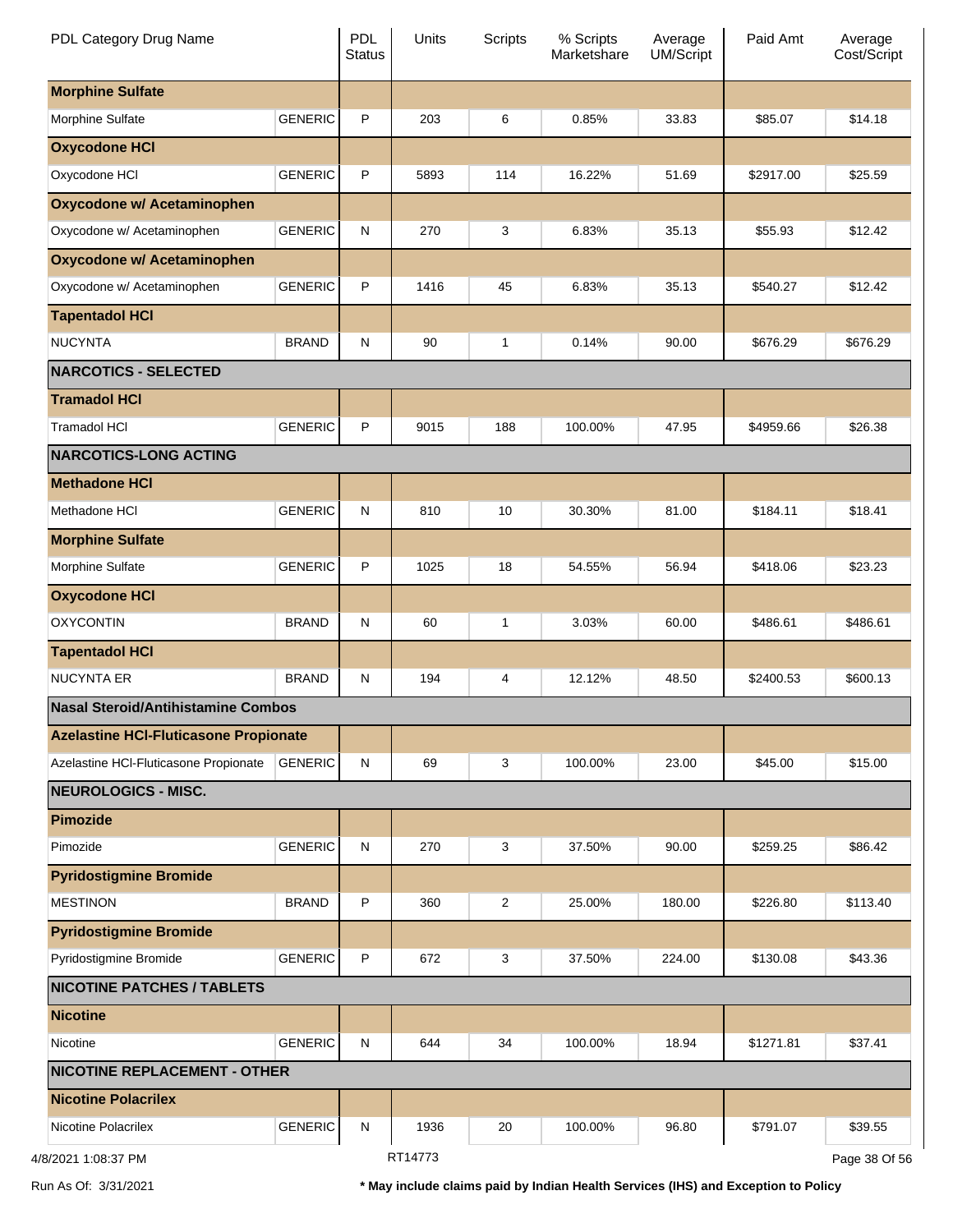| PDL Category Drug Name | | PDL Status | Units | Scripts | % Scripts Marketshare | Average UM/Script | Paid Amt | Average Cost/Script |
|---|---|---|---|---|---|---|---|---|
| **Morphine Sulfate** | | | | | | | | |
| Morphine Sulfate | GENERIC | P | 203 | 6 | 0.85% | 33.83 | $85.07 | $14.18 |
| **Oxycodone HCl** | | | | | | | | |
| Oxycodone HCl | GENERIC | P | 5893 | 114 | 16.22% | 51.69 | $2917.00 | $25.59 |
| **Oxycodone w/ Acetaminophen** | | | | | | | | |
| Oxycodone w/ Acetaminophen | GENERIC | N | 270 | 3 | 6.83% | 35.13 | $55.93 | $12.42 |
| **Oxycodone w/ Acetaminophen** | | | | | | | | |
| Oxycodone w/ Acetaminophen | GENERIC | P | 1416 | 45 | 6.83% | 35.13 | $540.27 | $12.42 |
| **Tapentadol HCl** | | | | | | | | |
| NUCYNTA | BRAND | N | 90 | 1 | 0.14% | 90.00 | $676.29 | $676.29 |
| **NARCOTICS - SELECTED** | | | | | | | | |
| **Tramadol HCl** | | | | | | | | |
| Tramadol HCl | GENERIC | P | 9015 | 188 | 100.00% | 47.95 | $4959.66 | $26.38 |
| **NARCOTICS-LONG ACTING** | | | | | | | | |
| **Methadone HCl** | | | | | | | | |
| Methadone HCl | GENERIC | N | 810 | 10 | 30.30% | 81.00 | $184.11 | $18.41 |
| **Morphine Sulfate** | | | | | | | | |
| Morphine Sulfate | GENERIC | P | 1025 | 18 | 54.55% | 56.94 | $418.06 | $23.23 |
| **Oxycodone HCl** | | | | | | | | |
| OXYCONTIN | BRAND | N | 60 | 1 | 3.03% | 60.00 | $486.61 | $486.61 |
| **Tapentadol HCl** | | | | | | | | |
| NUCYNTA ER | BRAND | N | 194 | 4 | 12.12% | 48.50 | $2400.53 | $600.13 |
| **Nasal Steroid/Antihistamine Combos** | | | | | | | | |
| **Azelastine HCl-Fluticasone Propionate** | | | | | | | | |
| Azelastine HCl-Fluticasone Propionate | GENERIC | N | 69 | 3 | 100.00% | 23.00 | $45.00 | $15.00 |
| **NEUROLOGICS - MISC.** | | | | | | | | |
| **Pimozide** | | | | | | | | |
| Pimozide | GENERIC | N | 270 | 3 | 37.50% | 90.00 | $259.25 | $86.42 |
| **Pyridostigmine Bromide** | | | | | | | | |
| MESTINON | BRAND | P | 360 | 2 | 25.00% | 180.00 | $226.80 | $113.40 |
| **Pyridostigmine Bromide** | | | | | | | | |
| Pyridostigmine Bromide | GENERIC | P | 672 | 3 | 37.50% | 224.00 | $130.08 | $43.36 |
| **NICOTINE PATCHES / TABLETS** | | | | | | | | |
| **Nicotine** | | | | | | | | |
| Nicotine | GENERIC | N | 644 | 34 | 100.00% | 18.94 | $1271.81 | $37.41 |
| **NICOTINE REPLACEMENT - OTHER** | | | | | | | | |
| **Nicotine Polacrilex** | | | | | | | | |
| Nicotine Polacrilex | GENERIC | N | 1936 | 20 | 100.00% | 96.80 | $791.07 | $39.55 |

4/8/2021 1:08:37 PM RT14773

Run As Of: 3/31/2021

**\* May include claims paid by Indian Health Services (IHS) and Exception to Policy**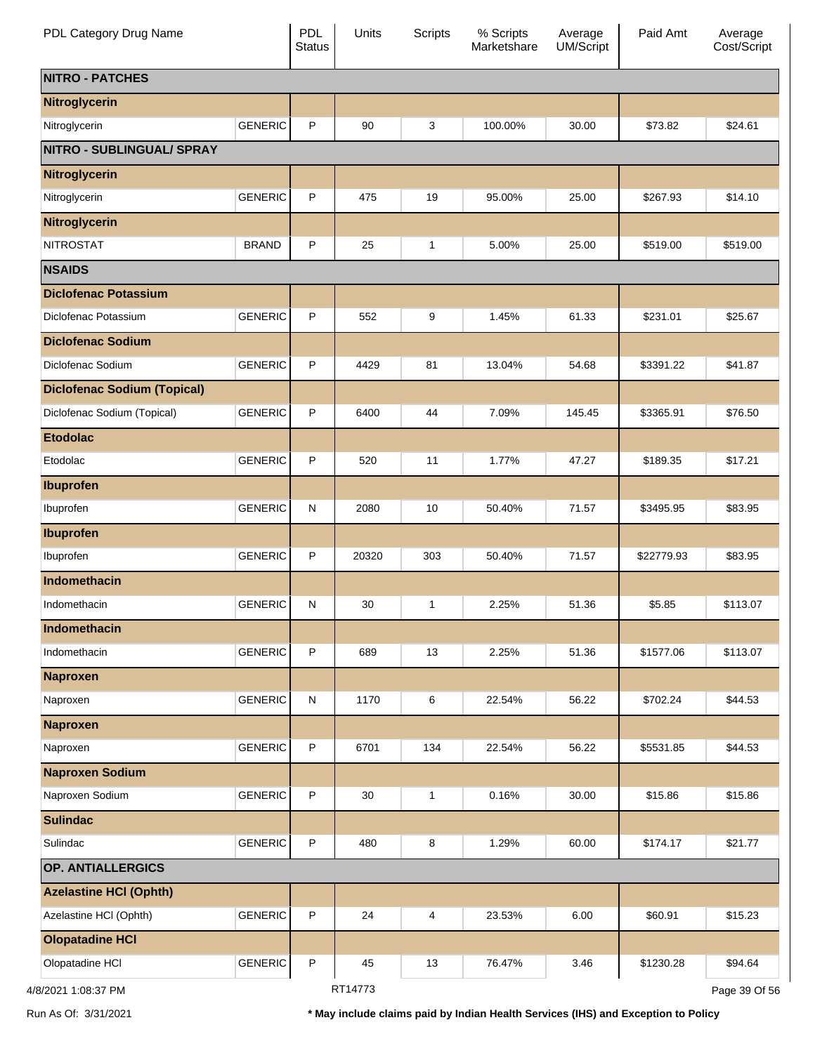| PDL Category Drug Name | | PDL Status | Units | Scripts | % Scripts Marketshare | Average UM/Script | Paid Amt | Average Cost/Script |
|---|---|---|---|---|---|---|---|---|
| **NITRO - PATCHES** | | | | | | | | |
| **Nitroglycerin** | | | | | | | | |
| Nitroglycerin | GENERIC | P | 90 | 3 | 100.00% | 30.00 | $73.82 | $24.61 |
| **NITRO - SUBLINGUAL/ SPRAY** | | | | | | | | |
| **Nitroglycerin** | | | | | | | | |
| Nitroglycerin | GENERIC | P | 475 | 19 | 95.00% | 25.00 | $267.93 | $14.10 |
| **Nitroglycerin** | | | | | | | | |
| NITROSTAT | BRAND | P | 25 | 1 | 5.00% | 25.00 | $519.00 | $519.00 |
| **NSAIDS** | | | | | | | | |
| **Diclofenac Potassium** | | | | | | | | |
| Diclofenac Potassium | GENERIC | P | 552 | 9 | 1.45% | 61.33 | $231.01 | $25.67 |
| **Diclofenac Sodium** | | | | | | | | |
| Diclofenac Sodium | GENERIC | P | 4429 | 81 | 13.04% | 54.68 | $3391.22 | $41.87 |
| **Diclofenac Sodium (Topical)** | | | | | | | | |
| Diclofenac Sodium (Topical) | GENERIC | P | 6400 | 44 | 7.09% | 145.45 | $3365.91 | $76.50 |
| **Etodolac** | | | | | | | | |
| Etodolac | GENERIC | P | 520 | 11 | 1.77% | 47.27 | $189.35 | $17.21 |
| **Ibuprofen** | | | | | | | | |
| Ibuprofen | GENERIC | N | 2080 | 10 | 50.40% | 71.57 | $3495.95 | $83.95 |
| **Ibuprofen** | | | | | | | | |
| Ibuprofen | GENERIC | P | 20320 | 303 | 50.40% | 71.57 | $22779.93 | $83.95 |
| **Indomethacin** | | | | | | | | |
| Indomethacin | GENERIC | N | 30 | 1 | 2.25% | 51.36 | $5.85 | $113.07 |
| **Indomethacin** | | | | | | | | |
| Indomethacin | GENERIC | P | 689 | 13 | 2.25% | 51.36 | $1577.06 | $113.07 |
| **Naproxen** | | | | | | | | |
| Naproxen | GENERIC | N | 1170 | 6 | 22.54% | 56.22 | $702.24 | $44.53 |
| **Naproxen** | | | | | | | | |
| Naproxen | GENERIC | P | 6701 | 134 | 22.54% | 56.22 | $5531.85 | $44.53 |
| **Naproxen Sodium** | | | | | | | | |
| Naproxen Sodium | GENERIC | P | 30 | 1 | 0.16% | 30.00 | $15.86 | $15.86 |
| **Sulindac** | | | | | | | | |
| Sulindac | GENERIC | P | 480 | 8 | 1.29% | 60.00 | $174.17 | $21.77 |
| **OP. ANTIALLERGICS** | | | | | | | | |
| **Azelastine HCl (Ophth)** | | | | | | | | |
| Azelastine HCl (Ophth) | GENERIC | P | 24 | 4 | 23.53% | 6.00 | $60.91 | $15.23 |
| **Olopatadine HCl** | | | | | | | | |
| Olopatadine HCl | GENERIC | P | 45 | 13 | 76.47% | 3.46 | $1230.28 | $94.64 |

4/8/2021 1:08:37 PM RT14773

Run As Of: 3/31/2021

**\* May include claims paid by Indian Health Services (IHS) and Exception to Policy**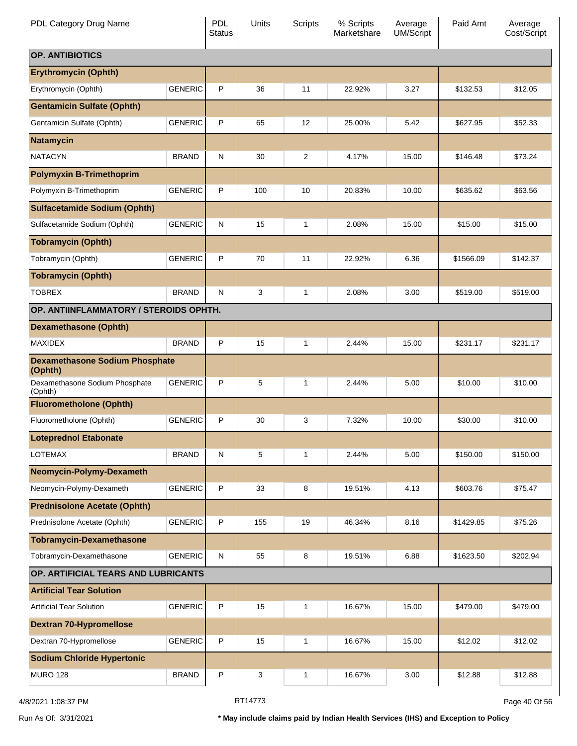| PDL Category Drug Name | | PDL Status | Units | Scripts | % Scripts Marketshare | Average UM/Script | Paid Amt | Average Cost/Script |
|---|---|---|---|---|---|---|---|---|
| **OP. ANTIBIOTICS** | | | | | | | | |
| **Erythromycin (Ophth)** | | | | | | | | |
| Erythromycin (Ophth) | GENERIC | P | 36 | 11 | 22.92% | 3.27 | $132.53 | $12.05 |
| **Gentamicin Sulfate (Ophth)** | | | | | | | | |
| Gentamicin Sulfate (Ophth) | GENERIC | P | 65 | 12 | 25.00% | 5.42 | $627.95 | $52.33 |
| **Natamycin** | | | | | | | | |
| NATACYN | BRAND | N | 30 | 2 | 4.17% | 15.00 | $146.48 | $73.24 |
| **Polymyxin B-Trimethoprim** | | | | | | | | |
| Polymyxin B-Trimethoprim | GENERIC | P | 100 | 10 | 20.83% | 10.00 | $635.62 | $63.56 |
| **Sulfacetamide Sodium (Ophth)** | | | | | | | | |
| Sulfacetamide Sodium (Ophth) | GENERIC | N | 15 | 1 | 2.08% | 15.00 | $15.00 | $15.00 |
| **Tobramycin (Ophth)** | | | | | | | | |
| Tobramycin (Ophth) | GENERIC | P | 70 | 11 | 22.92% | 6.36 | $1566.09 | $142.37 |
| **Tobramycin (Ophth)** | | | | | | | | |
| TOBREX | BRAND | N | 3 | 1 | 2.08% | 3.00 | $519.00 | $519.00 |
| **OP. ANTIINFLAMMATORY / STEROIDS OPHTH.** | | | | | | | | |
| **Dexamethasone (Ophth)** | | | | | | | | |
| MAXIDEX | BRAND | P | 15 | 1 | 2.44% | 15.00 | $231.17 | $231.17 |
| **Dexamethasone Sodium Phosphate (Ophth)** | | | | | | | | |
| Dexamethasone Sodium Phosphate (Ophth) | GENERIC | P | 5 | 1 | 2.44% | 5.00 | $10.00 | $10.00 |
| **Fluorometholone (Ophth)** | | | | | | | | |
| Fluorometholone (Ophth) | GENERIC | P | 30 | 3 | 7.32% | 10.00 | $30.00 | $10.00 |
| **Loteprednol Etabonate** | | | | | | | | |
| LOTEMAX | BRAND | N | 5 | 1 | 2.44% | 5.00 | $150.00 | $150.00 |
| **Neomycin-Polymy-Dexameth** | | | | | | | | |
| Neomycin-Polymy-Dexameth | GENERIC | P | 33 | 8 | 19.51% | 4.13 | $603.76 | $75.47 |
| **Prednisolone Acetate (Ophth)** | | | | | | | | |
| Prednisolone Acetate (Ophth) | GENERIC | P | 155 | 19 | 46.34% | 8.16 | $1429.85 | $75.26 |
| **Tobramycin-Dexamethasone** | | | | | | | | |
| Tobramycin-Dexamethasone | GENERIC | N | 55 | 8 | 19.51% | 6.88 | $1623.50 | $202.94 |
| **OP. ARTIFICIAL TEARS AND LUBRICANTS** | | | | | | | | |
| **Artificial Tear Solution** | | | | | | | | |
| Artificial Tear Solution | GENERIC | P | 15 | 1 | 16.67% | 15.00 | $479.00 | $479.00 |
| **Dextran 70-Hypromellose** | | | | | | | | |
| Dextran 70-Hypromellose | GENERIC | P | 15 | 1 | 16.67% | 15.00 | $12.02 | $12.02 |
| **Sodium Chloride Hypertonic** | | | | | | | | |
| MURO 128 | BRAND | P | 3 | 1 | 16.67% | 3.00 | $12.88 | $12.88 |

4/8/2021 1:08:37 PM RT14773

Run As Of: 3/31/2021

**\* May include claims paid by Indian Health Services (IHS) and Exception to Policy**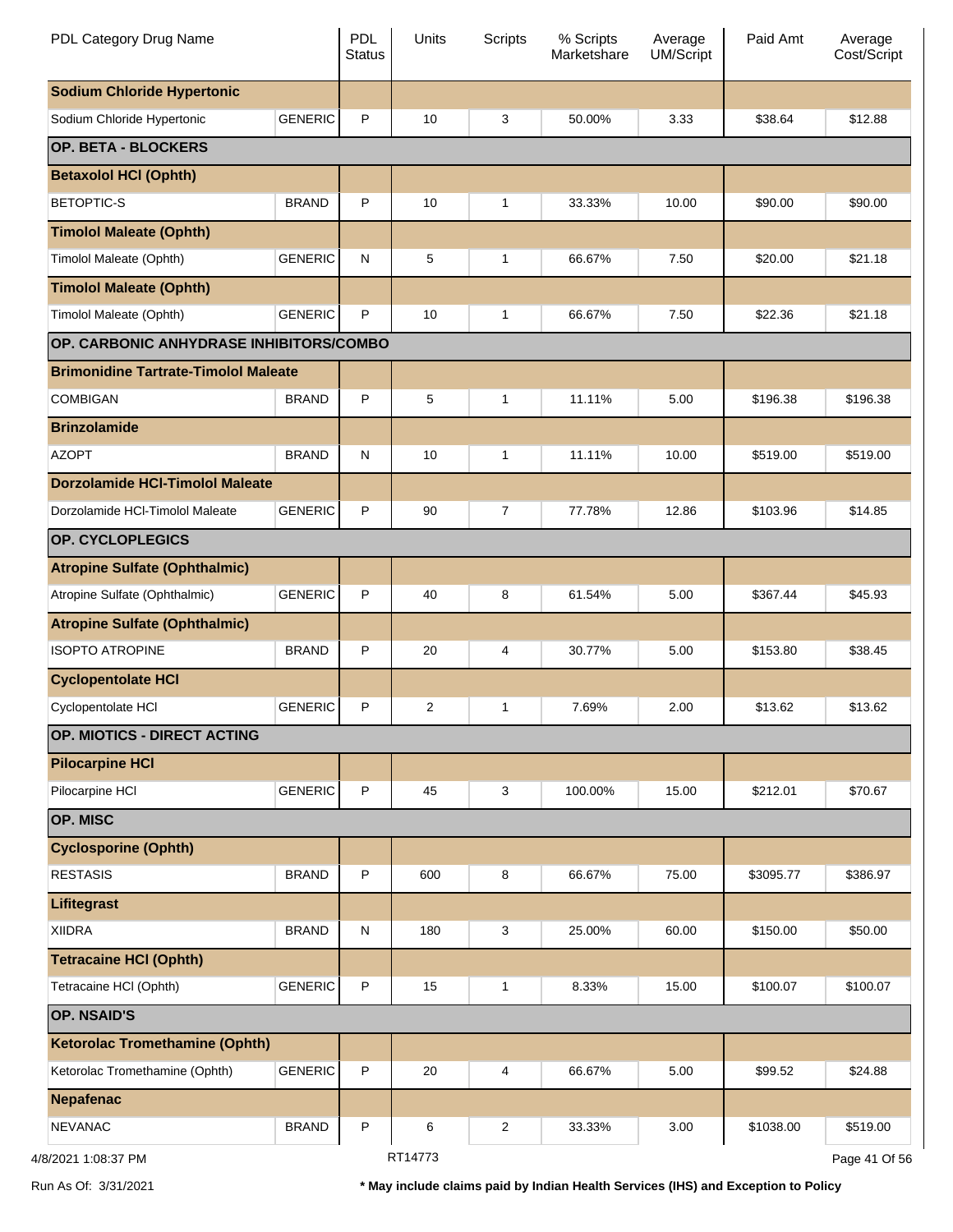| PDL Category Drug Name | | PDL Status | Units | Scripts | % Scripts Marketshare | Average UM/Script | Paid Amt | Average Cost/Script |
|---|---|---|---|---|---|---|---|---|
| **Sodium Chloride Hypertonic** | | | | | | | | |
| Sodium Chloride Hypertonic | GENERIC | P | 10 | 3 | 50.00% | 3.33 | $38.64 | $12.88 |
| **OP. BETA - BLOCKERS** | | | | | | | | |
| **Betaxolol HCl (Ophth)** | | | | | | | | |
| BETOPTIC-S | BRAND | P | 10 | 1 | 33.33% | 10.00 | $90.00 | $90.00 |
| **Timolol Maleate (Ophth)** | | | | | | | | |
| Timolol Maleate (Ophth) | GENERIC | N | 5 | 1 | 66.67% | 7.50 | $20.00 | $21.18 |
| **Timolol Maleate (Ophth)** | | | | | | | | |
| Timolol Maleate (Ophth) | GENERIC | P | 10 | 1 | 66.67% | 7.50 | $22.36 | $21.18 |
| **OP. CARBONIC ANHYDRASE INHIBITORS/COMBO** | | | | | | | | |
| **Brimonidine Tartrate-Timolol Maleate** | | | | | | | | |
| COMBIGAN | BRAND | P | 5 | 1 | 11.11% | 5.00 | $196.38 | $196.38 |
| **Brinzolamide** | | | | | | | | |
| AZOPT | BRAND | N | 10 | 1 | 11.11% | 10.00 | $519.00 | $519.00 |
| **Dorzolamide HCl-Timolol Maleate** | | | | | | | | |
| Dorzolamide HCl-Timolol Maleate | GENERIC | P | 90 | 7 | 77.78% | 12.86 | $103.96 | $14.85 |
| **OP. CYCLOPLEGICS** | | | | | | | | |
| **Atropine Sulfate (Ophthalmic)** | | | | | | | | |
| Atropine Sulfate (Ophthalmic) | GENERIC | P | 40 | 8 | 61.54% | 5.00 | $367.44 | $45.93 |
| **Atropine Sulfate (Ophthalmic)** | | | | | | | | |
| ISOPTO ATROPINE | BRAND | P | 20 | 4 | 30.77% | 5.00 | $153.80 | $38.45 |
| **Cyclopentolate HCl** | | | | | | | | |
| Cyclopentolate HCl | GENERIC | P | 2 | 1 | 7.69% | 2.00 | $13.62 | $13.62 |
| **OP. MIOTICS - DIRECT ACTING** | | | | | | | | |
| **Pilocarpine HCl** | | | | | | | | |
| Pilocarpine HCl | GENERIC | P | 45 | 3 | 100.00% | 15.00 | $212.01 | $70.67 |
| **OP. MISC** | | | | | | | | |
| **Cyclosporine (Ophth)** | | | | | | | | |
| RESTASIS | BRAND | P | 600 | 8 | 66.67% | 75.00 | $3095.77 | $386.97 |
| **Lifitegrast** | | | | | | | | |
| XIIDRA | BRAND | N | 180 | 3 | 25.00% | 60.00 | $150.00 | $50.00 |
| **Tetracaine HCl (Ophth)** | | | | | | | | |
| Tetracaine HCl (Ophth) | GENERIC | P | 15 | 1 | 8.33% | 15.00 | $100.07 | $100.07 |
| **OP. NSAID'S** | | | | | | | | |
| **Ketorolac Tromethamine (Ophth)** | | | | | | | | |
| Ketorolac Tromethamine (Ophth) | GENERIC | P | 20 | 4 | 66.67% | 5.00 | $99.52 | $24.88 |
| **Nepafenac** | | | | | | | | |
| NEVANAC | BRAND | P | 6 | 2 | 33.33% | 3.00 | $1038.00 | $519.00 |

4/8/2021 1:08:37 PM RT14773

Run As Of: 3/31/2021 **\* May include claims paid by Indian Health Services (IHS) and Exception to Policy**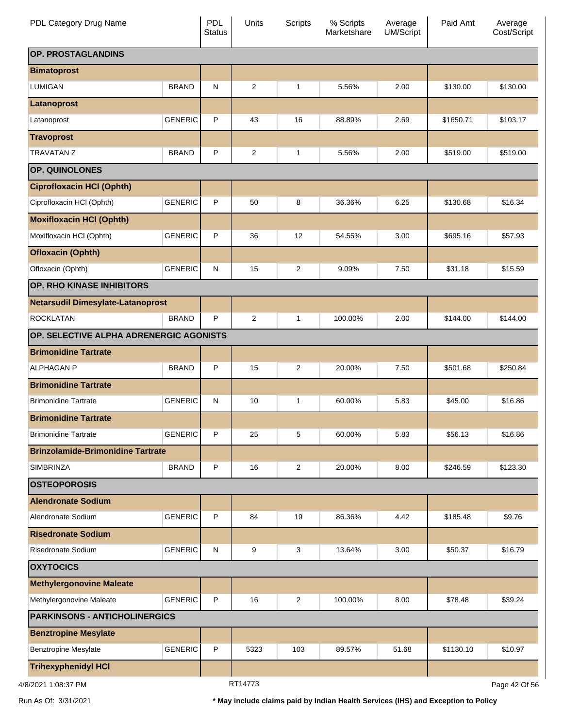| PDL Category Drug Name | | PDL Status | Units | Scripts | % Scripts Marketshare | Average UM/Script | Paid Amt | Average Cost/Script |
|---|---|---|---|---|---|---|---|---|
| **OP. PROSTAGLANDINS** | | | | | | | | |
| **Bimatoprost** | | | | | | | | |
| LUMIGAN | BRAND | N | 2 | 1 | 5.56% | 2.00 | $130.00 | $130.00 |
| **Latanoprost** | | | | | | | | |
| Latanoprost | GENERIC | P | 43 | 16 | 88.89% | 2.69 | $1650.71 | $103.17 |
| **Travoprost** | | | | | | | | |
| TRAVATAN Z | BRAND | P | 2 | 1 | 5.56% | 2.00 | $519.00 | $519.00 |
| **OP. QUINOLONES** | | | | | | | | |
| **Ciprofloxacin HCl (Ophth)** | | | | | | | | |
| Ciprofloxacin HCl (Ophth) | GENERIC | P | 50 | 8 | 36.36% | 6.25 | $130.68 | $16.34 |
| **Moxifloxacin HCl (Ophth)** | | | | | | | | |
| Moxifloxacin HCl (Ophth) | GENERIC | P | 36 | 12 | 54.55% | 3.00 | $695.16 | $57.93 |
| **Ofloxacin (Ophth)** | | | | | | | | |
| Ofloxacin (Ophth) | GENERIC | N | 15 | 2 | 9.09% | 7.50 | $31.18 | $15.59 |
| **OP. RHO KINASE INHIBITORS** | | | | | | | | |
| **Netarsudil Dimesylate-Latanoprost** | | | | | | | | |
| ROCKLATAN | BRAND | P | 2 | 1 | 100.00% | 2.00 | $144.00 | $144.00 |
| **OP. SELECTIVE ALPHA ADRENERGIC AGONISTS** | | | | | | | | |
| **Brimonidine Tartrate** | | | | | | | | |
| ALPHAGAN P | BRAND | P | 15 | 2 | 20.00% | 7.50 | $501.68 | $250.84 |
| **Brimonidine Tartrate** | | | | | | | | |
| Brimonidine Tartrate | GENERIC | N | 10 | 1 | 60.00% | 5.83 | $45.00 | $16.86 |
| **Brimonidine Tartrate** | | | | | | | | |
| Brimonidine Tartrate | GENERIC | P | 25 | 5 | 60.00% | 5.83 | $56.13 | $16.86 |
| **Brinzolamide-Brimonidine Tartrate** | | | | | | | | |
| SIMBRINZA | BRAND | P | 16 | 2 | 20.00% | 8.00 | $246.59 | $123.30 |
| **OSTEOPOROSIS** | | | | | | | | |
| **Alendronate Sodium** | | | | | | | | |
| Alendronate Sodium | GENERIC | P | 84 | 19 | 86.36% | 4.42 | $185.48 | $9.76 |
| **Risedronate Sodium** | | | | | | | | |
| Risedronate Sodium | GENERIC | N | 9 | 3 | 13.64% | 3.00 | $50.37 | $16.79 |
| **OXYTOCICS** | | | | | | | | |
| **Methylergonovine Maleate** | | | | | | | | |
| Methylergonovine Maleate | GENERIC | P | 16 | 2 | 100.00% | 8.00 | $78.48 | $39.24 |
| **PARKINSONS - ANTICHOLINERGICS** | | | | | | | | |
| **Benztropine Mesylate** | | | | | | | | |
| Benztropine Mesylate | GENERIC | P | 5323 | 103 | 89.57% | 51.68 | $1130.10 | $10.97 |
| **Trihexyphenidyl HCl** | | | | | | | | |

4/8/2021 1:08:37 PM RT14773

Run As Of: 3/31/2021 **\* May include claims paid by Indian Health Services (IHS) and Exception to Policy**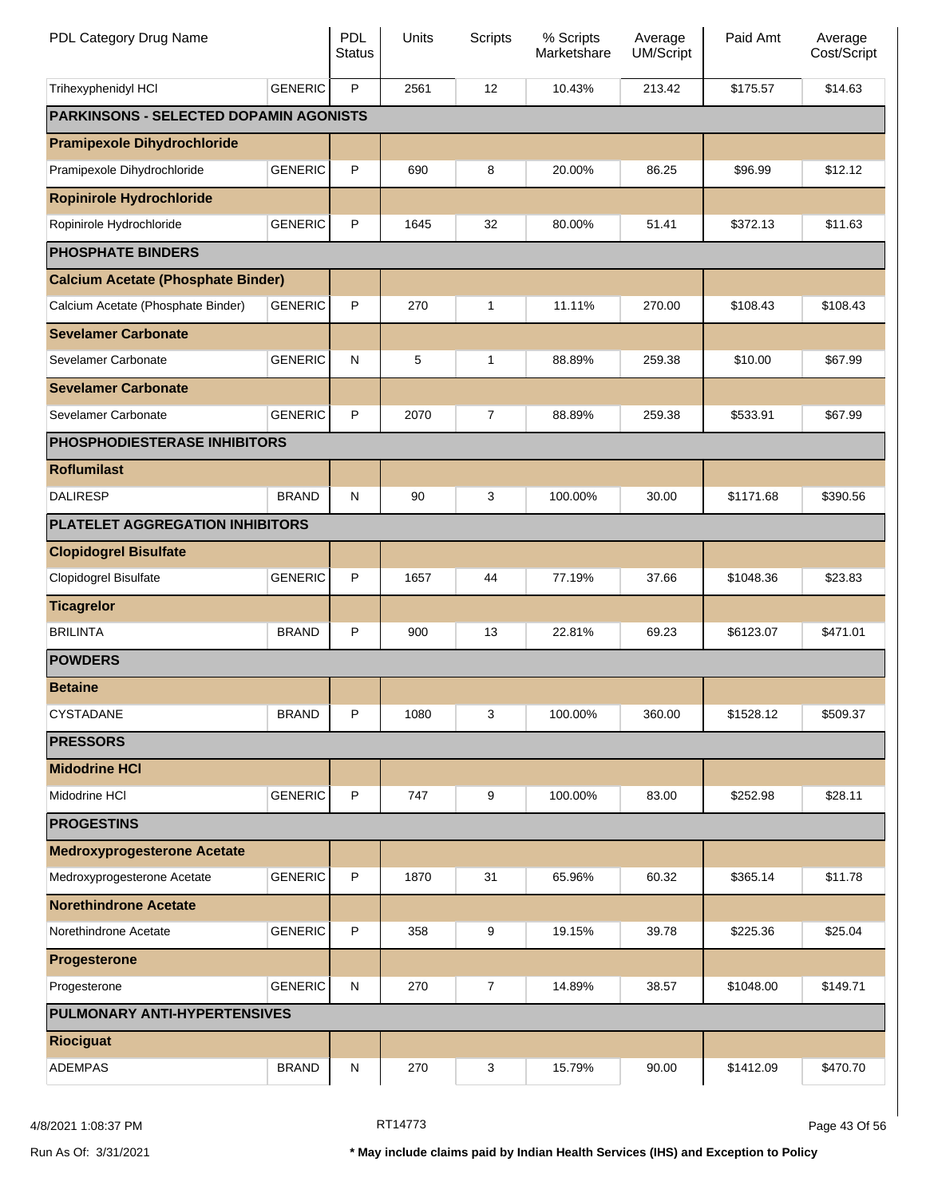| PDL Category Drug Name | | PDL Status | Units | Scripts | % Scripts Marketshare | Average UM/Script | Paid Amt | Average Cost/Script |
|---|---|---|---|---|---|---|---|---|
| Trihexyphenidyl HCl | GENERIC | P | 2561 | 12 | 10.43% | 213.42 | $175.57 | $14.63 |
| **PARKINSONS - SELECTED DOPAMIN AGONISTS** | | | | | | | | |
| **Pramipexole Dihydrochloride** | | | | | | | | |
| Pramipexole Dihydrochloride | GENERIC | P | 690 | 8 | 20.00% | 86.25 | $96.99 | $12.12 |
| **Ropinirole Hydrochloride** | | | | | | | | |
| Ropinirole Hydrochloride | GENERIC | P | 1645 | 32 | 80.00% | 51.41 | $372.13 | $11.63 |
| **PHOSPHATE BINDERS** | | | | | | | | |
| **Calcium Acetate (Phosphate Binder)** | | | | | | | | |
| Calcium Acetate (Phosphate Binder) | GENERIC | P | 270 | 1 | 11.11% | 270.00 | $108.43 | $108.43 |
| **Sevelamer Carbonate** | | | | | | | | |
| Sevelamer Carbonate | GENERIC | N | 5 | 1 | 88.89% | 259.38 | $10.00 | $67.99 |
| **Sevelamer Carbonate** | | | | | | | | |
| Sevelamer Carbonate | GENERIC | P | 2070 | 7 | 88.89% | 259.38 | $533.91 | $67.99 |
| **PHOSPHODIESTERASE INHIBITORS** | | | | | | | | |
| **Roflumilast** | | | | | | | | |
| DALIRESP | BRAND | N | 90 | 3 | 100.00% | 30.00 | $1171.68 | $390.56 |
| **PLATELET AGGREGATION INHIBITORS** | | | | | | | | |
| **Clopidogrel Bisulfate** | | | | | | | | |
| Clopidogrel Bisulfate | GENERIC | P | 1657 | 44 | 77.19% | 37.66 | $1048.36 | $23.83 |
| **Ticagrelor** | | | | | | | | |
| BRILINTA | BRAND | P | 900 | 13 | 22.81% | 69.23 | $6123.07 | $471.01 |
| **POWDERS** | | | | | | | | |
| **Betaine** | | | | | | | | |
| CYSTADANE | BRAND | P | 1080 | 3 | 100.00% | 360.00 | $1528.12 | $509.37 |
| **PRESSORS** | | | | | | | | |
| **Midodrine HCl** | | | | | | | | |
| Midodrine HCl | GENERIC | P | 747 | 9 | 100.00% | 83.00 | $252.98 | $28.11 |
| **PROGESTINS** | | | | | | | | |
| **Medroxyprogesterone Acetate** | | | | | | | | |
| Medroxyprogesterone Acetate | GENERIC | P | 1870 | 31 | 65.96% | 60.32 | $365.14 | $11.78 |
| **Norethindrone Acetate** | | | | | | | | |
| Norethindrone Acetate | GENERIC | P | 358 | 9 | 19.15% | 39.78 | $225.36 | $25.04 |
| **Progesterone** | | | | | | | | |
| Progesterone | GENERIC | N | 270 | 7 | 14.89% | 38.57 | $1048.00 | $149.71 |
| **PULMONARY ANTI-HYPERTENSIVES** | | | | | | | | |
| **Riociguat** | | | | | | | | |
| ADEMPAS | BRAND | N | 270 | 3 | 15.79% | 90.00 | $1412.09 | $470.70 |

4/8/2021 1:08:37 PM RT14773

Run As Of: 3/31/2021

**\* May include claims paid by Indian Health Services (IHS) and Exception to Policy**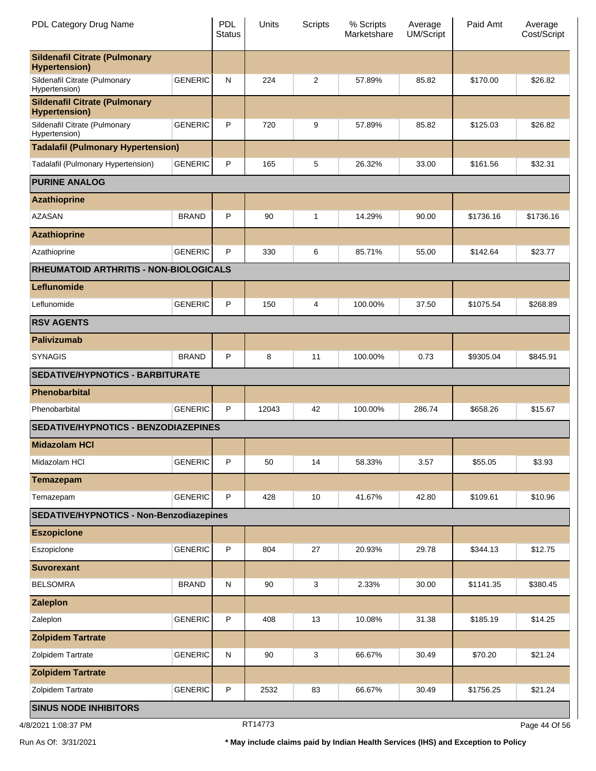| PDL Category Drug Name | | PDL Status | Units | Scripts | % Scripts Marketshare | Average UM/Script | Paid Amt | Average Cost/Script |
|---|---|---|---|---|---|---|---|---|
| **Sildenafil Citrate (Pulmonary Hypertension)** | | | | | | | | |
| Sildenafil Citrate (Pulmonary Hypertension) | GENERIC | N | 224 | 2 | 57.89% | 85.82 | $170.00 | $26.82 |
| **Sildenafil Citrate (Pulmonary Hypertension)** | | | | | | | | |
| Sildenafil Citrate (Pulmonary Hypertension) | GENERIC | P | 720 | 9 | 57.89% | 85.82 | $125.03 | $26.82 |
| **Tadalafil (Pulmonary Hypertension)** | | | | | | | | |
| Tadalafil (Pulmonary Hypertension) | GENERIC | P | 165 | 5 | 26.32% | 33.00 | $161.56 | $32.31 |
| **PURINE ANALOG** | | | | | | | | |
| **Azathioprine** | | | | | | | | |
| AZASAN | BRAND | P | 90 | 1 | 14.29% | 90.00 | $1736.16 | $1736.16 |
| **Azathioprine** | | | | | | | | |
| Azathioprine | GENERIC | P | 330 | 6 | 85.71% | 55.00 | $142.64 | $23.77 |
| **RHEUMATOID ARTHRITIS - NON-BIOLOGICALS** | | | | | | | | |
| **Leflunomide** | | | | | | | | |
| Leflunomide | GENERIC | P | 150 | 4 | 100.00% | 37.50 | $1075.54 | $268.89 |
| **RSV AGENTS** | | | | | | | | |
| **Palivizumab** | | | | | | | | |
| SYNAGIS | BRAND | P | 8 | 11 | 100.00% | 0.73 | $9305.04 | $845.91 |
| **SEDATIVE/HYPNOTICS - BARBITURATE** | | | | | | | | |
| **Phenobarbital** | | | | | | | | |
| Phenobarbital | GENERIC | P | 12043 | 42 | 100.00% | 286.74 | $658.26 | $15.67 |
| **SEDATIVE/HYPNOTICS - BENZODIAZEPINES** | | | | | | | | |
| **Midazolam HCl** | | | | | | | | |
| Midazolam HCl | GENERIC | P | 50 | 14 | 58.33% | 3.57 | $55.05 | $3.93 |
| **Temazepam** | | | | | | | | |
| Temazepam | GENERIC | P | 428 | 10 | 41.67% | 42.80 | $109.61 | $10.96 |
| **SEDATIVE/HYPNOTICS - Non-Benzodiazepines** | | | | | | | | |
| **Eszopiclone** | | | | | | | | |
| Eszopiclone | GENERIC | P | 804 | 27 | 20.93% | 29.78 | $344.13 | $12.75 |
| **Suvorexant** | | | | | | | | |
| BELSOMRA | BRAND | N | 90 | 3 | 2.33% | 30.00 | $1141.35 | $380.45 |
| **Zaleplon** | | | | | | | | |
| Zaleplon | GENERIC | P | 408 | 13 | 10.08% | 31.38 | $185.19 | $14.25 |
| **Zolpidem Tartrate** | | | | | | | | |
| Zolpidem Tartrate | GENERIC | N | 90 | 3 | 66.67% | 30.49 | $70.20 | $21.24 |
| **Zolpidem Tartrate** | | | | | | | | |
| Zolpidem Tartrate | GENERIC | P | 2532 | 83 | 66.67% | 30.49 | $1756.25 | $21.24 |
| **SINUS NODE INHIBITORS** | | | | | | | | |

4/8/2021 1:08:37 PM RT14773

Run As Of: 3/31/2021

**\* May include claims paid by Indian Health Services (IHS) and Exception to Policy**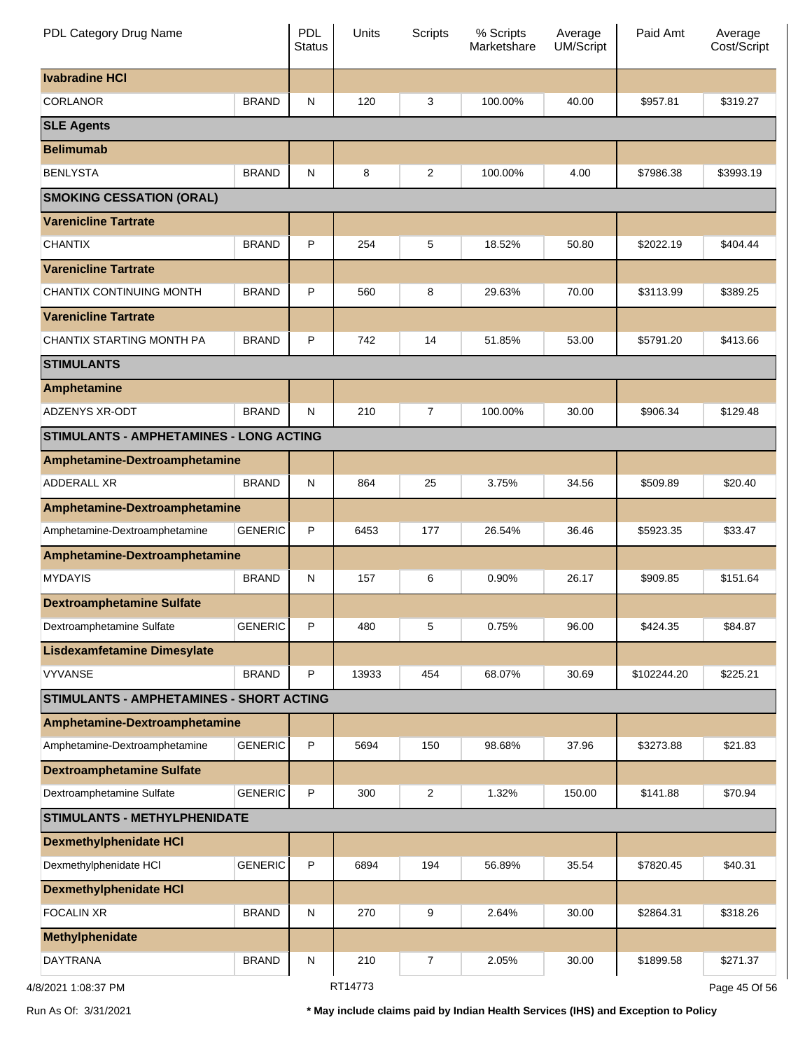| PDL Category Drug Name | | PDL Status | Units | Scripts | % Scripts Marketshare | Average UM/Script | Paid Amt | Average Cost/Script |
|---|---|---|---|---|---|---|---|---|
| **Ivabradine HCl** | | | | | | | | |
| CORLANOR | BRAND | N | 120 | 3 | 100.00% | 40.00 | $957.81 | $319.27 |
| **SLE Agents** | | | | | | | | |
| **Belimumab** | | | | | | | | |
| BENLYSTA | BRAND | N | 8 | 2 | 100.00% | 4.00 | $7986.38 | $3993.19 |
| **SMOKING CESSATION (ORAL)** | | | | | | | | |
| **Varenicline Tartrate** | | | | | | | | |
| CHANTIX | BRAND | P | 254 | 5 | 18.52% | 50.80 | $2022.19 | $404.44 |
| **Varenicline Tartrate** | | | | | | | | |
| CHANTIX CONTINUING MONTH | BRAND | P | 560 | 8 | 29.63% | 70.00 | $3113.99 | $389.25 |
| **Varenicline Tartrate** | | | | | | | | |
| CHANTIX STARTING MONTH PA | BRAND | P | 742 | 14 | 51.85% | 53.00 | $5791.20 | $413.66 |
| **STIMULANTS** | | | | | | | | |
| **Amphetamine** | | | | | | | | |
| ADZENYS XR-ODT | BRAND | N | 210 | 7 | 100.00% | 30.00 | $906.34 | $129.48 |
| **STIMULANTS - AMPHETAMINES - LONG ACTING** | | | | | | | | |
| **Amphetamine-Dextroamphetamine** | | | | | | | | |
| ADDERALL XR | BRAND | N | 864 | 25 | 3.75% | 34.56 | $509.89 | $20.40 |
| **Amphetamine-Dextroamphetamine** | | | | | | | | |
| Amphetamine-Dextroamphetamine | GENERIC | P | 6453 | 177 | 26.54% | 36.46 | $5923.35 | $33.47 |
| **Amphetamine-Dextroamphetamine** | | | | | | | | |
| MYDAYIS | BRAND | N | 157 | 6 | 0.90% | 26.17 | $909.85 | $151.64 |
| **Dextroamphetamine Sulfate** | | | | | | | | |
| Dextroamphetamine Sulfate | GENERIC | P | 480 | 5 | 0.75% | 96.00 | $424.35 | $84.87 |
| **Lisdexamfetamine Dimesylate** | | | | | | | | |
| VYVANSE | BRAND | P | 13933 | 454 | 68.07% | 30.69 | $102244.20 | $225.21 |
| **STIMULANTS - AMPHETAMINES - SHORT ACTING** | | | | | | | | |
| **Amphetamine-Dextroamphetamine** | | | | | | | | |
| Amphetamine-Dextroamphetamine | GENERIC | P | 5694 | 150 | 98.68% | 37.96 | $3273.88 | $21.83 |
| **Dextroamphetamine Sulfate** | | | | | | | | |
| Dextroamphetamine Sulfate | GENERIC | P | 300 | 2 | 1.32% | 150.00 | $141.88 | $70.94 |
| **STIMULANTS - METHYLPHENIDATE** | | | | | | | | |
| **Dexmethylphenidate HCl** | | | | | | | | |
| Dexmethylphenidate HCl | GENERIC | P | 6894 | 194 | 56.89% | 35.54 | $7820.45 | $40.31 |
| **Dexmethylphenidate HCl** | | | | | | | | |
| FOCALIN XR | BRAND | N | 270 | 9 | 2.64% | 30.00 | $2864.31 | $318.26 |
| **Methylphenidate** | | | | | | | | |
| DAYTRANA | BRAND | N | 210 | 7 | 2.05% | 30.00 | $1899.58 | $271.37 |

4/8/2021 1:08:37 PM RT14773

Run As Of: 3/31/2021

**\* May include claims paid by Indian Health Services (IHS) and Exception to Policy**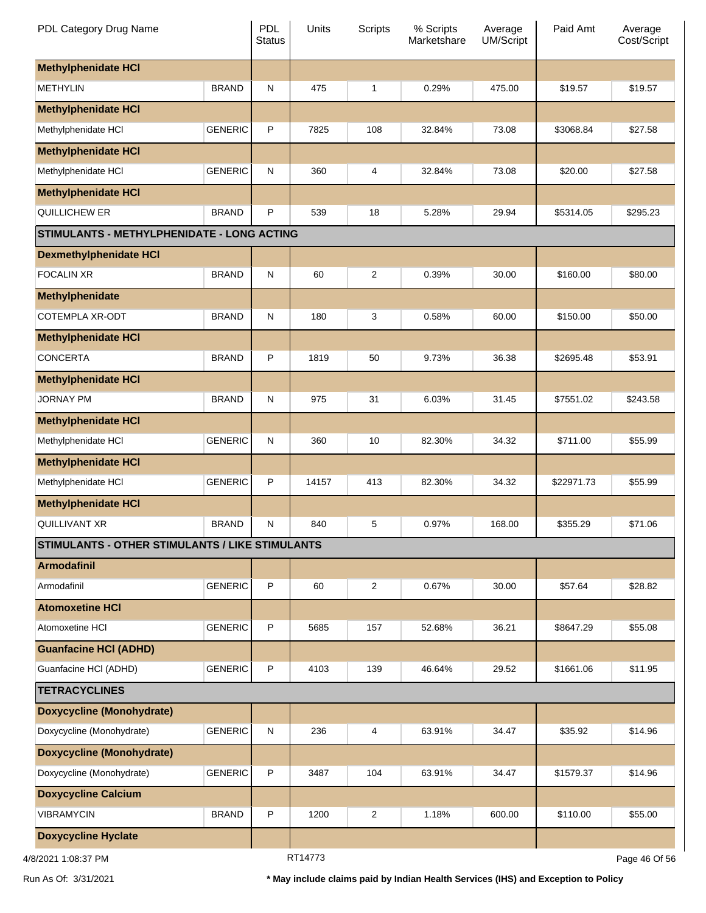| PDL Category Drug Name | | PDL Status | Units | Scripts | % Scripts Marketshare | Average UM/Script | Paid Amt | Average Cost/Script |
|---|---|---|---|---|---|---|---|---|
| **Methylphenidate HCl** | | | | | | | | |
| METHYLIN | BRAND | N | 475 | 1 | 0.29% | 475.00 | $19.57 | $19.57 |
| **Methylphenidate HCl** | | | | | | | | |
| Methylphenidate HCl | GENERIC | P | 7825 | 108 | 32.84% | 73.08 | $3068.84 | $27.58 |
| **Methylphenidate HCl** | | | | | | | | |
| Methylphenidate HCl | GENERIC | N | 360 | 4 | 32.84% | 73.08 | $20.00 | $27.58 |
| **Methylphenidate HCl** | | | | | | | | |
| QUILLICHEW ER | BRAND | P | 539 | 18 | 5.28% | 29.94 | $5314.05 | $295.23 |
| **STIMULANTS - METHYLPHENIDATE - LONG ACTING** | | | | | | | | |
| **Dexmethylphenidate HCl** | | | | | | | | |
| FOCALIN XR | BRAND | N | 60 | 2 | 0.39% | 30.00 | $160.00 | $80.00 |
| **Methylphenidate** | | | | | | | | |
| COTEMPLA XR-ODT | BRAND | N | 180 | 3 | 0.58% | 60.00 | $150.00 | $50.00 |
| **Methylphenidate HCl** | | | | | | | | |
| CONCERTA | BRAND | P | 1819 | 50 | 9.73% | 36.38 | $2695.48 | $53.91 |
| **Methylphenidate HCl** | | | | | | | | |
| JORNAY PM | BRAND | N | 975 | 31 | 6.03% | 31.45 | $7551.02 | $243.58 |
| **Methylphenidate HCl** | | | | | | | | |
| Methylphenidate HCl | GENERIC | N | 360 | 10 | 82.30% | 34.32 | $711.00 | $55.99 |
| **Methylphenidate HCl** | | | | | | | | |
| Methylphenidate HCl | GENERIC | P | 14157 | 413 | 82.30% | 34.32 | $22971.73 | $55.99 |
| **Methylphenidate HCl** | | | | | | | | |
| QUILLIVANT XR | BRAND | N | 840 | 5 | 0.97% | 168.00 | $355.29 | $71.06 |
| **STIMULANTS - OTHER STIMULANTS / LIKE STIMULANTS** | | | | | | | | |
| **Armodafinil** | | | | | | | | |
| Armodafinil | GENERIC | P | 60 | 2 | 0.67% | 30.00 | $57.64 | $28.82 |
| **Atomoxetine HCl** | | | | | | | | |
| Atomoxetine HCl | GENERIC | P | 5685 | 157 | 52.68% | 36.21 | $8647.29 | $55.08 |
| **Guanfacine HCl (ADHD)** | | | | | | | | |
| Guanfacine HCl (ADHD) | GENERIC | P | 4103 | 139 | 46.64% | 29.52 | $1661.06 | $11.95 |
| **TETRACYCLINES** | | | | | | | | |
| **Doxycycline (Monohydrate)** | | | | | | | | |
| Doxycycline (Monohydrate) | GENERIC | N | 236 | 4 | 63.91% | 34.47 | $35.92 | $14.96 |
| **Doxycycline (Monohydrate)** | | | | | | | | |
| Doxycycline (Monohydrate) | GENERIC | P | 3487 | 104 | 63.91% | 34.47 | $1579.37 | $14.96 |
| **Doxycycline Calcium** | | | | | | | | |
| VIBRAMYCIN | BRAND | P | 1200 | 2 | 1.18% | 600.00 | $110.00 | $55.00 |
| **Doxycycline Hyclate** | | | | | | | | |

4/8/2021 1:08:37 PM RT14773

Run As Of: 3/31/2021 **\* May include claims paid by Indian Health Services (IHS) and Exception to Policy**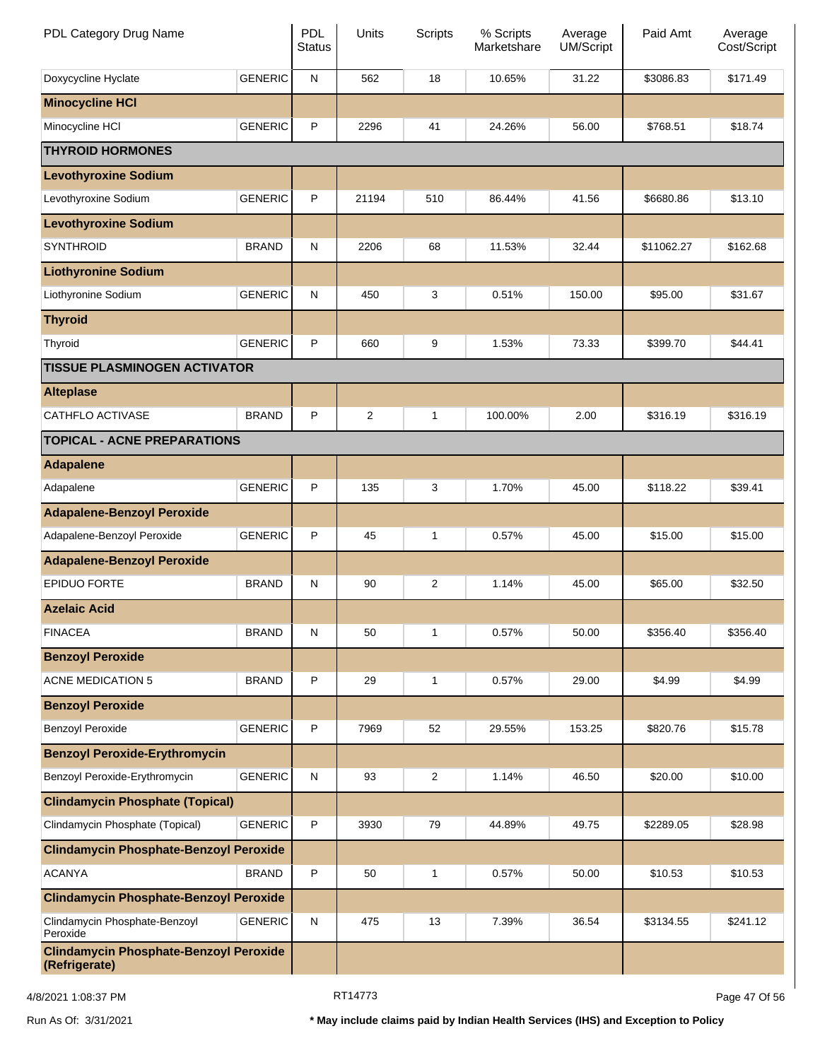| PDL Category Drug Name | | PDL Status | Units | Scripts | % Scripts Marketshare | Average UM/Script | Paid Amt | Average Cost/Script |
|---|---|---|---|---|---|---|---|---|
| Doxycycline Hyclate | GENERIC | N | 562 | 18 | 10.65% | 31.22 | $3086.83 | $171.49 |
| **Minocycline HCl** | | | | | | | | |
| Minocycline HCl | GENERIC | P | 2296 | 41 | 24.26% | 56.00 | $768.51 | $18.74 |
| **THYROID HORMONES** | | | | | | | | |
| **Levothyroxine Sodium** | | | | | | | | |
| Levothyroxine Sodium | GENERIC | P | 21194 | 510 | 86.44% | 41.56 | $6680.86 | $13.10 |
| **Levothyroxine Sodium** | | | | | | | | |
| SYNTHROID | BRAND | N | 2206 | 68 | 11.53% | 32.44 | $11062.27 | $162.68 |
| **Liothyronine Sodium** | | | | | | | | |
| Liothyronine Sodium | GENERIC | N | 450 | 3 | 0.51% | 150.00 | $95.00 | $31.67 |
| **Thyroid** | | | | | | | | |
| Thyroid | GENERIC | P | 660 | 9 | 1.53% | 73.33 | $399.70 | $44.41 |
| **TISSUE PLASMINOGEN ACTIVATOR** | | | | | | | | |
| **Alteplase** | | | | | | | | |
| CATHFLO ACTIVASE | BRAND | P | 2 | 1 | 100.00% | 2.00 | $316.19 | $316.19 |
| **TOPICAL - ACNE PREPARATIONS** | | | | | | | | |
| **Adapalene** | | | | | | | | |
| Adapalene | GENERIC | P | 135 | 3 | 1.70% | 45.00 | $118.22 | $39.41 |
| **Adapalene-Benzoyl Peroxide** | | | | | | | | |
| Adapalene-Benzoyl Peroxide | GENERIC | P | 45 | 1 | 0.57% | 45.00 | $15.00 | $15.00 |
| **Adapalene-Benzoyl Peroxide** | | | | | | | | |
| EPIDUO FORTE | BRAND | N | 90 | 2 | 1.14% | 45.00 | $65.00 | $32.50 |
| **Azelaic Acid** | | | | | | | | |
| FINACEA | BRAND | N | 50 | 1 | 0.57% | 50.00 | $356.40 | $356.40 |
| **Benzoyl Peroxide** | | | | | | | | |
| ACNE MEDICATION 5 | BRAND | P | 29 | 1 | 0.57% | 29.00 | $4.99 | $4.99 |
| **Benzoyl Peroxide** | | | | | | | | |
| Benzoyl Peroxide | GENERIC | P | 7969 | 52 | 29.55% | 153.25 | $820.76 | $15.78 |
| **Benzoyl Peroxide-Erythromycin** | | | | | | | | |
| Benzoyl Peroxide-Erythromycin | GENERIC | N | 93 | 2 | 1.14% | 46.50 | $20.00 | $10.00 |
| **Clindamycin Phosphate (Topical)** | | | | | | | | |
| Clindamycin Phosphate (Topical) | GENERIC | P | 3930 | 79 | 44.89% | 49.75 | $2289.05 | $28.98 |
| **Clindamycin Phosphate-Benzoyl Peroxide** | | | | | | | | |
| ACANYA | BRAND | P | 50 | 1 | 0.57% | 50.00 | $10.53 | $10.53 |
| **Clindamycin Phosphate-Benzoyl Peroxide** | | | | | | | | |
| Clindamycin Phosphate-Benzoyl Peroxide | GENERIC | N | 475 | 13 | 7.39% | 36.54 | $3134.55 | $241.12 |
| **Clindamycin Phosphate-Benzoyl Peroxide (Refrigerate)** | | | | | | | | |

4/8/2021 1:08:37 PM — RT14773

Run As Of: 3/31/2021 — **\* May include claims paid by Indian Health Services (IHS) and Exception to Policy**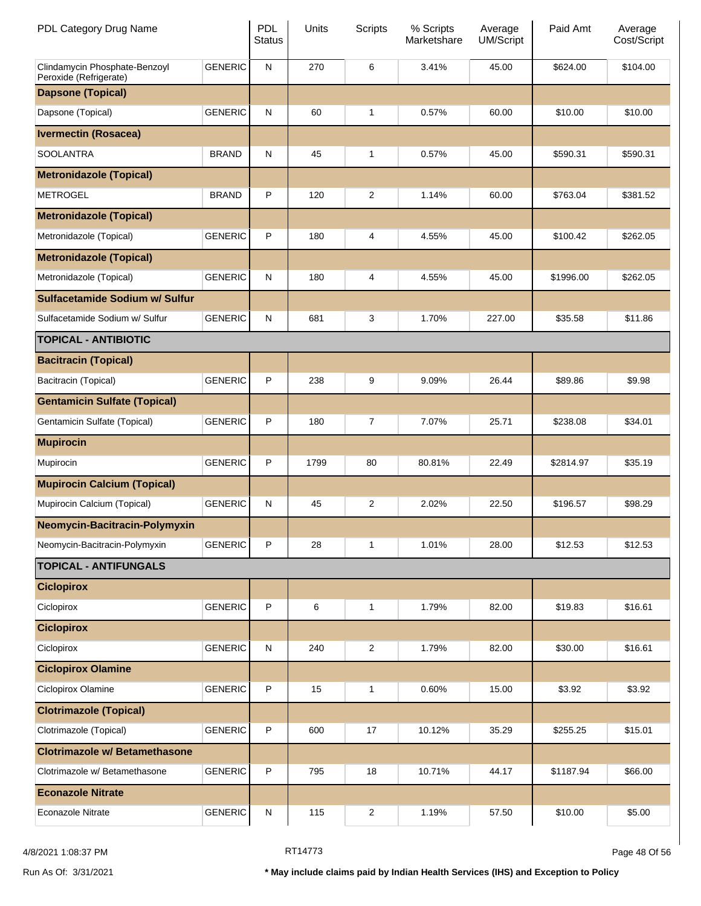| PDL Category Drug Name | | PDL Status | Units | Scripts | % Scripts Marketshare | Average UM/Script | Paid Amt | Average Cost/Script |
|---|---|---|---|---|---|---|---|---|
| Clindamycin Phosphate-Benzoyl Peroxide (Refrigerate) | GENERIC | N | 270 | 6 | 3.41% | 45.00 | $624.00 | $104.00 |
| **Dapsone (Topical)** | | | | | | | | |
| Dapsone (Topical) | GENERIC | N | 60 | 1 | 0.57% | 60.00 | $10.00 | $10.00 |
| **Ivermectin (Rosacea)** | | | | | | | | |
| SOOLANTRA | BRAND | N | 45 | 1 | 0.57% | 45.00 | $590.31 | $590.31 |
| **Metronidazole (Topical)** | | | | | | | | |
| METROGEL | BRAND | P | 120 | 2 | 1.14% | 60.00 | $763.04 | $381.52 |
| **Metronidazole (Topical)** | | | | | | | | |
| Metronidazole (Topical) | GENERIC | P | 180 | 4 | 4.55% | 45.00 | $100.42 | $262.05 |
| **Metronidazole (Topical)** | | | | | | | | |
| Metronidazole (Topical) | GENERIC | N | 180 | 4 | 4.55% | 45.00 | $1996.00 | $262.05 |
| **Sulfacetamide Sodium w/ Sulfur** | | | | | | | | |
| Sulfacetamide Sodium w/ Sulfur | GENERIC | N | 681 | 3 | 1.70% | 227.00 | $35.58 | $11.86 |
| **TOPICAL - ANTIBIOTIC** | | | | | | | | |
| **Bacitracin (Topical)** | | | | | | | | |
| Bacitracin (Topical) | GENERIC | P | 238 | 9 | 9.09% | 26.44 | $89.86 | $9.98 |
| **Gentamicin Sulfate (Topical)** | | | | | | | | |
| Gentamicin Sulfate (Topical) | GENERIC | P | 180 | 7 | 7.07% | 25.71 | $238.08 | $34.01 |
| **Mupirocin** | | | | | | | | |
| Mupirocin | GENERIC | P | 1799 | 80 | 80.81% | 22.49 | $2814.97 | $35.19 |
| **Mupirocin Calcium (Topical)** | | | | | | | | |
| Mupirocin Calcium (Topical) | GENERIC | N | 45 | 2 | 2.02% | 22.50 | $196.57 | $98.29 |
| **Neomycin-Bacitracin-Polymyxin** | | | | | | | | |
| Neomycin-Bacitracin-Polymyxin | GENERIC | P | 28 | 1 | 1.01% | 28.00 | $12.53 | $12.53 |
| **TOPICAL - ANTIFUNGALS** | | | | | | | | |
| **Ciclopirox** | | | | | | | | |
| Ciclopirox | GENERIC | P | 6 | 1 | 1.79% | 82.00 | $19.83 | $16.61 |
| **Ciclopirox** | | | | | | | | |
| Ciclopirox | GENERIC | N | 240 | 2 | 1.79% | 82.00 | $30.00 | $16.61 |
| **Ciclopirox Olamine** | | | | | | | | |
| Ciclopirox Olamine | GENERIC | P | 15 | 1 | 0.60% | 15.00 | $3.92 | $3.92 |
| **Clotrimazole (Topical)** | | | | | | | | |
| Clotrimazole (Topical) | GENERIC | P | 600 | 17 | 10.12% | 35.29 | $255.25 | $15.01 |
| **Clotrimazole w/ Betamethasone** | | | | | | | | |
| Clotrimazole w/ Betamethasone | GENERIC | P | 795 | 18 | 10.71% | 44.17 | $1187.94 | $66.00 |
| **Econazole Nitrate** | | | | | | | | |
| Econazole Nitrate | GENERIC | N | 115 | 2 | 1.19% | 57.50 | $10.00 | $5.00 |

4/8/2021 1:08:37 PM RT14773

Run As Of: 3/31/2021 **\* May include claims paid by Indian Health Services (IHS) and Exception to Policy**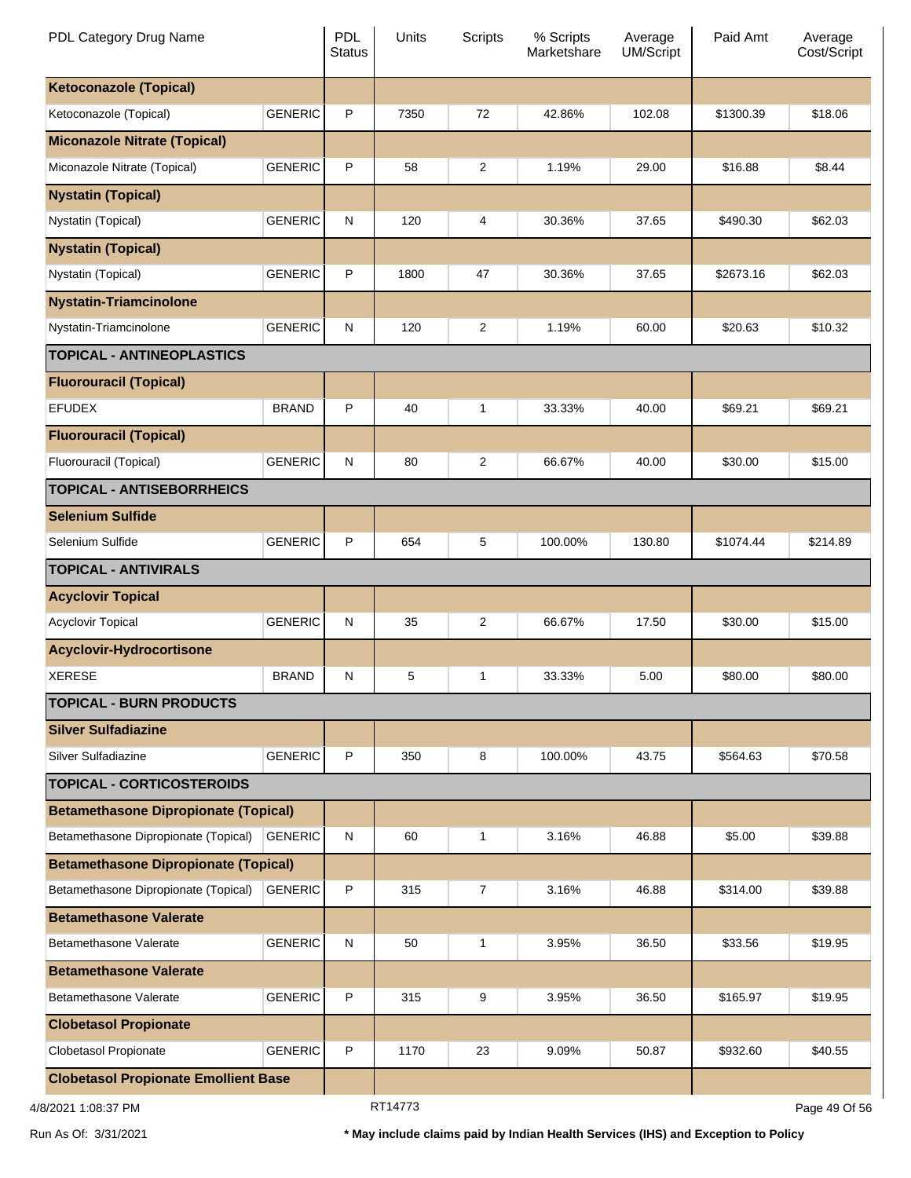| PDL Category Drug Name | | PDL Status | Units | Scripts | % Scripts Marketshare | Average UM/Script | Paid Amt | Average Cost/Script |
|---|---|---|---|---|---|---|---|---|
| **Ketoconazole (Topical)** | | | | | | | | |
| Ketoconazole (Topical) | GENERIC | P | 7350 | 72 | 42.86% | 102.08 | $1300.39 | $18.06 |
| **Miconazole Nitrate (Topical)** | | | | | | | | |
| Miconazole Nitrate (Topical) | GENERIC | P | 58 | 2 | 1.19% | 29.00 | $16.88 | $8.44 |
| **Nystatin (Topical)** | | | | | | | | |
| Nystatin (Topical) | GENERIC | N | 120 | 4 | 30.36% | 37.65 | $490.30 | $62.03 |
| **Nystatin (Topical)** | | | | | | | | |
| Nystatin (Topical) | GENERIC | P | 1800 | 47 | 30.36% | 37.65 | $2673.16 | $62.03 |
| **Nystatin-Triamcinolone** | | | | | | | | |
| Nystatin-Triamcinolone | GENERIC | N | 120 | 2 | 1.19% | 60.00 | $20.63 | $10.32 |
| **TOPICAL - ANTINEOPLASTICS** | | | | | | | | |
| **Fluorouracil (Topical)** | | | | | | | | |
| EFUDEX | BRAND | P | 40 | 1 | 33.33% | 40.00 | $69.21 | $69.21 |
| **Fluorouracil (Topical)** | | | | | | | | |
| Fluorouracil (Topical) | GENERIC | N | 80 | 2 | 66.67% | 40.00 | $30.00 | $15.00 |
| **TOPICAL - ANTISEBORRHEICS** | | | | | | | | |
| **Selenium Sulfide** | | | | | | | | |
| Selenium Sulfide | GENERIC | P | 654 | 5 | 100.00% | 130.80 | $1074.44 | $214.89 |
| **TOPICAL - ANTIVIRALS** | | | | | | | | |
| **Acyclovir Topical** | | | | | | | | |
| Acyclovir Topical | GENERIC | N | 35 | 2 | 66.67% | 17.50 | $30.00 | $15.00 |
| **Acyclovir-Hydrocortisone** | | | | | | | | |
| XERESE | BRAND | N | 5 | 1 | 33.33% | 5.00 | $80.00 | $80.00 |
| **TOPICAL - BURN PRODUCTS** | | | | | | | | |
| **Silver Sulfadiazine** | | | | | | | | |
| Silver Sulfadiazine | GENERIC | P | 350 | 8 | 100.00% | 43.75 | $564.63 | $70.58 |
| **TOPICAL - CORTICOSTEROIDS** | | | | | | | | |
| **Betamethasone Dipropionate (Topical)** | | | | | | | | |
| Betamethasone Dipropionate (Topical) | GENERIC | N | 60 | 1 | 3.16% | 46.88 | $5.00 | $39.88 |
| **Betamethasone Dipropionate (Topical)** | | | | | | | | |
| Betamethasone Dipropionate (Topical) | GENERIC | P | 315 | 7 | 3.16% | 46.88 | $314.00 | $39.88 |
| **Betamethasone Valerate** | | | | | | | | |
| Betamethasone Valerate | GENERIC | N | 50 | 1 | 3.95% | 36.50 | $33.56 | $19.95 |
| **Betamethasone Valerate** | | | | | | | | |
| Betamethasone Valerate | GENERIC | P | 315 | 9 | 3.95% | 36.50 | $165.97 | $19.95 |
| **Clobetasol Propionate** | | | | | | | | |
| Clobetasol Propionate | GENERIC | P | 1170 | 23 | 9.09% | 50.87 | $932.60 | $40.55 |
| **Clobetasol Propionate Emollient Base** | | | | | | | | |

4/8/2021 1:08:37 PM RT14773

Run As Of: 3/31/2021 **\* May include claims paid by Indian Health Services (IHS) and Exception to Policy**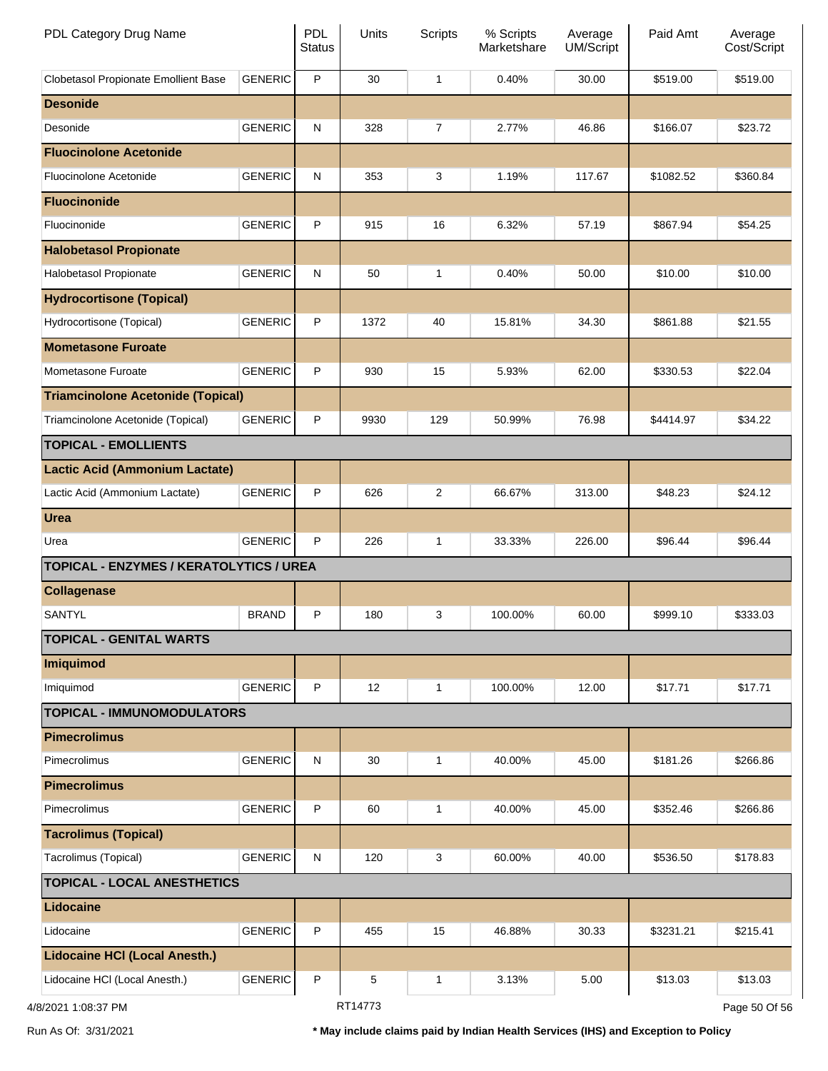| PDL Category Drug Name | | PDL Status | Units | Scripts | % Scripts Marketshare | Average UM/Script | Paid Amt | Average Cost/Script |
|---|---|---|---|---|---|---|---|---|
| Clobetasol Propionate Emollient Base | GENERIC | P | 30 | 1 | 0.40% | 30.00 | $519.00 | $519.00 |
| **Desonide** | | | | | | | | |
| Desonide | GENERIC | N | 328 | 7 | 2.77% | 46.86 | $166.07 | $23.72 |
| **Fluocinolone Acetonide** | | | | | | | | |
| Fluocinolone Acetonide | GENERIC | N | 353 | 3 | 1.19% | 117.67 | $1082.52 | $360.84 |
| **Fluocinonide** | | | | | | | | |
| Fluocinonide | GENERIC | P | 915 | 16 | 6.32% | 57.19 | $867.94 | $54.25 |
| **Halobetasol Propionate** | | | | | | | | |
| Halobetasol Propionate | GENERIC | N | 50 | 1 | 0.40% | 50.00 | $10.00 | $10.00 |
| **Hydrocortisone (Topical)** | | | | | | | | |
| Hydrocortisone (Topical) | GENERIC | P | 1372 | 40 | 15.81% | 34.30 | $861.88 | $21.55 |
| **Mometasone Furoate** | | | | | | | | |
| Mometasone Furoate | GENERIC | P | 930 | 15 | 5.93% | 62.00 | $330.53 | $22.04 |
| **Triamcinolone Acetonide (Topical)** | | | | | | | | |
| Triamcinolone Acetonide (Topical) | GENERIC | P | 9930 | 129 | 50.99% | 76.98 | $4414.97 | $34.22 |
| **TOPICAL - EMOLLIENTS** | | | | | | | | |
| **Lactic Acid (Ammonium Lactate)** | | | | | | | | |
| Lactic Acid (Ammonium Lactate) | GENERIC | P | 626 | 2 | 66.67% | 313.00 | $48.23 | $24.12 |
| **Urea** | | | | | | | | |
| Urea | GENERIC | P | 226 | 1 | 33.33% | 226.00 | $96.44 | $96.44 |
| **TOPICAL - ENZYMES / KERATOLYTICS / UREA** | | | | | | | | |
| **Collagenase** | | | | | | | | |
| SANTYL | BRAND | P | 180 | 3 | 100.00% | 60.00 | $999.10 | $333.03 |
| **TOPICAL - GENITAL WARTS** | | | | | | | | |
| **Imiquimod** | | | | | | | | |
| Imiquimod | GENERIC | P | 12 | 1 | 100.00% | 12.00 | $17.71 | $17.71 |
| **TOPICAL - IMMUNOMODULATORS** | | | | | | | | |
| **Pimecrolimus** | | | | | | | | |
| Pimecrolimus | GENERIC | N | 30 | 1 | 40.00% | 45.00 | $181.26 | $266.86 |
| **Pimecrolimus** | | | | | | | | |
| Pimecrolimus | GENERIC | P | 60 | 1 | 40.00% | 45.00 | $352.46 | $266.86 |
| **Tacrolimus (Topical)** | | | | | | | | |
| Tacrolimus (Topical) | GENERIC | N | 120 | 3 | 60.00% | 40.00 | $536.50 | $178.83 |
| **TOPICAL - LOCAL ANESTHETICS** | | | | | | | | |
| **Lidocaine** | | | | | | | | |
| Lidocaine | GENERIC | P | 455 | 15 | 46.88% | 30.33 | $3231.21 | $215.41 |
| **Lidocaine HCl (Local Anesth.)** | | | | | | | | |
| Lidocaine HCl (Local Anesth.) | GENERIC | P | 5 | 1 | 3.13% | 5.00 | $13.03 | $13.03 |

4/8/2021 1:08:37 PM RT14773

Run As Of: 3/31/2021 **\* May include claims paid by Indian Health Services (IHS) and Exception to Policy**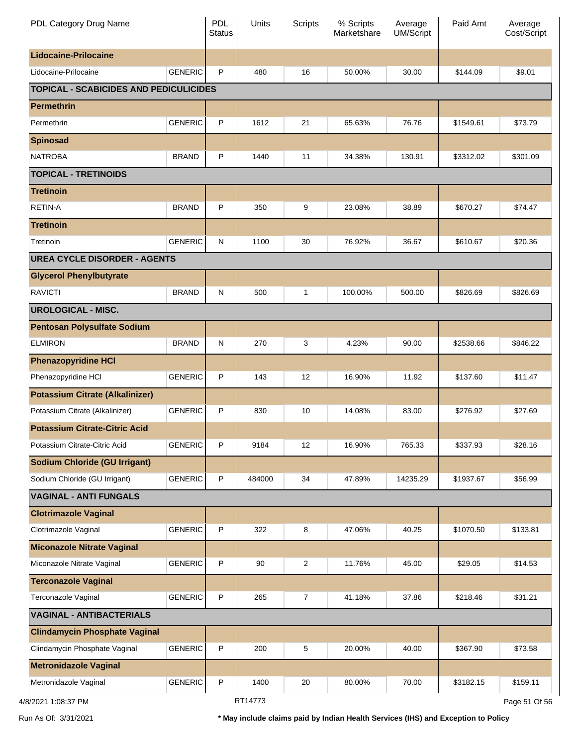| PDL Category Drug Name | | PDL Status | Units | Scripts | % Scripts Marketshare | Average UM/Script | Paid Amt | Average Cost/Script |
|---|---|---|---|---|---|---|---|---|
| **Lidocaine-Prilocaine** | | | | | | | | |
| Lidocaine-Prilocaine | GENERIC | P | 480 | 16 | 50.00% | 30.00 | $144.09 | $9.01 |
| **TOPICAL - SCABICIDES AND PEDICULICIDES** | | | | | | | | |
| **Permethrin** | | | | | | | | |
| Permethrin | GENERIC | P | 1612 | 21 | 65.63% | 76.76 | $1549.61 | $73.79 |
| **Spinosad** | | | | | | | | |
| NATROBA | BRAND | P | 1440 | 11 | 34.38% | 130.91 | $3312.02 | $301.09 |
| **TOPICAL - TRETINOIDS** | | | | | | | | |
| **Tretinoin** | | | | | | | | |
| RETIN-A | BRAND | P | 350 | 9 | 23.08% | 38.89 | $670.27 | $74.47 |
| **Tretinoin** | | | | | | | | |
| Tretinoin | GENERIC | N | 1100 | 30 | 76.92% | 36.67 | $610.67 | $20.36 |
| **UREA CYCLE DISORDER - AGENTS** | | | | | | | | |
| **Glycerol Phenylbutyrate** | | | | | | | | |
| RAVICTI | BRAND | N | 500 | 1 | 100.00% | 500.00 | $826.69 | $826.69 |
| **UROLOGICAL - MISC.** | | | | | | | | |
| **Pentosan Polysulfate Sodium** | | | | | | | | |
| ELMIRON | BRAND | N | 270 | 3 | 4.23% | 90.00 | $2538.66 | $846.22 |
| **Phenazopyridine HCl** | | | | | | | | |
| Phenazopyridine HCl | GENERIC | P | 143 | 12 | 16.90% | 11.92 | $137.60 | $11.47 |
| **Potassium Citrate (Alkalinizer)** | | | | | | | | |
| Potassium Citrate (Alkalinizer) | GENERIC | P | 830 | 10 | 14.08% | 83.00 | $276.92 | $27.69 |
| **Potassium Citrate-Citric Acid** | | | | | | | | |
| Potassium Citrate-Citric Acid | GENERIC | P | 9184 | 12 | 16.90% | 765.33 | $337.93 | $28.16 |
| **Sodium Chloride (GU Irrigant)** | | | | | | | | |
| Sodium Chloride (GU Irrigant) | GENERIC | P | 484000 | 34 | 47.89% | 14235.29 | $1937.67 | $56.99 |
| **VAGINAL - ANTI FUNGALS** | | | | | | | | |
| **Clotrimazole Vaginal** | | | | | | | | |
| Clotrimazole Vaginal | GENERIC | P | 322 | 8 | 47.06% | 40.25 | $1070.50 | $133.81 |
| **Miconazole Nitrate Vaginal** | | | | | | | | |
| Miconazole Nitrate Vaginal | GENERIC | P | 90 | 2 | 11.76% | 45.00 | $29.05 | $14.53 |
| **Terconazole Vaginal** | | | | | | | | |
| Terconazole Vaginal | GENERIC | P | 265 | 7 | 41.18% | 37.86 | $218.46 | $31.21 |
| **VAGINAL - ANTIBACTERIALS** | | | | | | | | |
| **Clindamycin Phosphate Vaginal** | | | | | | | | |
| Clindamycin Phosphate Vaginal | GENERIC | P | 200 | 5 | 20.00% | 40.00 | $367.90 | $73.58 |
| **Metronidazole Vaginal** | | | | | | | | |
| Metronidazole Vaginal | GENERIC | P | 1400 | 20 | 80.00% | 70.00 | $3182.15 | $159.11 |

4/8/2021 1:08:37 PM RT14773

Run As Of: 3/31/2021 **\* May include claims paid by Indian Health Services (IHS) and Exception to Policy**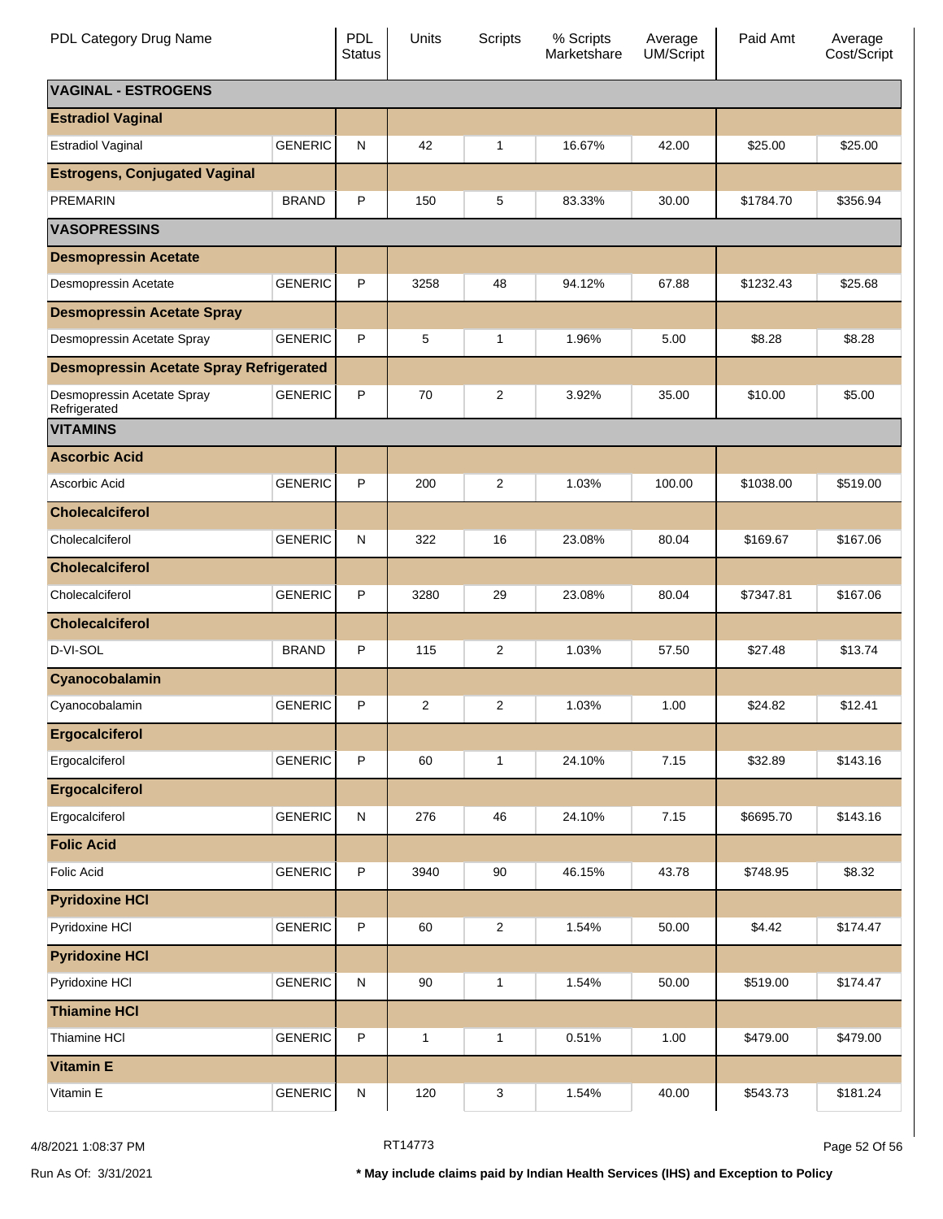| PDL Category Drug Name | | PDL Status | Units | Scripts | % Scripts Marketshare | Average UM/Script | Paid Amt | Average Cost/Script |
|---|---|---|---|---|---|---|---|---|
| **VAGINAL - ESTROGENS** | | | | | | | | |
| **Estradiol Vaginal** | | | | | | | | |
| Estradiol Vaginal | GENERIC | N | 42 | 1 | 16.67% | 42.00 | $25.00 | $25.00 |
| **Estrogens, Conjugated Vaginal** | | | | | | | | |
| PREMARIN | BRAND | P | 150 | 5 | 83.33% | 30.00 | $1784.70 | $356.94 |
| **VASOPRESSINS** | | | | | | | | |
| **Desmopressin Acetate** | | | | | | | | |
| Desmopressin Acetate | GENERIC | P | 3258 | 48 | 94.12% | 67.88 | $1232.43 | $25.68 |
| **Desmopressin Acetate Spray** | | | | | | | | |
| Desmopressin Acetate Spray | GENERIC | P | 5 | 1 | 1.96% | 5.00 | $8.28 | $8.28 |
| **Desmopressin Acetate Spray Refrigerated** | | | | | | | | |
| Desmopressin Acetate Spray Refrigerated | GENERIC | P | 70 | 2 | 3.92% | 35.00 | $10.00 | $5.00 |
| **VITAMINS** | | | | | | | | |
| **Ascorbic Acid** | | | | | | | | |
| Ascorbic Acid | GENERIC | P | 200 | 2 | 1.03% | 100.00 | $1038.00 | $519.00 |
| **Cholecalciferol** | | | | | | | | |
| Cholecalciferol | GENERIC | N | 322 | 16 | 23.08% | 80.04 | $169.67 | $167.06 |
| **Cholecalciferol** | | | | | | | | |
| Cholecalciferol | GENERIC | P | 3280 | 29 | 23.08% | 80.04 | $7347.81 | $167.06 |
| **Cholecalciferol** | | | | | | | | |
| D-VI-SOL | BRAND | P | 115 | 2 | 1.03% | 57.50 | $27.48 | $13.74 |
| **Cyanocobalamin** | | | | | | | | |
| Cyanocobalamin | GENERIC | P | 2 | 2 | 1.03% | 1.00 | $24.82 | $12.41 |
| **Ergocalciferol** | | | | | | | | |
| Ergocalciferol | GENERIC | P | 60 | 1 | 24.10% | 7.15 | $32.89 | $143.16 |
| **Ergocalciferol** | | | | | | | | |
| Ergocalciferol | GENERIC | N | 276 | 46 | 24.10% | 7.15 | $6695.70 | $143.16 |
| **Folic Acid** | | | | | | | | |
| Folic Acid | GENERIC | P | 3940 | 90 | 46.15% | 43.78 | $748.95 | $8.32 |
| **Pyridoxine HCl** | | | | | | | | |
| Pyridoxine HCl | GENERIC | P | 60 | 2 | 1.54% | 50.00 | $4.42 | $174.47 |
| **Pyridoxine HCl** | | | | | | | | |
| Pyridoxine HCl | GENERIC | N | 90 | 1 | 1.54% | 50.00 | $519.00 | $174.47 |
| **Thiamine HCl** | | | | | | | | |
| Thiamine HCl | GENERIC | P | 1 | 1 | 0.51% | 1.00 | $479.00 | $479.00 |
| **Vitamin E** | | | | | | | | |
| Vitamin E | GENERIC | N | 120 | 3 | 1.54% | 40.00 | $543.73 | $181.24 |

4/8/2021 1:08:37 PM RT14773

Run As Of: 3/31/2021

**\* May include claims paid by Indian Health Services (IHS) and Exception to Policy**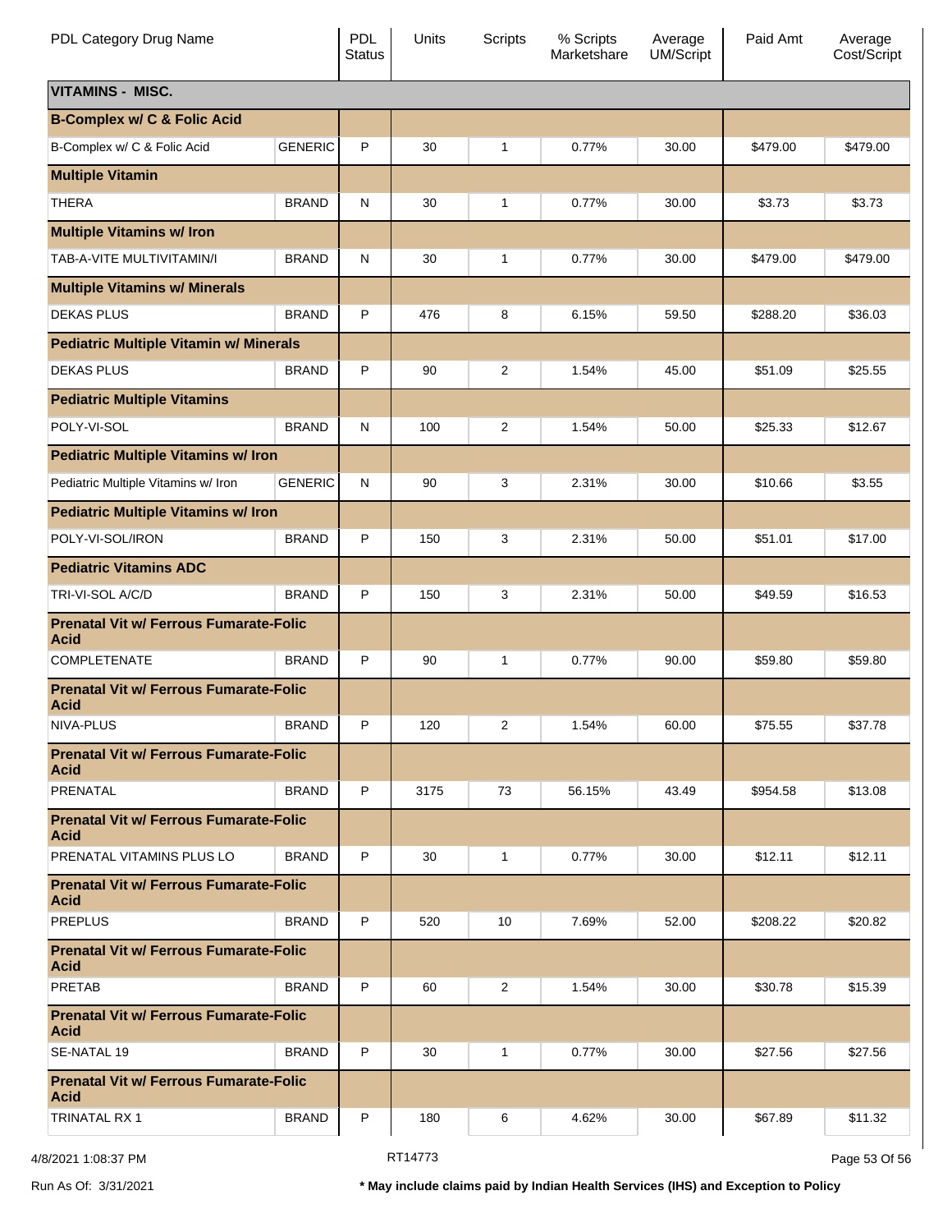| PDL Category Drug Name | | PDL Status | Units | Scripts | % Scripts Marketshare | Average UM/Script | Paid Amt | Average Cost/Script |
|---|---|---|---|---|---|---|---|---|
| **VITAMINS - MISC.** | | | | | | | | |
| **B-Complex w/ C & Folic Acid** | | | | | | | | |
| B-Complex w/ C & Folic Acid | GENERIC | P | 30 | 1 | 0.77% | 30.00 | $479.00 | $479.00 |
| **Multiple Vitamin** | | | | | | | | |
| THERA | BRAND | N | 30 | 1 | 0.77% | 30.00 | $3.73 | $3.73 |
| **Multiple Vitamins w/ Iron** | | | | | | | | |
| TAB-A-VITE MULTIVITAMIN/I | BRAND | N | 30 | 1 | 0.77% | 30.00 | $479.00 | $479.00 |
| **Multiple Vitamins w/ Minerals** | | | | | | | | |
| DEKAS PLUS | BRAND | P | 476 | 8 | 6.15% | 59.50 | $288.20 | $36.03 |
| **Pediatric Multiple Vitamin w/ Minerals** | | | | | | | | |
| DEKAS PLUS | BRAND | P | 90 | 2 | 1.54% | 45.00 | $51.09 | $25.55 |
| **Pediatric Multiple Vitamins** | | | | | | | | |
| POLY-VI-SOL | BRAND | N | 100 | 2 | 1.54% | 50.00 | $25.33 | $12.67 |
| **Pediatric Multiple Vitamins w/ Iron** | | | | | | | | |
| Pediatric Multiple Vitamins w/ Iron | GENERIC | N | 90 | 3 | 2.31% | 30.00 | $10.66 | $3.55 |
| **Pediatric Multiple Vitamins w/ Iron** | | | | | | | | |
| POLY-VI-SOL/IRON | BRAND | P | 150 | 3 | 2.31% | 50.00 | $51.01 | $17.00 |
| **Pediatric Vitamins ADC** | | | | | | | | |
| TRI-VI-SOL A/C/D | BRAND | P | 150 | 3 | 2.31% | 50.00 | $49.59 | $16.53 |
| **Prenatal Vit w/ Ferrous Fumarate-Folic Acid** | | | | | | | | |
| COMPLETENATE | BRAND | P | 90 | 1 | 0.77% | 90.00 | $59.80 | $59.80 |
| **Prenatal Vit w/ Ferrous Fumarate-Folic Acid** | | | | | | | | |
| NIVA-PLUS | BRAND | P | 120 | 2 | 1.54% | 60.00 | $75.55 | $37.78 |
| **Prenatal Vit w/ Ferrous Fumarate-Folic Acid** | | | | | | | | |
| PRENATAL | BRAND | P | 3175 | 73 | 56.15% | 43.49 | $954.58 | $13.08 |
| **Prenatal Vit w/ Ferrous Fumarate-Folic Acid** | | | | | | | | |
| PRENATAL VITAMINS PLUS LO | BRAND | P | 30 | 1 | 0.77% | 30.00 | $12.11 | $12.11 |
| **Prenatal Vit w/ Ferrous Fumarate-Folic Acid** | | | | | | | | |
| PREPLUS | BRAND | P | 520 | 10 | 7.69% | 52.00 | $208.22 | $20.82 |
| **Prenatal Vit w/ Ferrous Fumarate-Folic Acid** | | | | | | | | |
| PRETAB | BRAND | P | 60 | 2 | 1.54% | 30.00 | $30.78 | $15.39 |
| **Prenatal Vit w/ Ferrous Fumarate-Folic Acid** | | | | | | | | |
| SE-NATAL 19 | BRAND | P | 30 | 1 | 0.77% | 30.00 | $27.56 | $27.56 |
| **Prenatal Vit w/ Ferrous Fumarate-Folic Acid** | | | | | | | | |
| TRINATAL RX 1 | BRAND | P | 180 | 6 | 4.62% | 30.00 | $67.89 | $11.32 |

4/8/2021 1:08:37 PM RT14773

Run As Of: 3/31/2021

**\* May include claims paid by Indian Health Services (IHS) and Exception to Policy**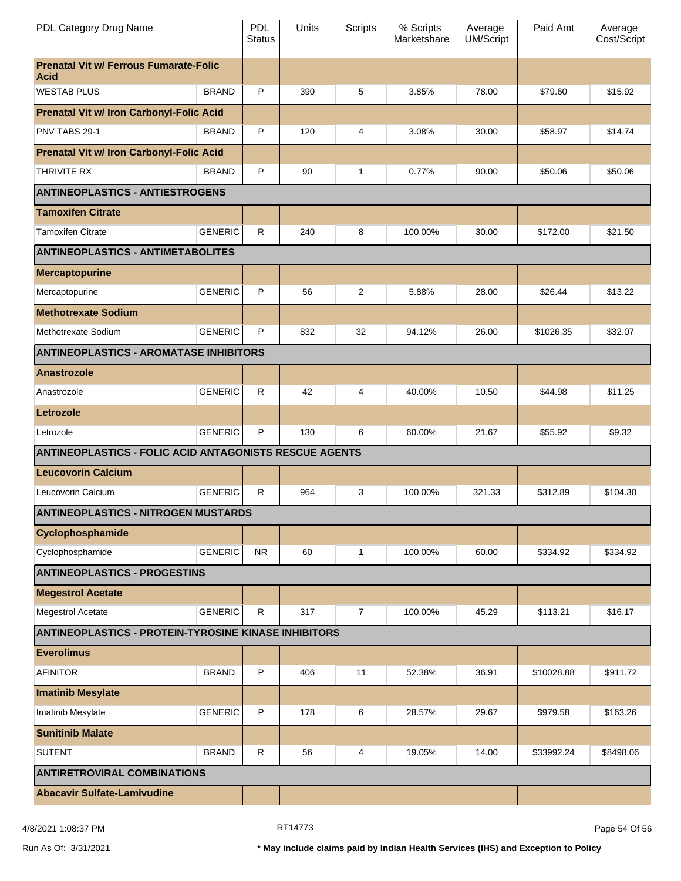| PDL Category Drug Name | | PDL Status | Units | Scripts | % Scripts Marketshare | Average UM/Script | Paid Amt | Average Cost/Script |
|---|---|---|---|---|---|---|---|---|
| **Prenatal Vit w/ Ferrous Fumarate-Folic Acid** | | | | | | | | |
| WESTAB PLUS | BRAND | P | 390 | 5 | 3.85% | 78.00 | $79.60 | $15.92 |
| **Prenatal Vit w/ Iron Carbonyl-Folic Acid** | | | | | | | | |
| PNV TABS 29-1 | BRAND | P | 120 | 4 | 3.08% | 30.00 | $58.97 | $14.74 |
| **Prenatal Vit w/ Iron Carbonyl-Folic Acid** | | | | | | | | |
| THRIVITE RX | BRAND | P | 90 | 1 | 0.77% | 90.00 | $50.06 | $50.06 |
| **ANTINEOPLASTICS - ANTIESTROGENS** | | | | | | | | |
| **Tamoxifen Citrate** | | | | | | | | |
| Tamoxifen Citrate | GENERIC | R | 240 | 8 | 100.00% | 30.00 | $172.00 | $21.50 |
| **ANTINEOPLASTICS - ANTIMETABOLITES** | | | | | | | | |
| **Mercaptopurine** | | | | | | | | |
| Mercaptopurine | GENERIC | P | 56 | 2 | 5.88% | 28.00 | $26.44 | $13.22 |
| **Methotrexate Sodium** | | | | | | | | |
| Methotrexate Sodium | GENERIC | P | 832 | 32 | 94.12% | 26.00 | $1026.35 | $32.07 |
| **ANTINEOPLASTICS - AROMATASE INHIBITORS** | | | | | | | | |
| **Anastrozole** | | | | | | | | |
| Anastrozole | GENERIC | R | 42 | 4 | 40.00% | 10.50 | $44.98 | $11.25 |
| **Letrozole** | | | | | | | | |
| Letrozole | GENERIC | P | 130 | 6 | 60.00% | 21.67 | $55.92 | $9.32 |
| **ANTINEOPLASTICS - FOLIC ACID ANTAGONISTS RESCUE AGENTS** | | | | | | | | |
| **Leucovorin Calcium** | | | | | | | | |
| Leucovorin Calcium | GENERIC | R | 964 | 3 | 100.00% | 321.33 | $312.89 | $104.30 |
| **ANTINEOPLASTICS - NITROGEN MUSTARDS** | | | | | | | | |
| **Cyclophosphamide** | | | | | | | | |
| Cyclophosphamide | GENERIC | NR | 60 | 1 | 100.00% | 60.00 | $334.92 | $334.92 |
| **ANTINEOPLASTICS - PROGESTINS** | | | | | | | | |
| **Megestrol Acetate** | | | | | | | | |
| Megestrol Acetate | GENERIC | R | 317 | 7 | 100.00% | 45.29 | $113.21 | $16.17 |
| **ANTINEOPLASTICS - PROTEIN-TYROSINE KINASE INHIBITORS** | | | | | | | | |
| **Everolimus** | | | | | | | | |
| AFINITOR | BRAND | P | 406 | 11 | 52.38% | 36.91 | $10028.88 | $911.72 |
| **Imatinib Mesylate** | | | | | | | | |
| Imatinib Mesylate | GENERIC | P | 178 | 6 | 28.57% | 29.67 | $979.58 | $163.26 |
| **Sunitinib Malate** | | | | | | | | |
| SUTENT | BRAND | R | 56 | 4 | 19.05% | 14.00 | $33992.24 | $8498.06 |
| **ANTIRETROVIRAL COMBINATIONS** | | | | | | | | |
| **Abacavir Sulfate-Lamivudine** | | | | | | | | |

Run As Of: 3/31/2021

* May include claims paid by Indian Health Services (IHS) and Exception to Policy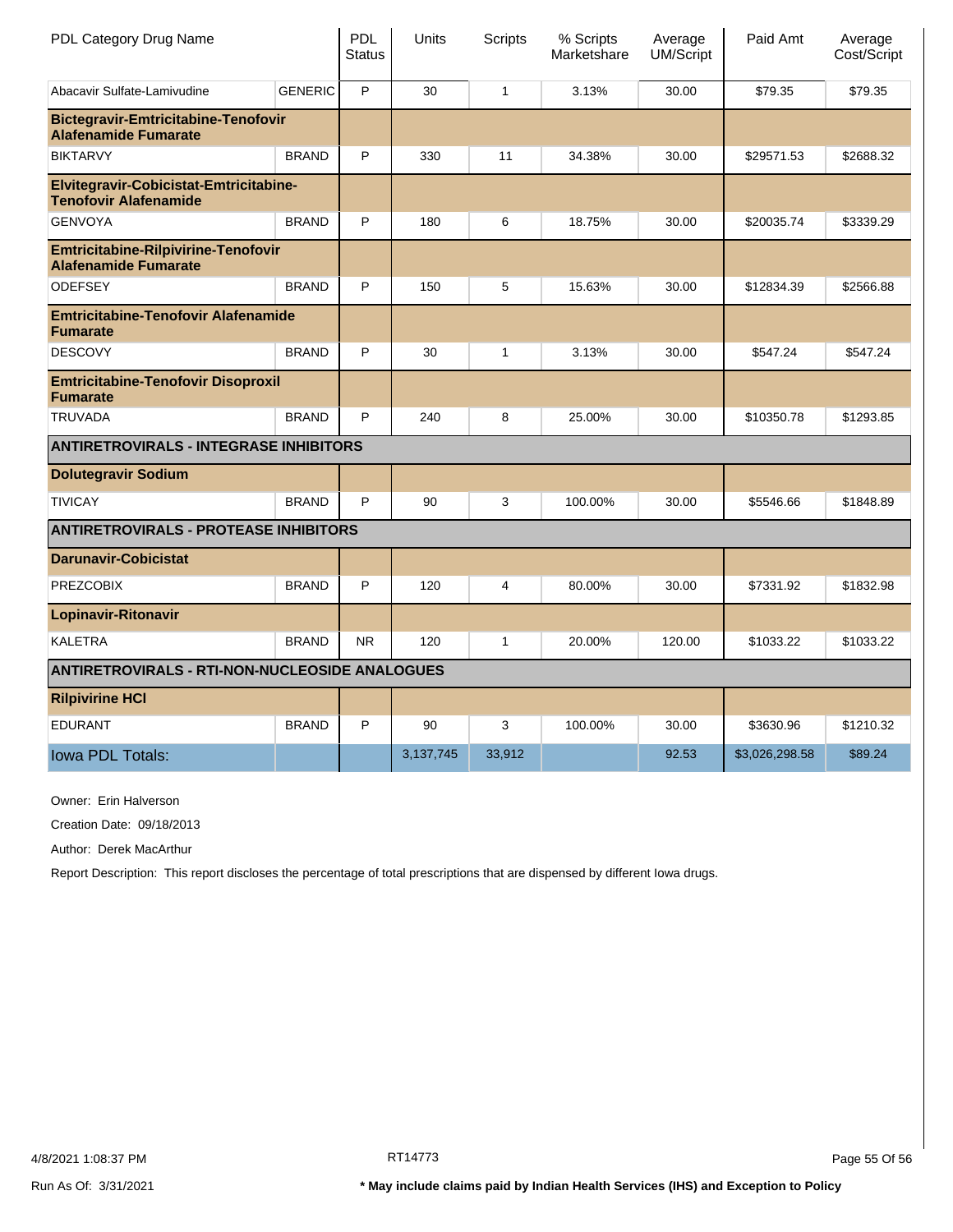| PDL Category Drug Name | | PDL Status | Units | Scripts | % Scripts Marketshare | Average UM/Script | Paid Amt | Average Cost/Script |
|---|---|---|---|---|---|---|---|---|
| Abacavir Sulfate-Lamivudine | GENERIC | P | 30 | 1 | 3.13% | 30.00 | $79.35 | $79.35 |
| **Bictegravir-Emtricitabine-Tenofovir Alafenamide Fumarate** | | | | | | | | |
| BIKTARVY | BRAND | P | 330 | 11 | 34.38% | 30.00 | $29571.53 | $2688.32 |
| **Elvitegravir-Cobicistat-Emtricitabine-Tenofovir Alafenamide** | | | | | | | | |
| GENVOYA | BRAND | P | 180 | 6 | 18.75% | 30.00 | $20035.74 | $3339.29 |
| **Emtricitabine-Rilpivirine-Tenofovir Alafenamide Fumarate** | | | | | | | | |
| ODEFSEY | BRAND | P | 150 | 5 | 15.63% | 30.00 | $12834.39 | $2566.88 |
| **Emtricitabine-Tenofovir Alafenamide Fumarate** | | | | | | | | |
| DESCOVY | BRAND | P | 30 | 1 | 3.13% | 30.00 | $547.24 | $547.24 |
| **Emtricitabine-Tenofovir Disoproxil Fumarate** | | | | | | | | |
| TRUVADA | BRAND | P | 240 | 8 | 25.00% | 30.00 | $10350.78 | $1293.85 |
| **ANTIRETROVIRALS - INTEGRASE INHIBITORS** | | | | | | | | |
| **Dolutegravir Sodium** | | | | | | | | |
| TIVICAY | BRAND | P | 90 | 3 | 100.00% | 30.00 | $5546.66 | $1848.89 |
| **ANTIRETROVIRALS - PROTEASE INHIBITORS** | | | | | | | | |
| **Darunavir-Cobicistat** | | | | | | | | |
| PREZCOBIX | BRAND | P | 120 | 4 | 80.00% | 30.00 | $7331.92 | $1832.98 |
| **Lopinavir-Ritonavir** | | | | | | | | |
| KALETRA | BRAND | NR | 120 | 1 | 20.00% | 120.00 | $1033.22 | $1033.22 |
| **ANTIRETROVIRALS - RTI-NON-NUCLEOSIDE ANALOGUES** | | | | | | | | |
| **Rilpivirine HCl** | | | | | | | | |
| EDURANT | BRAND | P | 90 | 3 | 100.00% | 30.00 | $3630.96 | $1210.32 |
| Iowa PDL Totals: | | | 3,137,745 | 33,912 | | 92.53 | $3,026,298.58 | $89.24 |

Owner: Erin Halverson

Creation Date: 09/18/2013

Author: Derek MacArthur

Report Description: This report discloses the percentage of total prescriptions that are dispensed by different Iowa drugs.

4/8/2021 1:08:37 PM RT14773

Run As Of: 3/31/2021

**\* May include claims paid by Indian Health Services (IHS) and Exception to Policy**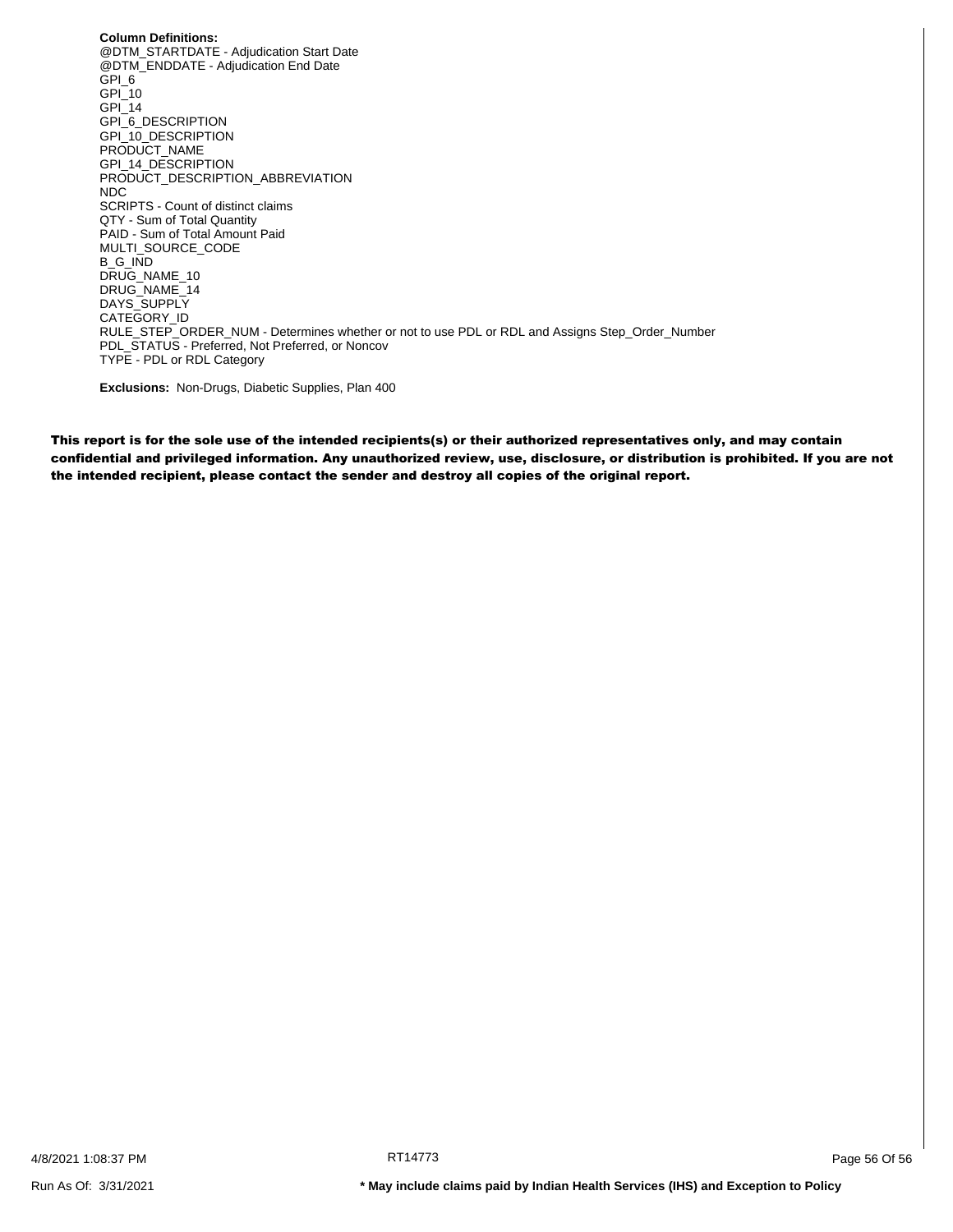**Column Definitions:**

@DTM_STARTDATE - Adjudication Start Date
@DTM_ENDDATE - Adjudication End Date
GPI_6
GPI_10
GPI_14
GPI_6_DESCRIPTION
GPI_10_DESCRIPTION
PRODUCT_NAME
GPI_14_DESCRIPTION
PRODUCT_DESCRIPTION_ABBREVIATION
NDC
SCRIPTS - Count of distinct claims
QTY - Sum of Total Quantity
PAID - Sum of Total Amount Paid
MULTI_SOURCE_CODE
B_G_IND
DRUG_NAME_10
DRUG_NAME_14
DAYS_SUPPLY
CATEGORY_ID
RULE_STEP_ORDER_NUM - Determines whether or not to use PDL or RDL and Assigns Step_Order_Number
PDL_STATUS - Preferred, Not Preferred, or Noncov
TYPE - PDL or RDL Category

**Exclusions:** Non-Drugs, Diabetic Supplies, Plan 400

**This report is for the sole use of the intended recipients(s) or their authorized representatives only, and may contain confidential and privileged information. Any unauthorized review, use, disclosure, or distribution is prohibited. If you are not the intended recipient, please contact the sender and destroy all copies of the original report.**

4/8/2021 1:08:37 PM RT14773

Run As Of: 3/31/2021 * May include claims paid by Indian Health Services (IHS) and Exception to Policy